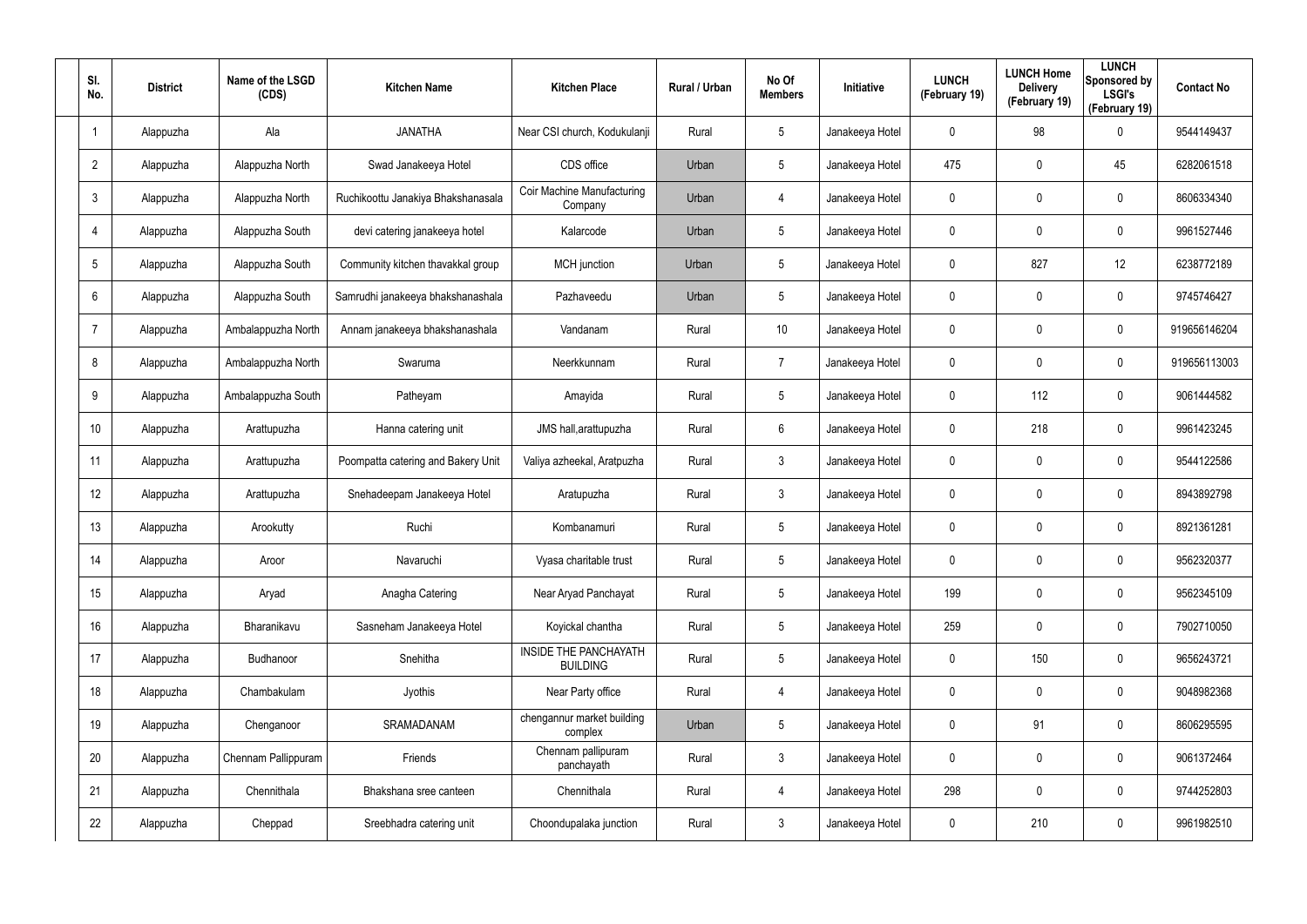| Sl. No. | District | Name of the LSGD (CDS) | Kitchen Name | Kitchen Place | Rural / Urban | No Of Members | Initiative | LUNCH (February 19) | LUNCH Home Delivery (February 19) | LUNCH Sponsored by LSGI's (February 19) | Contact No |
|---|---|---|---|---|---|---|---|---|---|---|---|
| 1 | Alappuzha | Ala | JANATHA | Near CSI church, Kodukulanji | Rural | 5 | Janakeeya Hotel | 0 | 98 | 0 | 9544149437 |
| 2 | Alappuzha | Alappuzha North | Swad Janakeeya Hotel | CDS office | Urban | 5 | Janakeeya Hotel | 475 | 0 | 45 | 6282061518 |
| 3 | Alappuzha | Alappuzha North | Ruchikoottu Janakiya Bhakshanasala | Coir Machine Manufacturing Company | Urban | 4 | Janakeeya Hotel | 0 | 0 | 0 | 8606334340 |
| 4 | Alappuzha | Alappuzha South | devi catering janakeeya hotel | Kalarcode | Urban | 5 | Janakeeya Hotel | 0 | 0 | 0 | 9961527446 |
| 5 | Alappuzha | Alappuzha South | Community kitchen thavakkal group | MCH junction | Urban | 5 | Janakeeya Hotel | 0 | 827 | 12 | 6238772189 |
| 6 | Alappuzha | Alappuzha South | Samrudhi janakeeya bhakshanashala | Pazhaveedu | Urban | 5 | Janakeeya Hotel | 0 | 0 | 0 | 9745746427 |
| 7 | Alappuzha | Ambalappuzha North | Annam janakeeya bhakshanashala | Vandanam | Rural | 10 | Janakeeya Hotel | 0 | 0 | 0 | 919656146204 |
| 8 | Alappuzha | Ambalappuzha North | Swaruma | Neerkkunnam | Rural | 7 | Janakeeya Hotel | 0 | 0 | 0 | 919656113003 |
| 9 | Alappuzha | Ambalappuzha South | Patheyam | Amayida | Rural | 5 | Janakeeya Hotel | 0 | 112 | 0 | 9061444582 |
| 10 | Alappuzha | Arattupuzha | Hanna catering unit | JMS hall,arattupuzha | Rural | 6 | Janakeeya Hotel | 0 | 218 | 0 | 9961423245 |
| 11 | Alappuzha | Arattupuzha | Poompatta catering and Bakery Unit | Valiya azheekal, Aratpuzha | Rural | 3 | Janakeeya Hotel | 0 | 0 | 0 | 9544122586 |
| 12 | Alappuzha | Arattupuzha | Snehadeepam Janakeeya Hotel | Aratupuzha | Rural | 3 | Janakeeya Hotel | 0 | 0 | 0 | 8943892798 |
| 13 | Alappuzha | Arookutty | Ruchi | Kombanamuri | Rural | 5 | Janakeeya Hotel | 0 | 0 | 0 | 8921361281 |
| 14 | Alappuzha | Aroor | Navaruchi | Vyasa charitable trust | Rural | 5 | Janakeeya Hotel | 0 | 0 | 0 | 9562320377 |
| 15 | Alappuzha | Aryad | Anagha Catering | Near Aryad Panchayat | Rural | 5 | Janakeeya Hotel | 199 | 0 | 0 | 9562345109 |
| 16 | Alappuzha | Bharanikavu | Sasneham Janakeeya Hotel | Koyickal chantha | Rural | 5 | Janakeeya Hotel | 259 | 0 | 0 | 7902710050 |
| 17 | Alappuzha | Budhanoor | Snehitha | INSIDE THE PANCHAYATH BUILDING | Rural | 5 | Janakeeya Hotel | 0 | 150 | 0 | 9656243721 |
| 18 | Alappuzha | Chambakulam | Jyothis | Near Party office | Rural | 4 | Janakeeya Hotel | 0 | 0 | 0 | 9048982368 |
| 19 | Alappuzha | Chenganoor | SRAMADANAM | chengannur market building complex | Urban | 5 | Janakeeya Hotel | 0 | 91 | 0 | 8606295595 |
| 20 | Alappuzha | Chennam Pallippuram | Friends | Chennam pallipuram panchayath | Rural | 3 | Janakeeya Hotel | 0 | 0 | 0 | 9061372464 |
| 21 | Alappuzha | Chennithala | Bhakshana sree canteen | Chennithala | Rural | 4 | Janakeeya Hotel | 298 | 0 | 0 | 9744252803 |
| 22 | Alappuzha | Cheppad | Sreebhadra catering unit | Choondupalaka junction | Rural | 3 | Janakeeya Hotel | 0 | 210 | 0 | 9961982510 |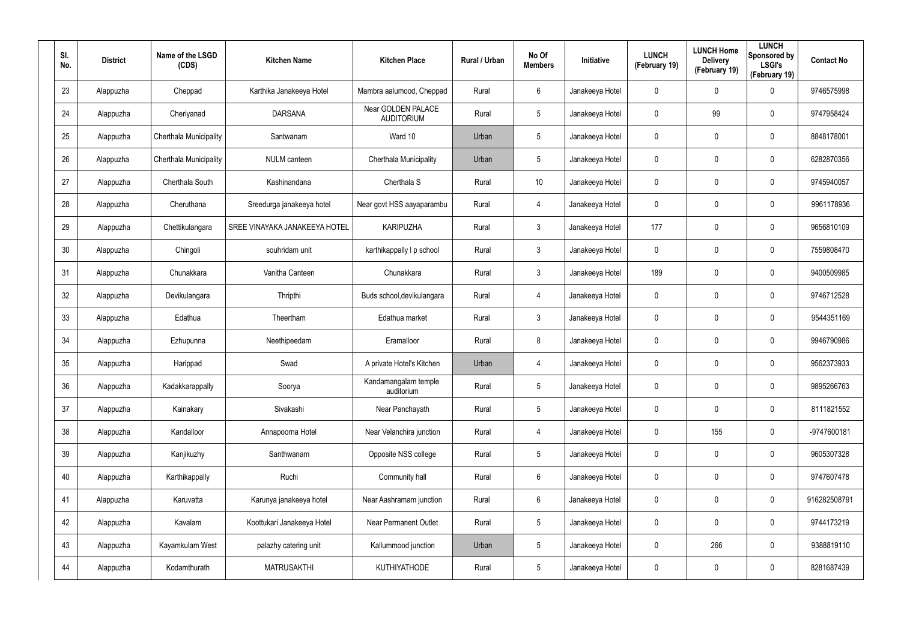| Sl. No. | District | Name of the LSGD (CDS) | Kitchen Name | Kitchen Place | Rural / Urban | No Of Members | Initiative | LUNCH (February 19) | LUNCH Home Delivery (February 19) | LUNCH Sponsored by LSGI's (February 19) | Contact No |
|---|---|---|---|---|---|---|---|---|---|---|---|
| 23 | Alappuzha | Cheppad | Karthika Janakeeya Hotel | Mambra aalumood, Cheppad | Rural | 6 | Janakeeya Hotel | 0 | 0 | 0 | 9746575998 |
| 24 | Alappuzha | Cheriyanad | DARSANA | Near GOLDEN PALACE AUDITORIUM | Rural | 5 | Janakeeya Hotel | 0 | 99 | 0 | 9747958424 |
| 25 | Alappuzha | Cherthala Municipality | Santwanam | Ward 10 | Urban | 5 | Janakeeya Hotel | 0 | 0 | 0 | 8848178001 |
| 26 | Alappuzha | Cherthala Municipality | NULM canteen | Cherthala Municipality | Urban | 5 | Janakeeya Hotel | 0 | 0 | 0 | 6282870356 |
| 27 | Alappuzha | Cherthala South | Kashinandana | Cherthala S | Rural | 10 | Janakeeya Hotel | 0 | 0 | 0 | 9745940057 |
| 28 | Alappuzha | Cheruthana | Sreedurga janakeeya hotel | Near govt HSS aayaparambu | Rural | 4 | Janakeeya Hotel | 0 | 0 | 0 | 9961178936 |
| 29 | Alappuzha | Chettikulangara | SREE VINAYAKA JANAKEEYA HOTEL | KARIPUZHA | Rural | 3 | Janakeeya Hotel | 177 | 0 | 0 | 9656810109 |
| 30 | Alappuzha | Chingoli | souhridam unit | karthikappally l p school | Rural | 3 | Janakeeya Hotel | 0 | 0 | 0 | 7559808470 |
| 31 | Alappuzha | Chunakkara | Vanitha Canteen | Chunakkara | Rural | 3 | Janakeeya Hotel | 189 | 0 | 0 | 9400509985 |
| 32 | Alappuzha | Devikulangara | Thripthi | Buds school,devikulangara | Rural | 4 | Janakeeya Hotel | 0 | 0 | 0 | 9746712528 |
| 33 | Alappuzha | Edathua | Theertham | Edathua market | Rural | 3 | Janakeeya Hotel | 0 | 0 | 0 | 9544351169 |
| 34 | Alappuzha | Ezhupunna | Neethipeedam | Eramalloor | Rural | 8 | Janakeeya Hotel | 0 | 0 | 0 | 9946790986 |
| 35 | Alappuzha | Harippad | Swad | A private Hotel's Kitchen | Urban | 4 | Janakeeya Hotel | 0 | 0 | 0 | 9562373933 |
| 36 | Alappuzha | Kadakkarappally | Soorya | Kandamangalam temple auditorium | Rural | 5 | Janakeeya Hotel | 0 | 0 | 0 | 9895266763 |
| 37 | Alappuzha | Kainakary | Sivakashi | Near Panchayath | Rural | 5 | Janakeeya Hotel | 0 | 0 | 0 | 8111821552 |
| 38 | Alappuzha | Kandalloor | Annapoorna Hotel | Near Velanchira junction | Rural | 4 | Janakeeya Hotel | 0 | 155 | 0 | -9747600181 |
| 39 | Alappuzha | Kanjikuzhy | Santhwanam | Opposite NSS college | Rural | 5 | Janakeeya Hotel | 0 | 0 | 0 | 9605307328 |
| 40 | Alappuzha | Karthikappally | Ruchi | Community hall | Rural | 6 | Janakeeya Hotel | 0 | 0 | 0 | 9747607478 |
| 41 | Alappuzha | Karuvatta | Karunya janakeeya hotel | Near Aashramam junction | Rural | 6 | Janakeeya Hotel | 0 | 0 | 0 | 916282508791 |
| 42 | Alappuzha | Kavalam | Koottukari Janakeeya Hotel | Near Permanent Outlet | Rural | 5 | Janakeeya Hotel | 0 | 0 | 0 | 9744173219 |
| 43 | Alappuzha | Kayamkulam West | palazhy catering unit | Kallummood junction | Urban | 5 | Janakeeya Hotel | 0 | 266 | 0 | 9388819110 |
| 44 | Alappuzha | Kodamthurath | MATRUSAKTHI | KUTHIYATHODE | Rural | 5 | Janakeeya Hotel | 0 | 0 | 0 | 8281687439 |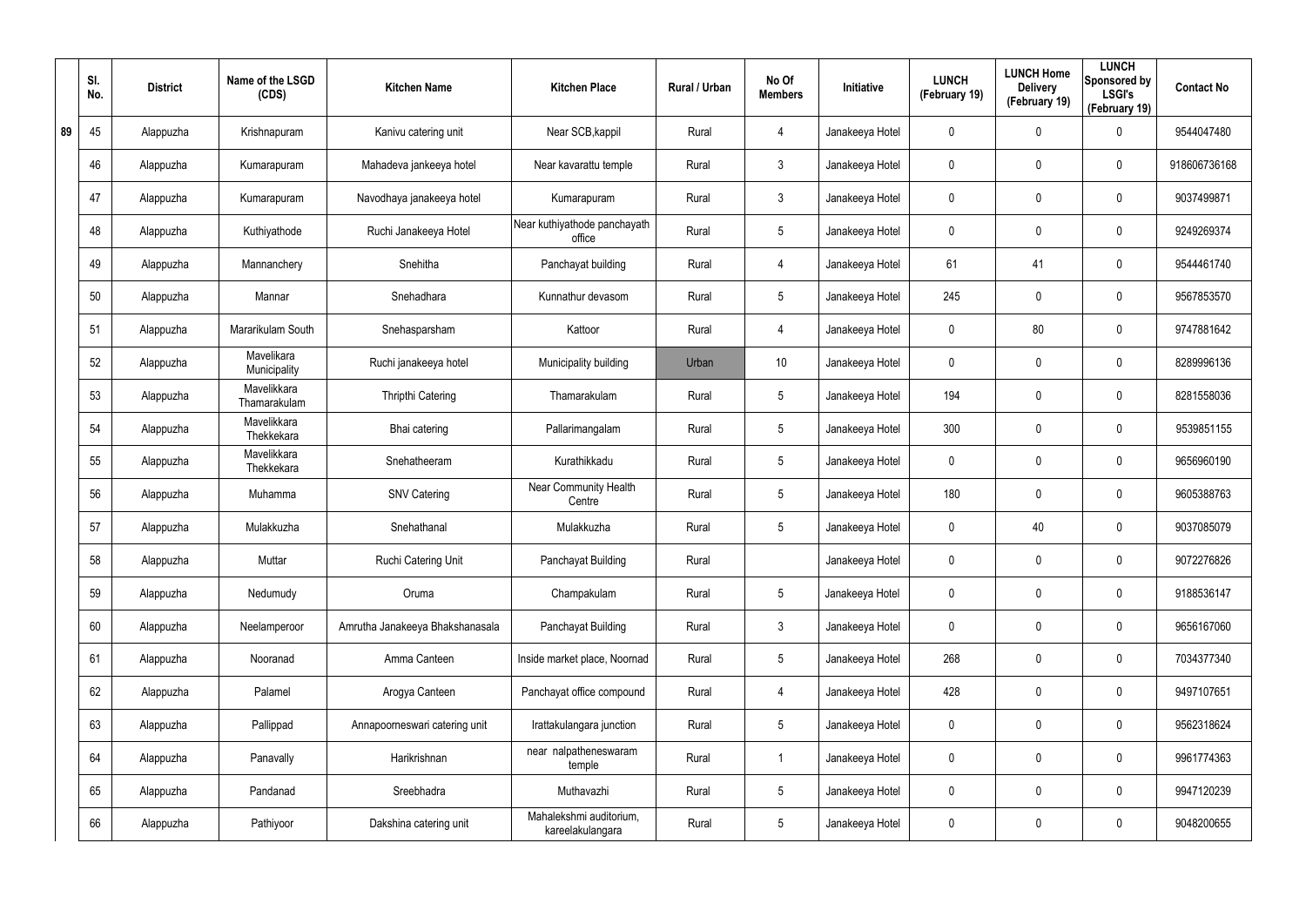| | Sl. No. | District | Name of the LSGD (CDS) | Kitchen Name | Kitchen Place | Rural / Urban | No Of Members | Initiative | LUNCH (February 19) | LUNCH Home Delivery (February 19) | LUNCH Sponsored by LSGI's (February 19) | Contact No |
|---|---|---|---|---|---|---|---|---|---|---|---|---|
| 89 | 45 | Alappuzha | Krishnapuram | Kanivu catering unit | Near SCB,kappil | Rural | 4 | Janakeeya Hotel | 0 | 0 | 0 | 9544047480 |
| | 46 | Alappuzha | Kumarapuram | Mahadeva jankeeya hotel | Near kavarattu temple | Rural | 3 | Janakeeya Hotel | 0 | 0 | 0 | 918606736168 |
| | 47 | Alappuzha | Kumarapuram | Navodhaya janakeeya hotel | Kumarapuram | Rural | 3 | Janakeeya Hotel | 0 | 0 | 0 | 9037499871 |
| | 48 | Alappuzha | Kuthiyathode | Ruchi Janakeeya Hotel | Near kuthiyathode panchayath office | Rural | 5 | Janakeeya Hotel | 0 | 0 | 0 | 9249269374 |
| | 49 | Alappuzha | Mannanchery | Snehitha | Panchayat building | Rural | 4 | Janakeeya Hotel | 61 | 41 | 0 | 9544461740 |
| | 50 | Alappuzha | Mannar | Snehadhara | Kunnathur devasom | Rural | 5 | Janakeeya Hotel | 245 | 0 | 0 | 9567853570 |
| | 51 | Alappuzha | Mararikulam South | Snehasparsham | Kattoor | Rural | 4 | Janakeeya Hotel | 0 | 80 | 0 | 9747881642 |
| | 52 | Alappuzha | Mavelikara Municipality | Ruchi janakeeya hotel | Municipality building | Urban | 10 | Janakeeya Hotel | 0 | 0 | 0 | 8289996136 |
| | 53 | Alappuzha | Mavelikkara Thamarakulam | Thripthi Catering | Thamarakulam | Rural | 5 | Janakeeya Hotel | 194 | 0 | 0 | 8281558036 |
| | 54 | Alappuzha | Mavelikkara Thekkekara | Bhai catering | Pallarimangalam | Rural | 5 | Janakeeya Hotel | 300 | 0 | 0 | 9539851155 |
| | 55 | Alappuzha | Mavelikkara Thekkekara | Snehatheeram | Kurathikkadu | Rural | 5 | Janakeeya Hotel | 0 | 0 | 0 | 9656960190 |
| | 56 | Alappuzha | Muhamma | SNV Catering | Near Community Health Centre | Rural | 5 | Janakeeya Hotel | 180 | 0 | 0 | 9605388763 |
| | 57 | Alappuzha | Mulakkuzha | Snehathanal | Mulakkuzha | Rural | 5 | Janakeeya Hotel | 0 | 40 | 0 | 9037085079 |
| | 58 | Alappuzha | Muttar | Ruchi Catering Unit | Panchayat Building | Rural | | Janakeeya Hotel | 0 | 0 | 0 | 9072276826 |
| | 59 | Alappuzha | Nedumudy | Oruma | Champakulam | Rural | 5 | Janakeeya Hotel | 0 | 0 | 0 | 9188536147 |
| | 60 | Alappuzha | Neelamperoor | Amrutha Janakeeya Bhakshanasala | Panchayat Building | Rural | 3 | Janakeeya Hotel | 0 | 0 | 0 | 9656167060 |
| | 61 | Alappuzha | Nooranad | Amma Canteen | Inside market place, Noornad | Rural | 5 | Janakeeya Hotel | 268 | 0 | 0 | 7034377340 |
| | 62 | Alappuzha | Palamel | Arogya Canteen | Panchayat office compound | Rural | 4 | Janakeeya Hotel | 428 | 0 | 0 | 9497107651 |
| | 63 | Alappuzha | Pallippad | Annapoorneswari catering unit | Irattakulangara junction | Rural | 5 | Janakeeya Hotel | 0 | 0 | 0 | 9562318624 |
| | 64 | Alappuzha | Panavally | Harikrishnan | near nalpatheneswaram temple | Rural | 1 | Janakeeya Hotel | 0 | 0 | 0 | 9961774363 |
| | 65 | Alappuzha | Pandanad | Sreebhadra | Muthavazhi | Rural | 5 | Janakeeya Hotel | 0 | 0 | 0 | 9947120239 |
| | 66 | Alappuzha | Pathiyoor | Dakshina catering unit | Mahalekshmi auditorium, kareelakulangara | Rural | 5 | Janakeeya Hotel | 0 | 0 | 0 | 9048200655 |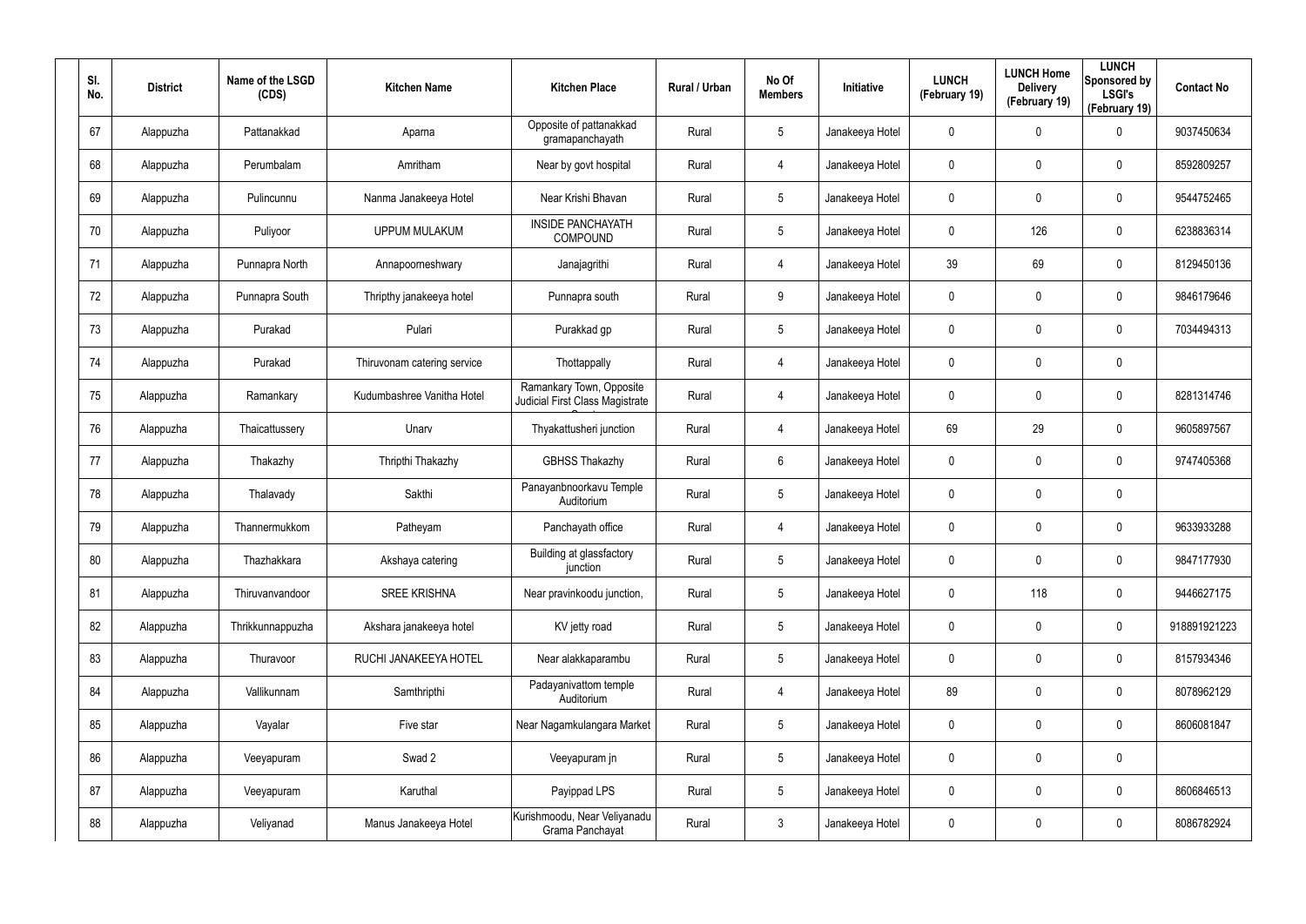| Sl. No. | District | Name of the LSGD (CDS) | Kitchen Name | Kitchen Place | Rural / Urban | No Of Members | Initiative | LUNCH (February 19) | LUNCH Home Delivery (February 19) | LUNCH Sponsored by LSGI's (February 19) | Contact No |
|---|---|---|---|---|---|---|---|---|---|---|---|
| 67 | Alappuzha | Pattanakkad | Aparna | Opposite of pattanakkad gramapanchayath | Rural | 5 | Janakeeya Hotel | 0 | 0 | 0 | 9037450634 |
| 68 | Alappuzha | Perumbalam | Amritham | Near by govt hospital | Rural | 4 | Janakeeya Hotel | 0 | 0 | 0 | 8592809257 |
| 69 | Alappuzha | Pulincunnu | Nanma Janakeeya Hotel | Near Krishi Bhavan | Rural | 5 | Janakeeya Hotel | 0 | 0 | 0 | 9544752465 |
| 70 | Alappuzha | Puliyoor | UPPUM MULAKUM | INSIDE PANCHAYATH COMPOUND | Rural | 5 | Janakeeya Hotel | 0 | 126 | 0 | 6238836314 |
| 71 | Alappuzha | Punnapra North | Annapoorneshwary | Janajagrithi | Rural | 4 | Janakeeya Hotel | 39 | 69 | 0 | 8129450136 |
| 72 | Alappuzha | Punnapra South | Thripthy janakeeya hotel | Punnapra south | Rural | 9 | Janakeeya Hotel | 0 | 0 | 0 | 9846179646 |
| 73 | Alappuzha | Purakad | Pulari | Purakkad gp | Rural | 5 | Janakeeya Hotel | 0 | 0 | 0 | 7034494313 |
| 74 | Alappuzha | Purakad | Thiruvonam catering service | Thottappally | Rural | 4 | Janakeeya Hotel | 0 | 0 | 0 | |
| 75 | Alappuzha | Ramankary | Kudumbashree Vanitha Hotel | Ramankary Town, Opposite Judicial First Class Magistrate Court | Rural | 4 | Janakeeya Hotel | 0 | 0 | 0 | 8281314746 |
| 76 | Alappuzha | Thaicattussery | Unarv | Thyakattusheri junction | Rural | 4 | Janakeeya Hotel | 69 | 29 | 0 | 9605897567 |
| 77 | Alappuzha | Thakazhy | Thripthi Thakazhy | GBHSS Thakazhy | Rural | 6 | Janakeeya Hotel | 0 | 0 | 0 | 9747405368 |
| 78 | Alappuzha | Thalavady | Sakthi | Panayanbnoorkavu Temple Auditorium | Rural | 5 | Janakeeya Hotel | 0 | 0 | 0 | |
| 79 | Alappuzha | Thannermukkom | Patheyam | Panchayath office | Rural | 4 | Janakeeya Hotel | 0 | 0 | 0 | 9633933288 |
| 80 | Alappuzha | Thazhakkara | Akshaya catering | Building at glassfactory junction | Rural | 5 | Janakeeya Hotel | 0 | 0 | 0 | 9847177930 |
| 81 | Alappuzha | Thiruvanvandoor | SREE KRISHNA | Near pravinkoodu junction, | Rural | 5 | Janakeeya Hotel | 0 | 118 | 0 | 9446627175 |
| 82 | Alappuzha | Thrikkunnappuzha | Akshara janakeeya hotel | KV jetty road | Rural | 5 | Janakeeya Hotel | 0 | 0 | 0 | 918891921223 |
| 83 | Alappuzha | Thuravoor | RUCHI JANAKEEYA HOTEL | Near alakkaparambu | Rural | 5 | Janakeeya Hotel | 0 | 0 | 0 | 8157934346 |
| 84 | Alappuzha | Vallikunnam | Samthripthi | Padayanivattom temple Auditorium | Rural | 4 | Janakeeya Hotel | 89 | 0 | 0 | 8078962129 |
| 85 | Alappuzha | Vayalar | Five star | Near Nagamkulangara Market | Rural | 5 | Janakeeya Hotel | 0 | 0 | 0 | 8606081847 |
| 86 | Alappuzha | Veeyapuram | Swad 2 | Veeyapuram jn | Rural | 5 | Janakeeya Hotel | 0 | 0 | 0 | |
| 87 | Alappuzha | Veeyapuram | Karuthal | Payippad LPS | Rural | 5 | Janakeeya Hotel | 0 | 0 | 0 | 8606846513 |
| 88 | Alappuzha | Veliyanad | Manus Janakeeya Hotel | Kurishmoodu, Near Veliyanadu Grama Panchayat | Rural | 3 | Janakeeya Hotel | 0 | 0 | 0 | 8086782924 |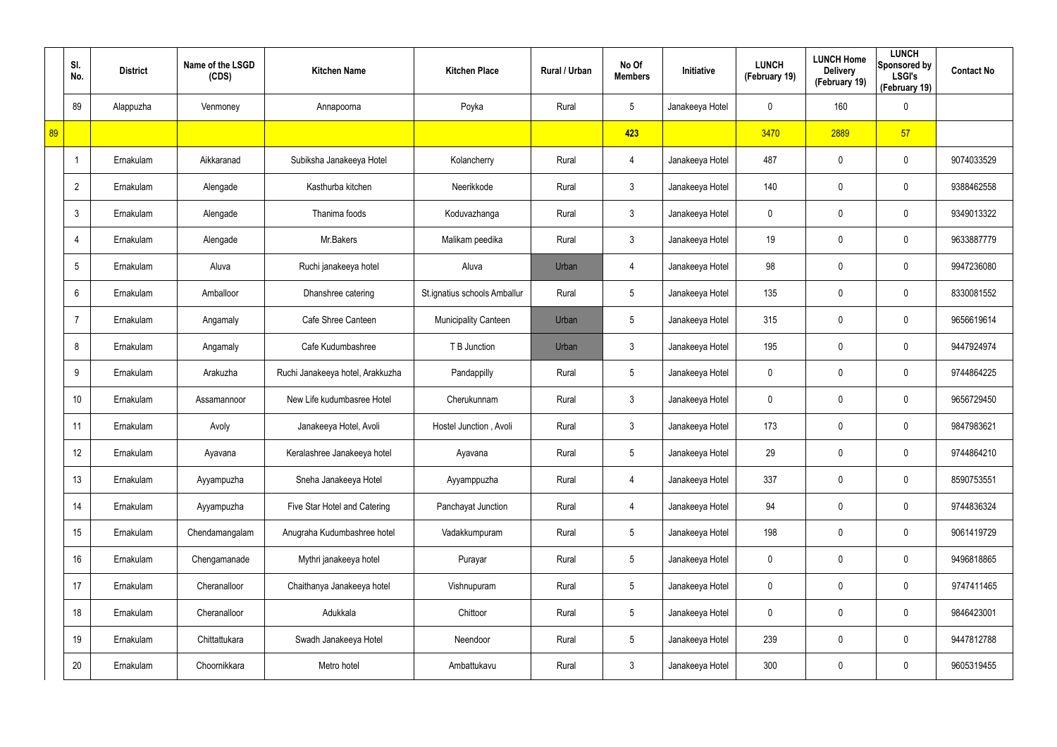| | Sl. No. | District | Name of the LSGD (CDS) | Kitchen Name | Kitchen Place | Rural / Urban | No Of Members | Initiative | LUNCH (February 19) | LUNCH Home Delivery (February 19) | LUNCH Sponsored by LSGI's (February 19) | Contact No |
|---|---|---|---|---|---|---|---|---|---|---|---|---|
| | 89 | Alappuzha | Venmoney | Annapoorna | Poyka | Rural | 5 | Janakeeya Hotel | 0 | 160 | 0 | |
| 89 | | | | | | | 423 | | 3470 | 2889 | 57 | |
| | 1 | Ernakulam | Aikkaranad | Subiksha Janakeeya Hotel | Kolancherry | Rural | 4 | Janakeeya Hotel | 487 | 0 | 0 | 9074033529 |
| | 2 | Ernakulam | Alengade | Kasthurba kitchen | Neerikkode | Rural | 3 | Janakeeya Hotel | 140 | 0 | 0 | 9388462558 |
| | 3 | Ernakulam | Alengade | Thanima foods | Koduvazhanga | Rural | 3 | Janakeeya Hotel | 0 | 0 | 0 | 9349013322 |
| | 4 | Ernakulam | Alengade | Mr.Bakers | Malikam peedika | Rural | 3 | Janakeeya Hotel | 19 | 0 | 0 | 9633887779 |
| | 5 | Ernakulam | Aluva | Ruchi janakeeya hotel | Aluva | Urban | 4 | Janakeeya Hotel | 98 | 0 | 0 | 9947236080 |
| | 6 | Ernakulam | Amballoor | Dhanshree catering | St.ignatius schools Amballur | Rural | 5 | Janakeeya Hotel | 135 | 0 | 0 | 8330081552 |
| | 7 | Ernakulam | Angamaly | Cafe Shree Canteen | Municipality Canteen | Urban | 5 | Janakeeya Hotel | 315 | 0 | 0 | 9656619614 |
| | 8 | Ernakulam | Angamaly | Cafe Kudumbashree | T B Junction | Urban | 3 | Janakeeya Hotel | 195 | 0 | 0 | 9447924974 |
| | 9 | Ernakulam | Arakuzha | Ruchi Janakeeya hotel, Arakkuzha | Pandappilly | Rural | 5 | Janakeeya Hotel | 0 | 0 | 0 | 9744864225 |
| | 10 | Ernakulam | Assamannoor | New Life kudumbasree Hotel | Cherukunnam | Rural | 3 | Janakeeya Hotel | 0 | 0 | 0 | 9656729450 |
| | 11 | Ernakulam | Avoly | Janakeeya Hotel, Avoli | Hostel Junction , Avoli | Rural | 3 | Janakeeya Hotel | 173 | 0 | 0 | 9847983621 |
| | 12 | Ernakulam | Ayavana | Keralashree Janakeeya hotel | Ayavana | Rural | 5 | Janakeeya Hotel | 29 | 0 | 0 | 9744864210 |
| | 13 | Ernakulam | Ayyampuzha | Sneha Janakeeya Hotel | Ayyamppuzha | Rural | 4 | Janakeeya Hotel | 337 | 0 | 0 | 8590753551 |
| | 14 | Ernakulam | Ayyampuzha | Five Star Hotel and Catering | Panchayat Junction | Rural | 4 | Janakeeya Hotel | 94 | 0 | 0 | 9744836324 |
| | 15 | Ernakulam | Chendamangalam | Anugraha Kudumbashree hotel | Vadakkumpuram | Rural | 5 | Janakeeya Hotel | 198 | 0 | 0 | 9061419729 |
| | 16 | Ernakulam | Chengamanade | Mythri janakeeya hotel | Purayar | Rural | 5 | Janakeeya Hotel | 0 | 0 | 0 | 9496818865 |
| | 17 | Ernakulam | Cheranalloor | Chaithanya Janakeeya hotel | Vishnupuram | Rural | 5 | Janakeeya Hotel | 0 | 0 | 0 | 9747411465 |
| | 18 | Ernakulam | Cheranalloor | Adukkala | Chittoor | Rural | 5 | Janakeeya Hotel | 0 | 0 | 0 | 9846423001 |
| | 19 | Ernakulam | Chittattukara | Swadh Janakeeya Hotel | Neendoor | Rural | 5 | Janakeeya Hotel | 239 | 0 | 0 | 9447812788 |
| | 20 | Ernakulam | Choornikkara | Metro hotel | Ambattukavu | Rural | 3 | Janakeeya Hotel | 300 | 0 | 0 | 9605319455 |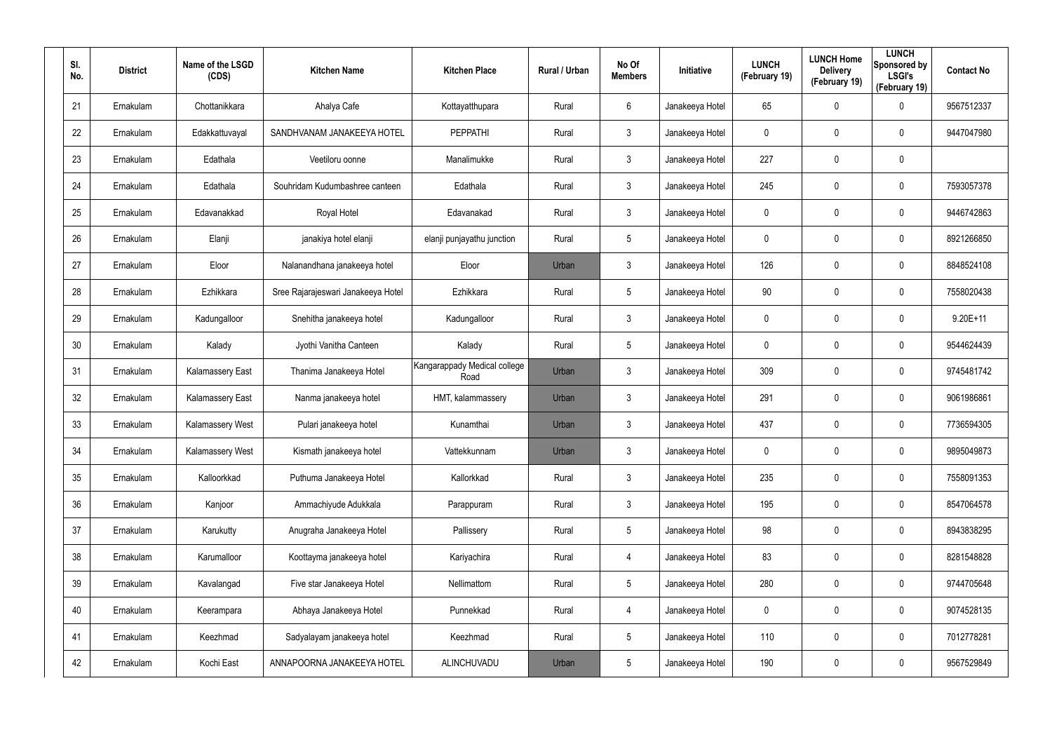| Sl. No. | District | Name of the LSGD (CDS) | Kitchen Name | Kitchen Place | Rural / Urban | No Of Members | Initiative | LUNCH (February 19) | LUNCH Home Delivery (February 19) | LUNCH Sponsored by LSGI's (February 19) | Contact No |
|---|---|---|---|---|---|---|---|---|---|---|---|
| 21 | Ernakulam | Chottanikkara | Ahalya Cafe | Kottayatthupara | Rural | 6 | Janakeeya Hotel | 65 | 0 | 0 | 9567512337 |
| 22 | Ernakulam | Edakkattuvayal | SANDHVANAM JANAKEEYA HOTEL | PEPPATHI | Rural | 3 | Janakeeya Hotel | 0 | 0 | 0 | 9447047980 |
| 23 | Ernakulam | Edathala | Veetiloru oonne | Manalimukke | Rural | 3 | Janakeeya Hotel | 227 | 0 | 0 | |
| 24 | Ernakulam | Edathala | Souhridam Kudumbashree canteen | Edathala | Rural | 3 | Janakeeya Hotel | 245 | 0 | 0 | 7593057378 |
| 25 | Ernakulam | Edavanakkad | Royal Hotel | Edavanakad | Rural | 3 | Janakeeya Hotel | 0 | 0 | 0 | 9446742863 |
| 26 | Ernakulam | Elanji | janakiya hotel elanji | elanji punjayathu junction | Rural | 5 | Janakeeya Hotel | 0 | 0 | 0 | 8921266850 |
| 27 | Ernakulam | Eloor | Nalanandhana janakeeya hotel | Eloor | Urban | 3 | Janakeeya Hotel | 126 | 0 | 0 | 8848524108 |
| 28 | Ernakulam | Ezhikkara | Sree Rajarajeswari Janakeeya Hotel | Ezhikkara | Rural | 5 | Janakeeya Hotel | 90 | 0 | 0 | 7558020438 |
| 29 | Ernakulam | Kadungalloor | Snehitha janakeeya hotel | Kadungalloor | Rural | 3 | Janakeeya Hotel | 0 | 0 | 0 | 9.20E+11 |
| 30 | Ernakulam | Kalady | Jyothi Vanitha Canteen | Kalady | Rural | 5 | Janakeeya Hotel | 0 | 0 | 0 | 9544624439 |
| 31 | Ernakulam | Kalamassery East | Thanima Janakeeya Hotel | Kangarappady Medical college Road | Urban | 3 | Janakeeya Hotel | 309 | 0 | 0 | 9745481742 |
| 32 | Ernakulam | Kalamassery East | Nanma janakeeya hotel | HMT, kalammassery | Urban | 3 | Janakeeya Hotel | 291 | 0 | 0 | 9061986861 |
| 33 | Ernakulam | Kalamassery West | Pulari janakeeya hotel | Kunamthai | Urban | 3 | Janakeeya Hotel | 437 | 0 | 0 | 7736594305 |
| 34 | Ernakulam | Kalamassery West | Kismath janakeeya hotel | Vattekkunnam | Urban | 3 | Janakeeya Hotel | 0 | 0 | 0 | 9895049873 |
| 35 | Ernakulam | Kalloorkkad | Puthuma Janakeeya Hotel | Kallorkkad | Rural | 3 | Janakeeya Hotel | 235 | 0 | 0 | 7558091353 |
| 36 | Ernakulam | Kanjoor | Ammachiyude Adukkala | Parappuram | Rural | 3 | Janakeeya Hotel | 195 | 0 | 0 | 8547064578 |
| 37 | Ernakulam | Karukutty | Anugraha Janakeeya Hotel | Pallissery | Rural | 5 | Janakeeya Hotel | 98 | 0 | 0 | 8943838295 |
| 38 | Ernakulam | Karumalloor | Koottayma janakeeya hotel | Kariyachira | Rural | 4 | Janakeeya Hotel | 83 | 0 | 0 | 8281548828 |
| 39 | Ernakulam | Kavalangad | Five star Janakeeya Hotel | Nellimattom | Rural | 5 | Janakeeya Hotel | 280 | 0 | 0 | 9744705648 |
| 40 | Ernakulam | Keerampara | Abhaya Janakeeya Hotel | Punnekkad | Rural | 4 | Janakeeya Hotel | 0 | 0 | 0 | 9074528135 |
| 41 | Ernakulam | Keezhmad | Sadyalayam janakeeya hotel | Keezhmad | Rural | 5 | Janakeeya Hotel | 110 | 0 | 0 | 7012778281 |
| 42 | Ernakulam | Kochi East | ANNAPOORNA JANAKEEYA HOTEL | ALINCHUVADU | Urban | 5 | Janakeeya Hotel | 190 | 0 | 0 | 9567529849 |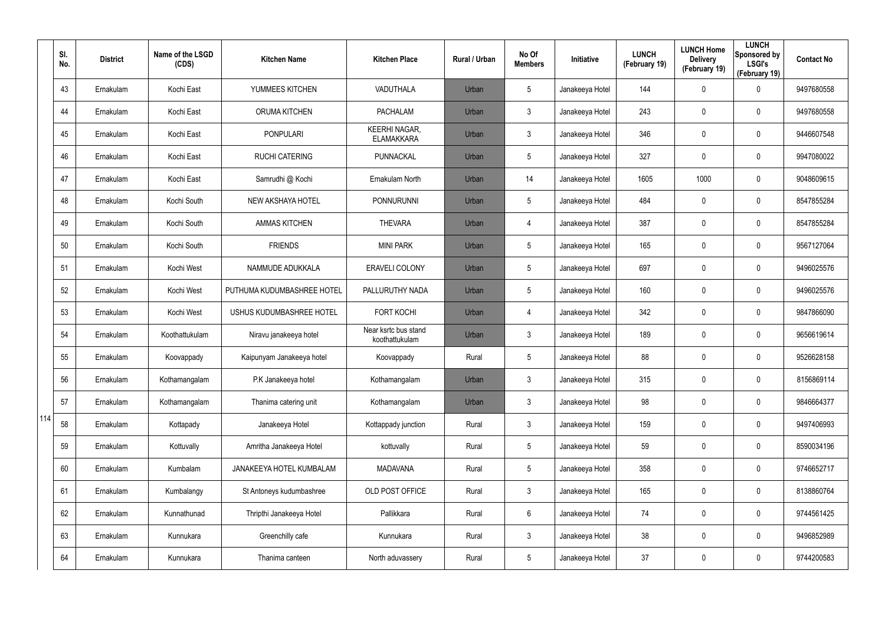| Sl. No. | District | Name of the LSGD (CDS) | Kitchen Name | Kitchen Place | Rural / Urban | No Of Members | Initiative | LUNCH (February 19) | LUNCH Home Delivery (February 19) | LUNCH Sponsored by LSGI's (February 19) | Contact No |
|---|---|---|---|---|---|---|---|---|---|---|---|
| 43 | Ernakulam | Kochi East | YUMMEES KITCHEN | VADUTHALA | Urban | 5 | Janakeeya Hotel | 144 | 0 | 0 | 9497680558 |
| 44 | Ernakulam | Kochi East | ORUMA KITCHEN | PACHALAM | Urban | 3 | Janakeeya Hotel | 243 | 0 | 0 | 9497680558 |
| 45 | Ernakulam | Kochi East | PONPULARI | KEERHI NAGAR, ELAMAKKARA | Urban | 3 | Janakeeya Hotel | 346 | 0 | 0 | 9446607548 |
| 46 | Ernakulam | Kochi East | RUCHI CATERING | PUNNACKAL | Urban | 5 | Janakeeya Hotel | 327 | 0 | 0 | 9947080022 |
| 47 | Ernakulam | Kochi East | Samrudhi @ Kochi | Ernakulam North | Urban | 14 | Janakeeya Hotel | 1605 | 1000 | 0 | 9048609615 |
| 48 | Ernakulam | Kochi South | NEW AKSHAYA HOTEL | PONNURUNNI | Urban | 5 | Janakeeya Hotel | 484 | 0 | 0 | 8547855284 |
| 49 | Ernakulam | Kochi South | AMMAS KITCHEN | THEVARA | Urban | 4 | Janakeeya Hotel | 387 | 0 | 0 | 8547855284 |
| 50 | Ernakulam | Kochi South | FRIENDS | MINI PARK | Urban | 5 | Janakeeya Hotel | 165 | 0 | 0 | 9567127064 |
| 51 | Ernakulam | Kochi West | NAMMUDE ADUKKALA | ERAVELI COLONY | Urban | 5 | Janakeeya Hotel | 697 | 0 | 0 | 9496025576 |
| 52 | Ernakulam | Kochi West | PUTHUMA KUDUMBASHREE HOTEL | PALLURUTHY NADA | Urban | 5 | Janakeeya Hotel | 160 | 0 | 0 | 9496025576 |
| 53 | Ernakulam | Kochi West | USHUS KUDUMBASHREE HOTEL | FORT KOCHI | Urban | 4 | Janakeeya Hotel | 342 | 0 | 0 | 9847866090 |
| 54 | Ernakulam | Koothattukulam | Niravu janakeeya hotel | Near ksrtc bus stand koothattukulam | Urban | 3 | Janakeeya Hotel | 189 | 0 | 0 | 9656619614 |
| 55 | Ernakulam | Koovappady | Kaipunyam Janakeeya hotel | Koovappady | Rural | 5 | Janakeeya Hotel | 88 | 0 | 0 | 9526628158 |
| 56 | Ernakulam | Kothamangalam | P.K Janakeeya hotel | Kothamangalam | Urban | 3 | Janakeeya Hotel | 315 | 0 | 0 | 8156869114 |
| 57 | Ernakulam | Kothamangalam | Thanima catering unit | Kothamangalam | Urban | 3 | Janakeeya Hotel | 98 | 0 | 0 | 9846664377 |
| 58 | Ernakulam | Kottapady | Janakeeya Hotel | Kottappady junction | Rural | 3 | Janakeeya Hotel | 159 | 0 | 0 | 9497406993 |
| 59 | Ernakulam | Kottuvally | Amritha Janakeeya Hotel | kottuvally | Rural | 5 | Janakeeya Hotel | 59 | 0 | 0 | 8590034196 |
| 60 | Ernakulam | Kumbalam | JANAKEEYA HOTEL KUMBALAM | MADAVANA | Rural | 5 | Janakeeya Hotel | 358 | 0 | 0 | 9746652717 |
| 61 | Ernakulam | Kumbalangy | St Antoneys kudumbashree | OLD POST OFFICE | Rural | 3 | Janakeeya Hotel | 165 | 0 | 0 | 8138860764 |
| 62 | Ernakulam | Kunnathunad | Thripthi Janakeeya Hotel | Pallikkara | Rural | 6 | Janakeeya Hotel | 74 | 0 | 0 | 9744561425 |
| 63 | Ernakulam | Kunnukara | Greenchilly cafe | Kunnukara | Rural | 3 | Janakeeya Hotel | 38 | 0 | 0 | 9496852989 |
| 64 | Ernakulam | Kunnukara | Thanima canteen | North aduvassery | Rural | 5 | Janakeeya Hotel | 37 | 0 | 0 | 9744200583 |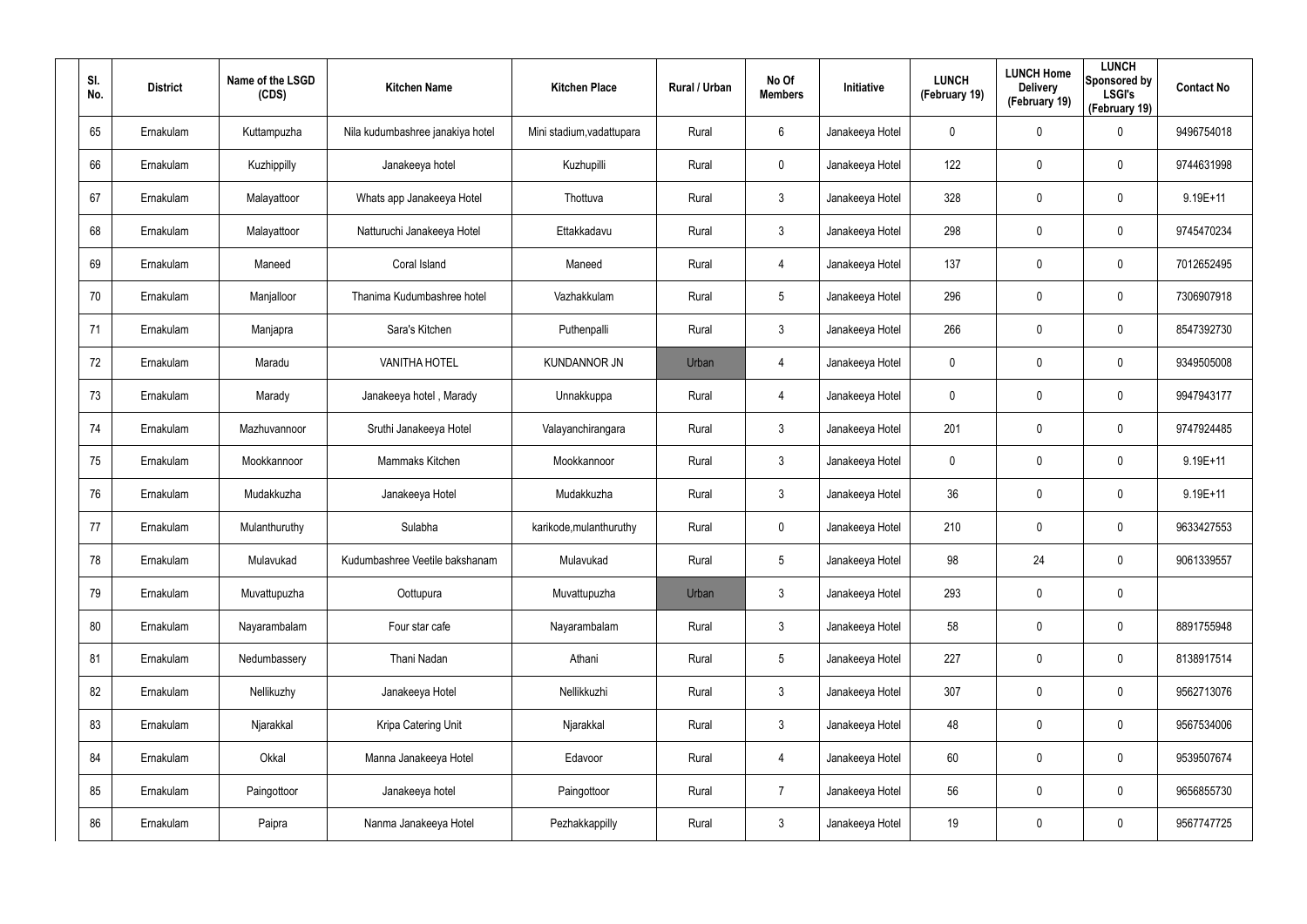| Sl. No. | District | Name of the LSGD (CDS) | Kitchen Name | Kitchen Place | Rural / Urban | No Of Members | Initiative | LUNCH (February 19) | LUNCH Home Delivery (February 19) | LUNCH Sponsored by LSGI's (February 19) | Contact No |
|---|---|---|---|---|---|---|---|---|---|---|---|
| 65 | Ernakulam | Kuttampuzha | Nila kudumbashree janakiya hotel | Mini stadium,vadattupara | Rural | 6 | Janakeeya Hotel | 0 | 0 | 0 | 9496754018 |
| 66 | Ernakulam | Kuzhippilly | Janakeeya hotel | Kuzhupilli | Rural | 0 | Janakeeya Hotel | 122 | 0 | 0 | 9744631998 |
| 67 | Ernakulam | Malayattoor | Whats app Janakeeya Hotel | Thottuva | Rural | 3 | Janakeeya Hotel | 328 | 0 | 0 | 9.19E+11 |
| 68 | Ernakulam | Malayattoor | Natturuchi Janakeeya Hotel | Ettakkadavu | Rural | 3 | Janakeeya Hotel | 298 | 0 | 0 | 9745470234 |
| 69 | Ernakulam | Maneed | Coral Island | Maneed | Rural | 4 | Janakeeya Hotel | 137 | 0 | 0 | 7012652495 |
| 70 | Ernakulam | Manjalloor | Thanima Kudumbashree hotel | Vazhakkulam | Rural | 5 | Janakeeya Hotel | 296 | 0 | 0 | 7306907918 |
| 71 | Ernakulam | Manjapra | Sara's Kitchen | Puthenpalli | Rural | 3 | Janakeeya Hotel | 266 | 0 | 0 | 8547392730 |
| 72 | Ernakulam | Maradu | VANITHA HOTEL | KUNDANNOR JN | Urban | 4 | Janakeeya Hotel | 0 | 0 | 0 | 9349505008 |
| 73 | Ernakulam | Marady | Janakeeya hotel , Marady | Unnakkuppa | Rural | 4 | Janakeeya Hotel | 0 | 0 | 0 | 9947943177 |
| 74 | Ernakulam | Mazhuvannoor | Sruthi Janakeeya Hotel | Valayanchirangara | Rural | 3 | Janakeeya Hotel | 201 | 0 | 0 | 9747924485 |
| 75 | Ernakulam | Mookkannoor | Mammaks Kitchen | Mookkannoor | Rural | 3 | Janakeeya Hotel | 0 | 0 | 0 | 9.19E+11 |
| 76 | Ernakulam | Mudakkuzha | Janakeeya Hotel | Mudakkuzha | Rural | 3 | Janakeeya Hotel | 36 | 0 | 0 | 9.19E+11 |
| 77 | Ernakulam | Mulanthuruthy | Sulabha | karikode,mulanthuruthy | Rural | 0 | Janakeeya Hotel | 210 | 0 | 0 | 9633427553 |
| 78 | Ernakulam | Mulavukad | Kudumbashree Veetile bakshanam | Mulavukad | Rural | 5 | Janakeeya Hotel | 98 | 24 | 0 | 9061339557 |
| 79 | Ernakulam | Muvattupuzha | Oottupura | Muvattupuzha | Urban | 3 | Janakeeya Hotel | 293 | 0 | 0 | |
| 80 | Ernakulam | Nayarambalam | Four star cafe | Nayarambalam | Rural | 3 | Janakeeya Hotel | 58 | 0 | 0 | 8891755948 |
| 81 | Ernakulam | Nedumbassery | Thani Nadan | Athani | Rural | 5 | Janakeeya Hotel | 227 | 0 | 0 | 8138917514 |
| 82 | Ernakulam | Nellikuzhy | Janakeeya Hotel | Nellikkuzhi | Rural | 3 | Janakeeya Hotel | 307 | 0 | 0 | 9562713076 |
| 83 | Ernakulam | Njarakkal | Kripa Catering Unit | Njarakkal | Rural | 3 | Janakeeya Hotel | 48 | 0 | 0 | 9567534006 |
| 84 | Ernakulam | Okkal | Manna Janakeeya Hotel | Edavoor | Rural | 4 | Janakeeya Hotel | 60 | 0 | 0 | 9539507674 |
| 85 | Ernakulam | Paingottoor | Janakeeya hotel | Paingottoor | Rural | 7 | Janakeeya Hotel | 56 | 0 | 0 | 9656855730 |
| 86 | Ernakulam | Paipra | Nanma Janakeeya Hotel | Pezhakkappilly | Rural | 3 | Janakeeya Hotel | 19 | 0 | 0 | 9567747725 |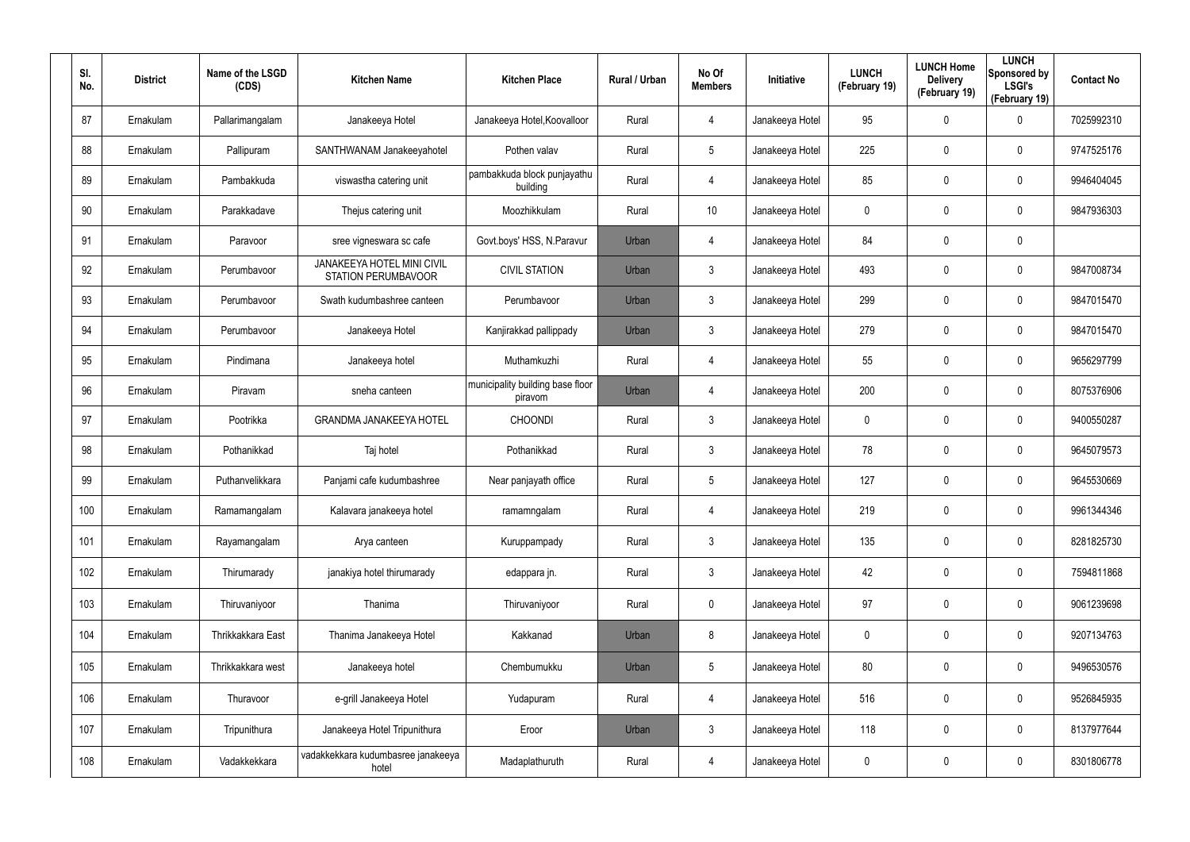| Sl. No. | District | Name of the LSGD (CDS) | Kitchen Name | Kitchen Place | Rural / Urban | No Of Members | Initiative | LUNCH (February 19) | LUNCH Home Delivery (February 19) | LUNCH Sponsored by LSGI's (February 19) | Contact No |
|---|---|---|---|---|---|---|---|---|---|---|---|
| 87 | Ernakulam | Pallarimangalam | Janakeeya Hotel | Janakeeya Hotel,Koovalloor | Rural | 4 | Janakeeya Hotel | 95 | 0 | 0 | 7025992310 |
| 88 | Ernakulam | Pallipuram | SANTHWANAM Janakeeyahotel | Pothen valav | Rural | 5 | Janakeeya Hotel | 225 | 0 | 0 | 9747525176 |
| 89 | Ernakulam | Pambakkuda | viswastha catering unit | pambakkuda block punjayathu building | Rural | 4 | Janakeeya Hotel | 85 | 0 | 0 | 9946404045 |
| 90 | Ernakulam | Parakkadave | Thejus catering unit | Moozhikkulam | Rural | 10 | Janakeeya Hotel | 0 | 0 | 0 | 9847936303 |
| 91 | Ernakulam | Paravoor | sree vigneswara sc cafe | Govt.boys' HSS, N.Paravur | Urban | 4 | Janakeeya Hotel | 84 | 0 | 0 | |
| 92 | Ernakulam | Perumbavoor | JANAKEEYA HOTEL MINI CIVIL STATION PERUMBAVOOR | CIVIL STATION | Urban | 3 | Janakeeya Hotel | 493 | 0 | 0 | 9847008734 |
| 93 | Ernakulam | Perumbavoor | Swath kudumbashree canteen | Perumbavoor | Urban | 3 | Janakeeya Hotel | 299 | 0 | 0 | 9847015470 |
| 94 | Ernakulam | Perumbavoor | Janakeeya Hotel | Kanjirakkad pallippady | Urban | 3 | Janakeeya Hotel | 279 | 0 | 0 | 9847015470 |
| 95 | Ernakulam | Pindimana | Janakeeya hotel | Muthamkuzhi | Rural | 4 | Janakeeya Hotel | 55 | 0 | 0 | 9656297799 |
| 96 | Ernakulam | Piravam | sneha canteen | municipality building base floor piravom | Urban | 4 | Janakeeya Hotel | 200 | 0 | 0 | 8075376906 |
| 97 | Ernakulam | Pootrikka | GRANDMA JANAKEEYA HOTEL | CHOONDI | Rural | 3 | Janakeeya Hotel | 0 | 0 | 0 | 9400550287 |
| 98 | Ernakulam | Pothanikkad | Taj hotel | Pothanikkad | Rural | 3 | Janakeeya Hotel | 78 | 0 | 0 | 9645079573 |
| 99 | Ernakulam | Puthanvelikkara | Panjami cafe kudumbashree | Near panjayath office | Rural | 5 | Janakeeya Hotel | 127 | 0 | 0 | 9645530669 |
| 100 | Ernakulam | Ramamangalam | Kalavara janakeeya hotel | ramamngalam | Rural | 4 | Janakeeya Hotel | 219 | 0 | 0 | 9961344346 |
| 101 | Ernakulam | Rayamangalam | Arya canteen | Kuruppampady | Rural | 3 | Janakeeya Hotel | 135 | 0 | 0 | 8281825730 |
| 102 | Ernakulam | Thirumarady | janakiya hotel thirumarady | edappara jn. | Rural | 3 | Janakeeya Hotel | 42 | 0 | 0 | 7594811868 |
| 103 | Ernakulam | Thiruvaniyoor | Thanima | Thiruvaniyoor | Rural | 0 | Janakeeya Hotel | 97 | 0 | 0 | 9061239698 |
| 104 | Ernakulam | Thrikkakkara East | Thanima Janakeeya Hotel | Kakkanad | Urban | 8 | Janakeeya Hotel | 0 | 0 | 0 | 9207134763 |
| 105 | Ernakulam | Thrikkakkara west | Janakeeya hotel | Chembumukku | Urban | 5 | Janakeeya Hotel | 80 | 0 | 0 | 9496530576 |
| 106 | Ernakulam | Thuravoor | e-grill Janakeeya Hotel | Yudapuram | Rural | 4 | Janakeeya Hotel | 516 | 0 | 0 | 9526845935 |
| 107 | Ernakulam | Tripunithura | Janakeeya Hotel Tripunithura | Eroor | Urban | 3 | Janakeeya Hotel | 118 | 0 | 0 | 8137977644 |
| 108 | Ernakulam | Vadakkekkara | vadakkekkara kudumbasree janakeeya hotel | Madaplathuruth | Rural | 4 | Janakeeya Hotel | 0 | 0 | 0 | 8301806778 |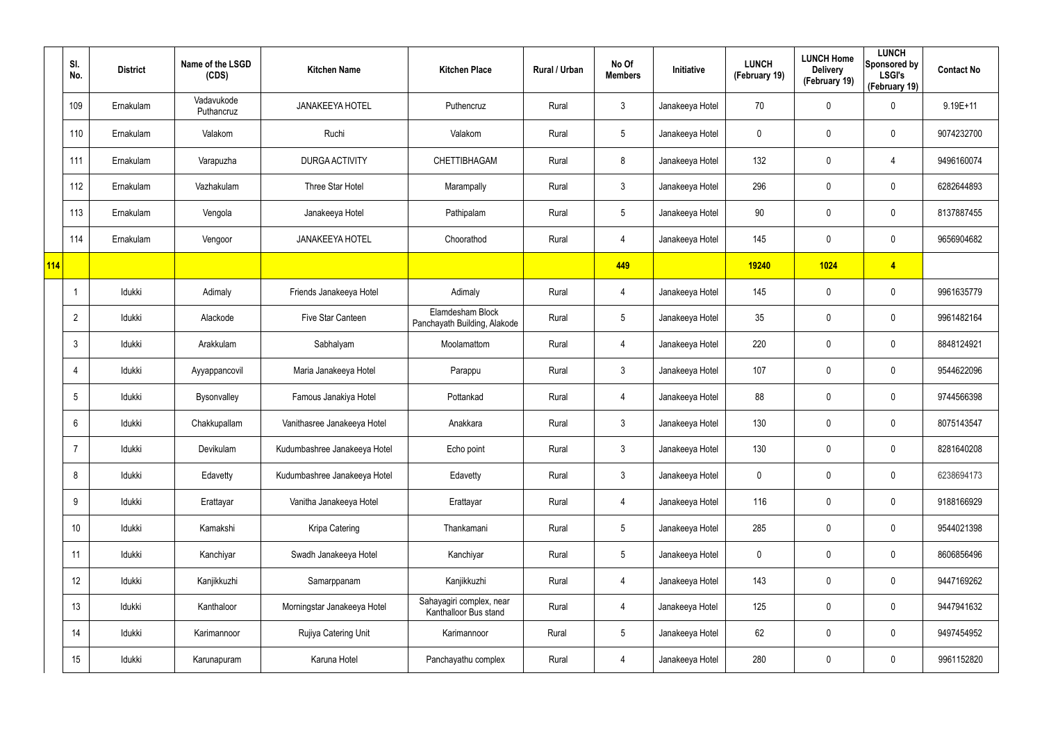| | Sl. No. | District | Name of the LSGD (CDS) | Kitchen Name | Kitchen Place | Rural / Urban | No Of Members | Initiative | LUNCH (February 19) | LUNCH Home Delivery (February 19) | LUNCH Sponsored by LSGI's (February 19) | Contact No |
|---|---|---|---|---|---|---|---|---|---|---|---|---|
| | 109 | Ernakulam | Vadavukode Puthancruz | JANAKEEYA HOTEL | Puthencruz | Rural | 3 | Janakeeya Hotel | 70 | 0 | 0 | 9.19E+11 |
| | 110 | Ernakulam | Valakom | Ruchi | Valakom | Rural | 5 | Janakeeya Hotel | 0 | 0 | 0 | 9074232700 |
| | 111 | Ernakulam | Varapuzha | DURGA ACTIVITY | CHETTIBHAGAM | Rural | 8 | Janakeeya Hotel | 132 | 0 | 4 | 9496160074 |
| | 112 | Ernakulam | Vazhakulam | Three Star Hotel | Marampally | Rural | 3 | Janakeeya Hotel | 296 | 0 | 0 | 6282644893 |
| | 113 | Ernakulam | Vengola | Janakeeya Hotel | Pathipalam | Rural | 5 | Janakeeya Hotel | 90 | 0 | 0 | 8137887455 |
| | 114 | Ernakulam | Vengoor | JANAKEEYA HOTEL | Choorathod | Rural | 4 | Janakeeya Hotel | 145 | 0 | 0 | 9656904682 |
| **114** | | | | | | | **449** | | **19240** | **1024** | **4** | |
| | 1 | Idukki | Adimaly | Friends Janakeeya Hotel | Adimaly | Rural | 4 | Janakeeya Hotel | 145 | 0 | 0 | 9961635779 |
| | 2 | Idukki | Alackode | Five Star Canteen | Elamdesham Block Panchayath Building, Alakode | Rural | 5 | Janakeeya Hotel | 35 | 0 | 0 | 9961482164 |
| | 3 | Idukki | Arakkulam | Sabhalyam | Moolamattom | Rural | 4 | Janakeeya Hotel | 220 | 0 | 0 | 8848124921 |
| | 4 | Idukki | Ayyappancovil | Maria Janakeeya Hotel | Parappu | Rural | 3 | Janakeeya Hotel | 107 | 0 | 0 | 9544622096 |
| | 5 | Idukki | Bysonvalley | Famous Janakiya Hotel | Pottankad | Rural | 4 | Janakeeya Hotel | 88 | 0 | 0 | 9744566398 |
| | 6 | Idukki | Chakkupallam | Vanithasree Janakeeya Hotel | Anakkara | Rural | 3 | Janakeeya Hotel | 130 | 0 | 0 | 8075143547 |
| | 7 | Idukki | Devikulam | Kudumbashree Janakeeya Hotel | Echo point | Rural | 3 | Janakeeya Hotel | 130 | 0 | 0 | 8281640208 |
| | 8 | Idukki | Edavetty | Kudumbashree Janakeeya Hotel | Edavetty | Rural | 3 | Janakeeya Hotel | 0 | 0 | 0 | 6238694173 |
| | 9 | Idukki | Erattayar | Vanitha Janakeeya Hotel | Erattayar | Rural | 4 | Janakeeya Hotel | 116 | 0 | 0 | 9188166929 |
| | 10 | Idukki | Kamakshi | Kripa Catering | Thankamani | Rural | 5 | Janakeeya Hotel | 285 | 0 | 0 | 9544021398 |
| | 11 | Idukki | Kanchiyar | Swadh Janakeeya Hotel | Kanchiyar | Rural | 5 | Janakeeya Hotel | 0 | 0 | 0 | 8606856496 |
| | 12 | Idukki | Kanjikkuzhi | Samarppanam | Kanjikkuzhi | Rural | 4 | Janakeeya Hotel | 143 | 0 | 0 | 9447169262 |
| | 13 | Idukki | Kanthaloor | Morningstar Janakeeya Hotel | Sahayagiri complex, near Kanthalloor Bus stand | Rural | 4 | Janakeeya Hotel | 125 | 0 | 0 | 9447941632 |
| | 14 | Idukki | Karimannoor | Rujiya Catering Unit | Karimannoor | Rural | 5 | Janakeeya Hotel | 62 | 0 | 0 | 9497454952 |
| | 15 | Idukki | Karunapuram | Karuna Hotel | Panchayathu complex | Rural | 4 | Janakeeya Hotel | 280 | 0 | 0 | 9961152820 |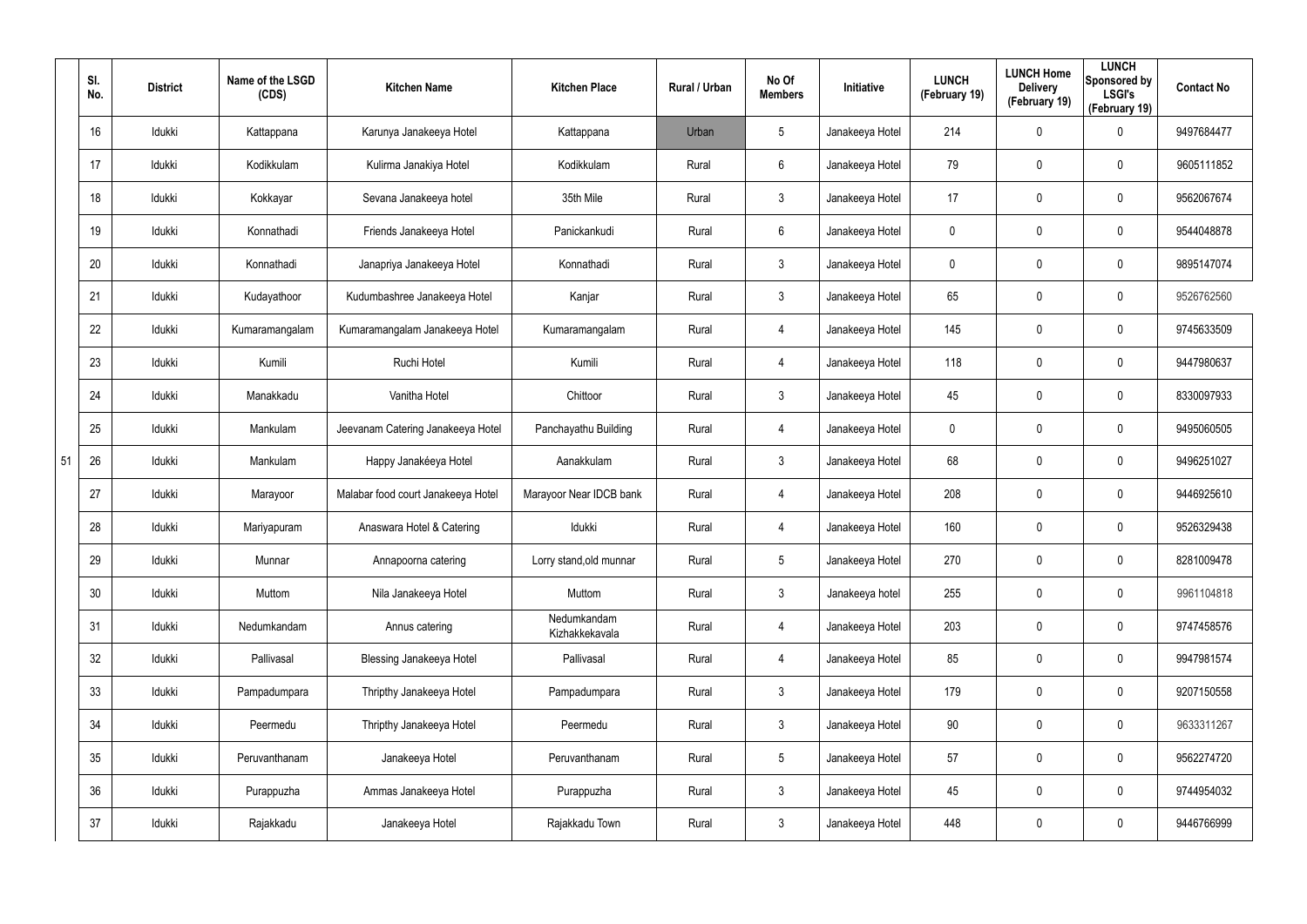| | Sl. No. | District | Name of the LSGD (CDS) | Kitchen Name | Kitchen Place | Rural / Urban | No Of Members | Initiative | LUNCH (February 19) | LUNCH Home Delivery (February 19) | LUNCH Sponsored by LSGI's (February 19) | Contact No |
|---|---|---|---|---|---|---|---|---|---|---|---|---|
| | 16 | Idukki | Kattappana | Karunya Janakeeya Hotel | Kattappana | Urban | 5 | Janakeeya Hotel | 214 | 0 | 0 | 9497684477 |
| | 17 | Idukki | Kodikkulam | Kulirma Janakiya Hotel | Kodikkulam | Rural | 6 | Janakeeya Hotel | 79 | 0 | 0 | 9605111852 |
| | 18 | Idukki | Kokkayar | Sevana Janakeeya hotel | 35th Mile | Rural | 3 | Janakeeya Hotel | 17 | 0 | 0 | 9562067674 |
| | 19 | Idukki | Konnathadi | Friends Janakeeya Hotel | Panickankudi | Rural | 6 | Janakeeya Hotel | 0 | 0 | 0 | 9544048878 |
| | 20 | Idukki | Konnathadi | Janapriya Janakeeya Hotel | Konnathadi | Rural | 3 | Janakeeya Hotel | 0 | 0 | 0 | 9895147074 |
| | 21 | Idukki | Kudayathoor | Kudumbashree Janakeeya Hotel | Kanjar | Rural | 3 | Janakeeya Hotel | 65 | 0 | 0 | 9526762560 |
| | 22 | Idukki | Kumaramangalam | Kumaramangalam Janakeeya Hotel | Kumaramangalam | Rural | 4 | Janakeeya Hotel | 145 | 0 | 0 | 9745633509 |
| | 23 | Idukki | Kumili | Ruchi Hotel | Kumili | Rural | 4 | Janakeeya Hotel | 118 | 0 | 0 | 9447980637 |
| | 24 | Idukki | Manakkadu | Vanitha Hotel | Chittoor | Rural | 3 | Janakeeya Hotel | 45 | 0 | 0 | 8330097933 |
| | 25 | Idukki | Mankulam | Jeevanam Catering Janakeeya Hotel | Panchayathu Building | Rural | 4 | Janakeeya Hotel | 0 | 0 | 0 | 9495060505 |
| 51 | 26 | Idukki | Mankulam | Happy Janakéeya Hotel | Aanakkulam | Rural | 3 | Janakeeya Hotel | 68 | 0 | 0 | 9496251027 |
| | 27 | Idukki | Marayoor | Malabar food court Janakeeya Hotel | Marayoor Near IDCB bank | Rural | 4 | Janakeeya Hotel | 208 | 0 | 0 | 9446925610 |
| | 28 | Idukki | Mariyapuram | Anaswara Hotel & Catering | Idukki | Rural | 4 | Janakeeya Hotel | 160 | 0 | 0 | 9526329438 |
| | 29 | Idukki | Munnar | Annapoorna catering | Lorry stand,old munnar | Rural | 5 | Janakeeya Hotel | 270 | 0 | 0 | 8281009478 |
| | 30 | Idukki | Muttom | Nila Janakeeya Hotel | Muttom | Rural | 3 | Janakeeya hotel | 255 | 0 | 0 | 9961104818 |
| | 31 | Idukki | Nedumkandam | Annus catering | Nedumkandam Kizhakkekavala | Rural | 4 | Janakeeya Hotel | 203 | 0 | 0 | 9747458576 |
| | 32 | Idukki | Pallivasal | Blessing Janakeeya Hotel | Pallivasal | Rural | 4 | Janakeeya Hotel | 85 | 0 | 0 | 9947981574 |
| | 33 | Idukki | Pampadumpara | Thripthy Janakeeya Hotel | Pampadumpara | Rural | 3 | Janakeeya Hotel | 179 | 0 | 0 | 9207150558 |
| | 34 | Idukki | Peermedu | Thripthy Janakeeya Hotel | Peermedu | Rural | 3 | Janakeeya Hotel | 90 | 0 | 0 | 9633311267 |
| | 35 | Idukki | Peruvanthanam | Janakeeya Hotel | Peruvanthanam | Rural | 5 | Janakeeya Hotel | 57 | 0 | 0 | 9562274720 |
| | 36 | Idukki | Purappuzha | Ammas Janakeeya Hotel | Purappuzha | Rural | 3 | Janakeeya Hotel | 45 | 0 | 0 | 9744954032 |
| | 37 | Idukki | Rajakkadu | Janakeeya Hotel | Rajakkadu Town | Rural | 3 | Janakeeya Hotel | 448 | 0 | 0 | 9446766999 |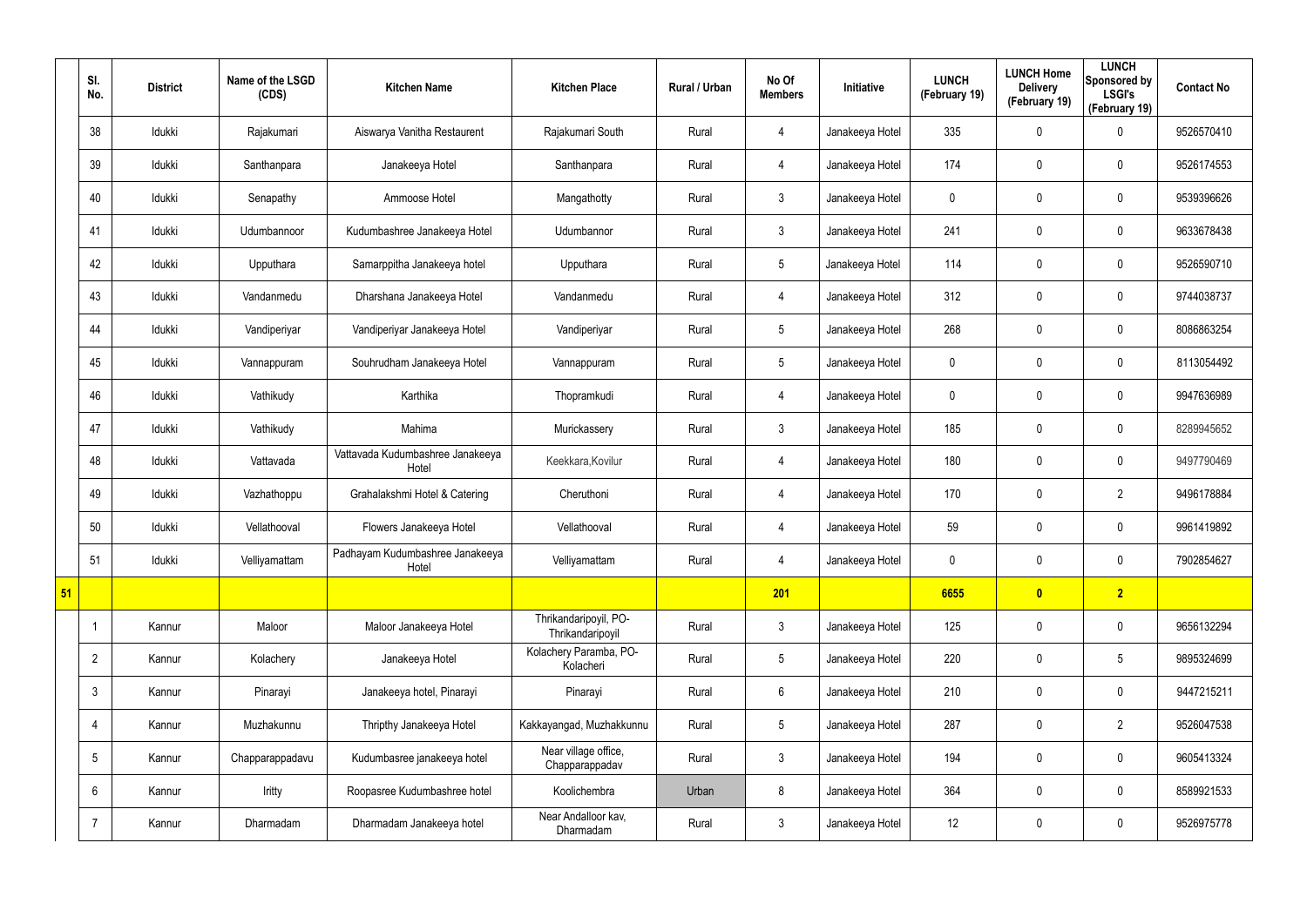|  | Sl. No. | District | Name of the LSGD (CDS) | Kitchen Name | Kitchen Place | Rural / Urban | No Of Members | Initiative | LUNCH (February 19) | LUNCH Home Delivery (February 19) | LUNCH Sponsored by LSGI's (February 19) | Contact No |
|---|---|---|---|---|---|---|---|---|---|---|---|---|
|  | 38 | Idukki | Rajakumari | Aiswarya Vanitha Restaurent | Rajakumari South | Rural | 4 | Janakeeya Hotel | 335 | 0 | 0 | 9526570410 |
|  | 39 | Idukki | Santhanpara | Janakeeya Hotel | Santhanpara | Rural | 4 | Janakeeya Hotel | 174 | 0 | 0 | 9526174553 |
|  | 40 | Idukki | Senapathy | Ammoose Hotel | Mangathotty | Rural | 3 | Janakeeya Hotel | 0 | 0 | 0 | 9539396626 |
|  | 41 | Idukki | Udumbannoor | Kudumbashree Janakeeya Hotel | Udumbannor | Rural | 3 | Janakeeya Hotel | 241 | 0 | 0 | 9633678438 |
|  | 42 | Idukki | Upputhara | Samarppitha Janakeeya hotel | Upputhara | Rural | 5 | Janakeeya Hotel | 114 | 0 | 0 | 9526590710 |
|  | 43 | Idukki | Vandanmedu | Dharshana Janakeeya Hotel | Vandanmedu | Rural | 4 | Janakeeya Hotel | 312 | 0 | 0 | 9744038737 |
|  | 44 | Idukki | Vandiperiyar | Vandiperiyar Janakeeya Hotel | Vandiperiyar | Rural | 5 | Janakeeya Hotel | 268 | 0 | 0 | 8086863254 |
|  | 45 | Idukki | Vannappuram | Souhrudham Janakeeya Hotel | Vannappuram | Rural | 5 | Janakeeya Hotel | 0 | 0 | 0 | 8113054492 |
|  | 46 | Idukki | Vathikudy | Karthika | Thopramkudi | Rural | 4 | Janakeeya Hotel | 0 | 0 | 0 | 9947636989 |
|  | 47 | Idukki | Vathikudy | Mahima | Murickassery | Rural | 3 | Janakeeya Hotel | 185 | 0 | 0 | 8289945652 |
|  | 48 | Idukki | Vattavada | Vattavada Kudumbashree Janakeeya Hotel | Keekkara,Kovilur | Rural | 4 | Janakeeya Hotel | 180 | 0 | 0 | 9497790469 |
|  | 49 | Idukki | Vazhathoppu | Grahalakshmi Hotel & Catering | Cheruthoni | Rural | 4 | Janakeeya Hotel | 170 | 0 | 2 | 9496178884 |
|  | 50 | Idukki | Vellathooval | Flowers Janakeeya Hotel | Vellathooval | Rural | 4 | Janakeeya Hotel | 59 | 0 | 0 | 9961419892 |
|  | 51 | Idukki | Velliyamattam | Padhayam Kudumbashree Janakeeya Hotel | Velliyamattam | Rural | 4 | Janakeeya Hotel | 0 | 0 | 0 | 7902854627 |
| **51** |  |  |  |  |  |  | **201** |  | **6655** | **0** | **2** |  |
|  | 1 | Kannur | Maloor | Maloor Janakeeya Hotel | Thrikandaripoyil, PO-Thrikandaripoyil | Rural | 3 | Janakeeya Hotel | 125 | 0 | 0 | 9656132294 |
|  | 2 | Kannur | Kolachery | Janakeeya Hotel | Kolachery Paramba, PO-Kolacheri | Rural | 5 | Janakeeya Hotel | 220 | 0 | 5 | 9895324699 |
|  | 3 | Kannur | Pinarayi | Janakeeya hotel, Pinarayi | Pinarayi | Rural | 6 | Janakeeya Hotel | 210 | 0 | 0 | 9447215211 |
|  | 4 | Kannur | Muzhakunnu | Thripthy Janakeeya Hotel | Kakkayangad, Muzhakkunnu | Rural | 5 | Janakeeya Hotel | 287 | 0 | 2 | 9526047538 |
|  | 5 | Kannur | Chapparappadavu | Kudumbasree janakeeya hotel | Near village office, Chapparappadav | Rural | 3 | Janakeeya Hotel | 194 | 0 | 0 | 9605413324 |
|  | 6 | Kannur | Iritty | Roopasree Kudumbashree hotel | Koolichembra | Urban | 8 | Janakeeya Hotel | 364 | 0 | 0 | 8589921533 |
|  | 7 | Kannur | Dharmadam | Dharmadam Janakeeya hotel | Near Andalloor kav, Dharmadam | Rural | 3 | Janakeeya Hotel | 12 | 0 | 0 | 9526975778 |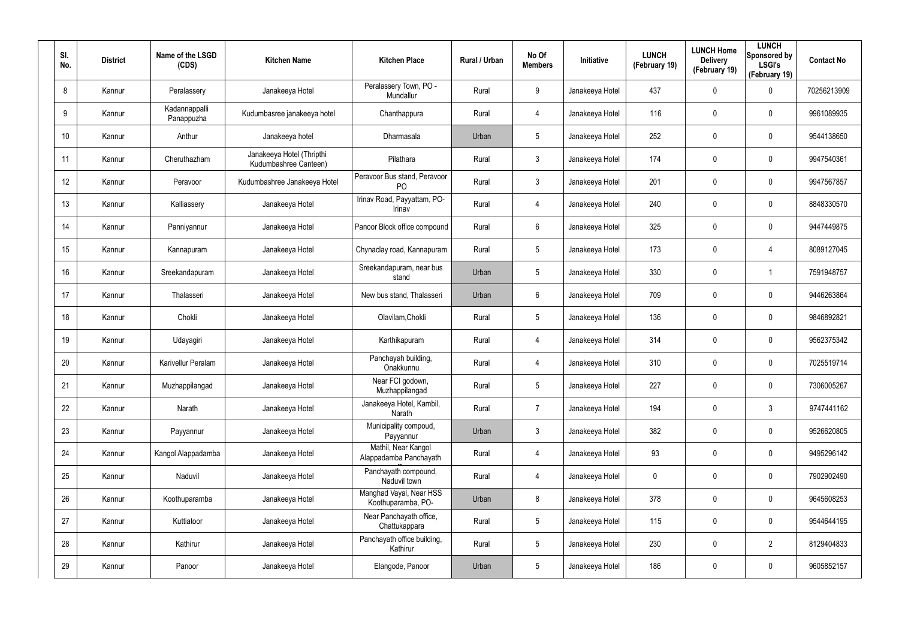| Sl. No. | District | Name of the LSGD (CDS) | Kitchen Name | Kitchen Place | Rural / Urban | No Of Members | Initiative | LUNCH (February 19) | LUNCH Home Delivery (February 19) | LUNCH Sponsored by LSGI's (February 19) | Contact No |
|---|---|---|---|---|---|---|---|---|---|---|---|
| 8 | Kannur | Peralassery | Janakeeya Hotel | Peralassery Town, PO - Mundallur | Rural | 9 | Janakeeya Hotel | 437 | 0 | 0 | 70256213909 |
| 9 | Kannur | Kadannappalli Panappuzha | Kudumbasree janakeeya hotel | Chanthappura | Rural | 4 | Janakeeya Hotel | 116 | 0 | 0 | 9961089935 |
| 10 | Kannur | Anthur | Janakeeya hotel | Dharmasala | Urban | 5 | Janakeeya Hotel | 252 | 0 | 0 | 9544138650 |
| 11 | Kannur | Cheruthazham | Janakeeya Hotel (Thripthi Kudumbashree Canteen) | Pilathara | Rural | 3 | Janakeeya Hotel | 174 | 0 | 0 | 9947540361 |
| 12 | Kannur | Peravoor | Kudumbashree Janakeeya Hotel | Peravoor Bus stand, Peravoor PO | Rural | 3 | Janakeeya Hotel | 201 | 0 | 0 | 9947567857 |
| 13 | Kannur | Kalliassery | Janakeeya Hotel | Irinav Road, Payyattam, PO-Irinav | Rural | 4 | Janakeeya Hotel | 240 | 0 | 0 | 8848330570 |
| 14 | Kannur | Panniyannur | Janakeeya Hotel | Panoor Block office compound | Rural | 6 | Janakeeya Hotel | 325 | 0 | 0 | 9447449875 |
| 15 | Kannur | Kannapuram | Janakeeya Hotel | Chynaclay road, Kannapuram | Rural | 5 | Janakeeya Hotel | 173 | 0 | 4 | 8089127045 |
| 16 | Kannur | Sreekandapuram | Janakeeya Hotel | Sreekandapuram, near bus stand | Urban | 5 | Janakeeya Hotel | 330 | 0 | 1 | 7591948757 |
| 17 | Kannur | Thalasseri | Janakeeya Hotel | New bus stand, Thalasseri | Urban | 6 | Janakeeya Hotel | 709 | 0 | 0 | 9446263864 |
| 18 | Kannur | Chokli | Janakeeya Hotel | Olavilam,Chokli | Rural | 5 | Janakeeya Hotel | 136 | 0 | 0 | 9846892821 |
| 19 | Kannur | Udayagiri | Janakeeya Hotel | Karthikapuram | Rural | 4 | Janakeeya Hotel | 314 | 0 | 0 | 9562375342 |
| 20 | Kannur | Karivellur Peralam | Janakeeya Hotel | Panchayah building, Onakkunnu | Rural | 4 | Janakeeya Hotel | 310 | 0 | 0 | 7025519714 |
| 21 | Kannur | Muzhappilangad | Janakeeya Hotel | Near FCI godown, Muzhappilangad | Rural | 5 | Janakeeya Hotel | 227 | 0 | 0 | 7306005267 |
| 22 | Kannur | Narath | Janakeeya Hotel | Janakeeya Hotel, Kambil, Narath | Rural | 7 | Janakeeya Hotel | 194 | 0 | 3 | 9747441162 |
| 23 | Kannur | Payyannur | Janakeeya Hotel | Municipality compoud, Payyannur | Urban | 3 | Janakeeya Hotel | 382 | 0 | 0 | 9526620805 |
| 24 | Kannur | Kangol Alappadamba | Janakeeya Hotel | Mathil, Near Kangol Alappadamba Panchayath | Rural | 4 | Janakeeya Hotel | 93 | 0 | 0 | 9495296142 |
| 25 | Kannur | Naduvil | Janakeeya Hotel | Panchayath compound, Naduvil town | Rural | 4 | Janakeeya Hotel | 0 | 0 | 0 | 7902902490 |
| 26 | Kannur | Koothuparamba | Janakeeya Hotel | Manghad Vayal, Near HSS Koothuparamba, PO- | Urban | 8 | Janakeeya Hotel | 378 | 0 | 0 | 9645608253 |
| 27 | Kannur | Kuttiatoor | Janakeeya Hotel | Near Panchayath office, Chattukappara | Rural | 5 | Janakeeya Hotel | 115 | 0 | 0 | 9544644195 |
| 28 | Kannur | Kathirur | Janakeeya Hotel | Panchayath office building, Kathirur | Rural | 5 | Janakeeya Hotel | 230 | 0 | 2 | 8129404833 |
| 29 | Kannur | Panoor | Janakeeya Hotel | Elangode, Panoor | Urban | 5 | Janakeeya Hotel | 186 | 0 | 0 | 9605852157 |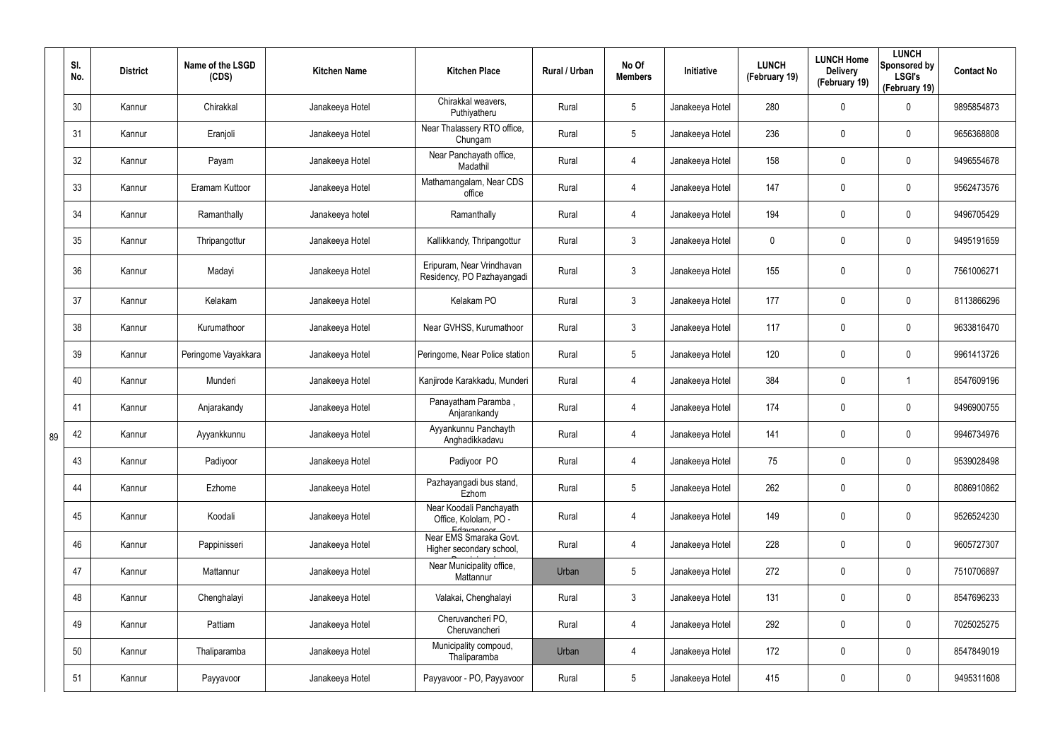|  | Sl. No. | District | Name of the LSGD (CDS) | Kitchen Name | Kitchen Place | Rural / Urban | No Of Members | Initiative | LUNCH (February 19) | LUNCH Home Delivery (February 19) | LUNCH Sponsored by LSGI's (February 19) | Contact No |
|---|---|---|---|---|---|---|---|---|---|---|---|---|
|  | 30 | Kannur | Chirakkal | Janakeeya Hotel | Chirakkal weavers, Puthiyatheru | Rural | 5 | Janakeeya Hotel | 280 | 0 | 0 | 9895854873 |
|  | 31 | Kannur | Eranjoli | Janakeeya Hotel | Near Thalassery RTO office, Chungam | Rural | 5 | Janakeeya Hotel | 236 | 0 | 0 | 9656368808 |
|  | 32 | Kannur | Payam | Janakeeya Hotel | Near Panchayath office, Madathil | Rural | 4 | Janakeeya Hotel | 158 | 0 | 0 | 9496554678 |
|  | 33 | Kannur | Eramam Kuttoor | Janakeeya Hotel | Mathamangalam, Near CDS office | Rural | 4 | Janakeeya Hotel | 147 | 0 | 0 | 9562473576 |
|  | 34 | Kannur | Ramanthally | Janakeeya hotel | Ramanthally | Rural | 4 | Janakeeya Hotel | 194 | 0 | 0 | 9496705429 |
|  | 35 | Kannur | Thripangottur | Janakeeya Hotel | Kallikkandy, Thripangottur | Rural | 3 | Janakeeya Hotel | 0 | 0 | 0 | 9495191659 |
|  | 36 | Kannur | Madayi | Janakeeya Hotel | Eripuram, Near Vrindhavan Residency, PO Pazhayangadi | Rural | 3 | Janakeeya Hotel | 155 | 0 | 0 | 7561006271 |
|  | 37 | Kannur | Kelakam | Janakeeya Hotel | Kelakam PO | Rural | 3 | Janakeeya Hotel | 177 | 0 | 0 | 8113866296 |
|  | 38 | Kannur | Kurumathoor | Janakeeya Hotel | Near GVHSS, Kurumathoor | Rural | 3 | Janakeeya Hotel | 117 | 0 | 0 | 9633816470 |
|  | 39 | Kannur | Peringome Vayakkara | Janakeeya Hotel | Peringome, Near Police station | Rural | 5 | Janakeeya Hotel | 120 | 0 | 0 | 9961413726 |
|  | 40 | Kannur | Munderi | Janakeeya Hotel | Kanjirode Karakkadu, Munderi | Rural | 4 | Janakeeya Hotel | 384 | 0 | 1 | 8547609196 |
|  | 41 | Kannur | Anjarakandy | Janakeeya Hotel | Panayatham Paramba , Anjarankandy | Rural | 4 | Janakeeya Hotel | 174 | 0 | 0 | 9496900755 |
| 89 | 42 | Kannur | Ayyankkunnu | Janakeeya Hotel | Ayyankunnu Panchayth Anghadikkadavu | Rural | 4 | Janakeeya Hotel | 141 | 0 | 0 | 9946734976 |
|  | 43 | Kannur | Padiyoor | Janakeeya Hotel | Padiyoor PO | Rural | 4 | Janakeeya Hotel | 75 | 0 | 0 | 9539028498 |
|  | 44 | Kannur | Ezhome | Janakeeya Hotel | Pazhayangadi bus stand, Ezhom | Rural | 5 | Janakeeya Hotel | 262 | 0 | 0 | 8086910862 |
|  | 45 | Kannur | Koodali | Janakeeya Hotel | Near Koodali Panchayath Office, Kololam, PO - Edayannoor | Rural | 4 | Janakeeya Hotel | 149 | 0 | 0 | 9526524230 |
|  | 46 | Kannur | Pappinisseri | Janakeeya Hotel | Near EMS Smaraka Govt. Higher secondary school, Pappinisseri | Rural | 4 | Janakeeya Hotel | 228 | 0 | 0 | 9605727307 |
|  | 47 | Kannur | Mattannur | Janakeeya Hotel | Near Municipality office, Mattannur | Urban | 5 | Janakeeya Hotel | 272 | 0 | 0 | 7510706897 |
|  | 48 | Kannur | Chenghalayi | Janakeeya Hotel | Valakai, Chenghalayi | Rural | 3 | Janakeeya Hotel | 131 | 0 | 0 | 8547696233 |
|  | 49 | Kannur | Pattiam | Janakeeya Hotel | Cheruvancheri PO, Cheruvancheri | Rural | 4 | Janakeeya Hotel | 292 | 0 | 0 | 7025025275 |
|  | 50 | Kannur | Thaliparamba | Janakeeya Hotel | Municipality compoud, Thaliparamba | Urban | 4 | Janakeeya Hotel | 172 | 0 | 0 | 8547849019 |
|  | 51 | Kannur | Payyavoor | Janakeeya Hotel | Payyavoor - PO, Payyavoor | Rural | 5 | Janakeeya Hotel | 415 | 0 | 0 | 9495311608 |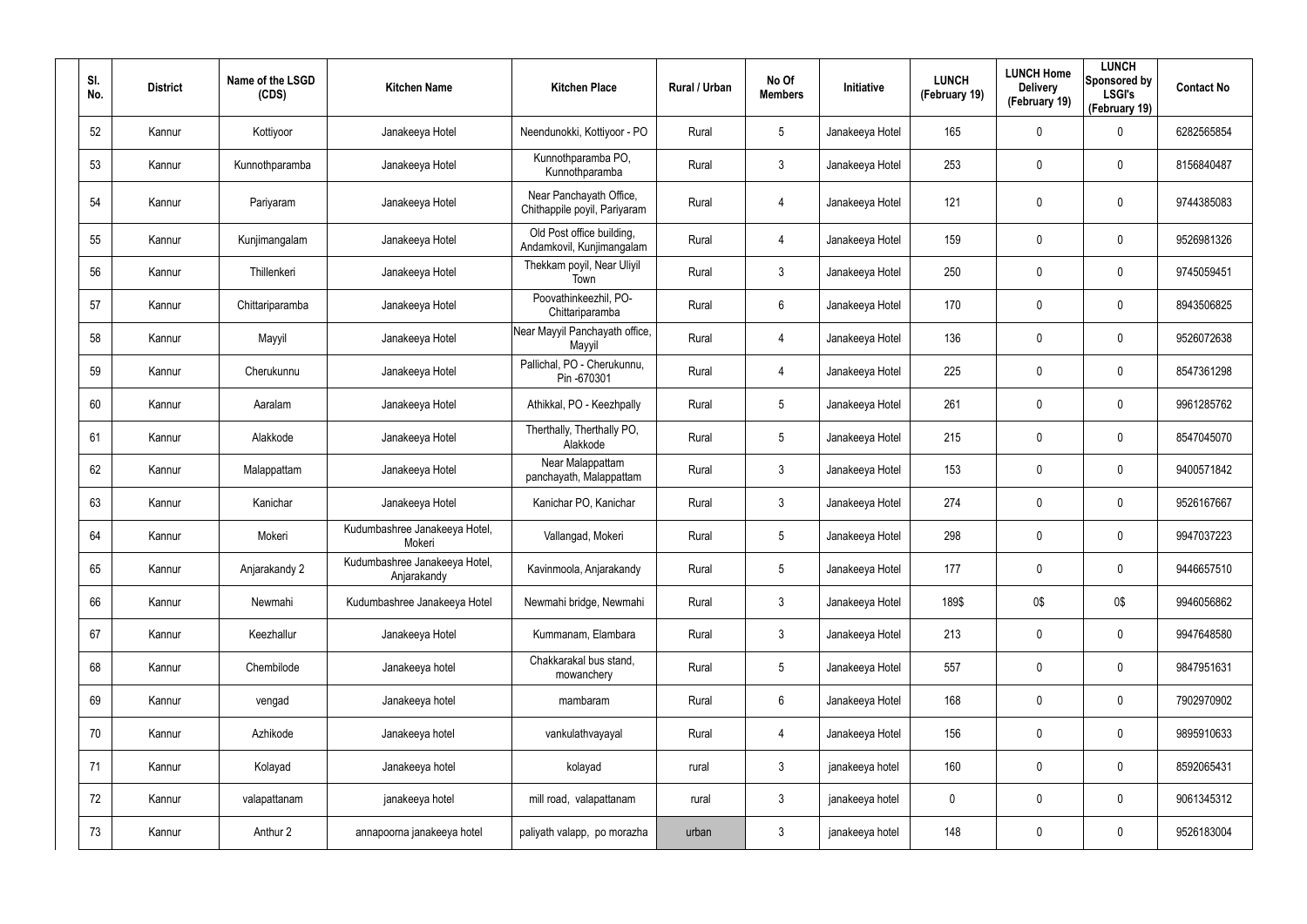| Sl. No. | District | Name of the LSGD (CDS) | Kitchen Name | Kitchen Place | Rural / Urban | No Of Members | Initiative | LUNCH (February 19) | LUNCH Home Delivery (February 19) | LUNCH Sponsored by LSGI's (February 19) | Contact No |
|---|---|---|---|---|---|---|---|---|---|---|---|
| 52 | Kannur | Kottiyoor | Janakeeya Hotel | Neendunokki, Kottiyoor - PO | Rural | 5 | Janakeeya Hotel | 165 | 0 | 0 | 6282565854 |
| 53 | Kannur | Kunnothparamba | Janakeeya Hotel | Kunnothparamba PO, Kunnothparamba | Rural | 3 | Janakeeya Hotel | 253 | 0 | 0 | 8156840487 |
| 54 | Kannur | Pariyaram | Janakeeya Hotel | Near Panchayath Office, Chithappile poyil, Pariyaram | Rural | 4 | Janakeeya Hotel | 121 | 0 | 0 | 9744385083 |
| 55 | Kannur | Kunjimangalam | Janakeeya Hotel | Old Post office building, Andamkovil, Kunjimangalam | Rural | 4 | Janakeeya Hotel | 159 | 0 | 0 | 9526981326 |
| 56 | Kannur | Thillenkeri | Janakeeya Hotel | Thekkam poyil, Near Uliyil Town | Rural | 3 | Janakeeya Hotel | 250 | 0 | 0 | 9745059451 |
| 57 | Kannur | Chittariparamba | Janakeeya Hotel | Poovathinkeezhil, PO-Chittariparamba | Rural | 6 | Janakeeya Hotel | 170 | 0 | 0 | 8943506825 |
| 58 | Kannur | Mayyil | Janakeeya Hotel | Near Mayyil Panchayath office, Mayyil | Rural | 4 | Janakeeya Hotel | 136 | 0 | 0 | 9526072638 |
| 59 | Kannur | Cherukunnu | Janakeeya Hotel | Pallichal, PO - Cherukunnu, Pin -670301 | Rural | 4 | Janakeeya Hotel | 225 | 0 | 0 | 8547361298 |
| 60 | Kannur | Aaralam | Janakeeya Hotel | Athikkal, PO - Keezhpally | Rural | 5 | Janakeeya Hotel | 261 | 0 | 0 | 9961285762 |
| 61 | Kannur | Alakkode | Janakeeya Hotel | Therthally, Therthally PO, Alakkode | Rural | 5 | Janakeeya Hotel | 215 | 0 | 0 | 8547045070 |
| 62 | Kannur | Malappattam | Janakeeya Hotel | Near Malappattam panchayath, Malappattam | Rural | 3 | Janakeeya Hotel | 153 | 0 | 0 | 9400571842 |
| 63 | Kannur | Kanichar | Janakeeya Hotel | Kanichar PO, Kanichar | Rural | 3 | Janakeeya Hotel | 274 | 0 | 0 | 9526167667 |
| 64 | Kannur | Mokeri | Kudumbashree Janakeeya Hotel, Mokeri | Vallangad, Mokeri | Rural | 5 | Janakeeya Hotel | 298 | 0 | 0 | 9947037223 |
| 65 | Kannur | Anjarakandy 2 | Kudumbashree Janakeeya Hotel, Anjarakandy | Kavinmoola, Anjarakandy | Rural | 5 | Janakeeya Hotel | 177 | 0 | 0 | 9446657510 |
| 66 | Kannur | Newmahi | Kudumbashree Janakeeya Hotel | Newmahi bridge, Newmahi | Rural | 3 | Janakeeya Hotel | 189$ | 0$ | 0$ | 9946056862 |
| 67 | Kannur | Keezhallur | Janakeeya Hotel | Kummanam, Elambara | Rural | 3 | Janakeeya Hotel | 213 | 0 | 0 | 9947648580 |
| 68 | Kannur | Chembilode | Janakeeya hotel | Chakkarakal bus stand, mowanchery | Rural | 5 | Janakeeya Hotel | 557 | 0 | 0 | 9847951631 |
| 69 | Kannur | vengad | Janakeeya hotel | mambaram | Rural | 6 | Janakeeya Hotel | 168 | 0 | 0 | 7902970902 |
| 70 | Kannur | Azhikode | Janakeeya hotel | vankulathvayayal | Rural | 4 | Janakeeya Hotel | 156 | 0 | 0 | 9895910633 |
| 71 | Kannur | Kolayad | Janakeeya hotel | kolayad | rural | 3 | janakeeya hotel | 160 | 0 | 0 | 8592065431 |
| 72 | Kannur | valapattanam | janakeeya hotel | mill road, valapattanam | rural | 3 | janakeeya hotel | 0 | 0 | 0 | 9061345312 |
| 73 | Kannur | Anthur 2 | annapoorna janakeeya hotel | paliyath valapp, po morazha | urban | 3 | janakeeya hotel | 148 | 0 | 0 | 9526183004 |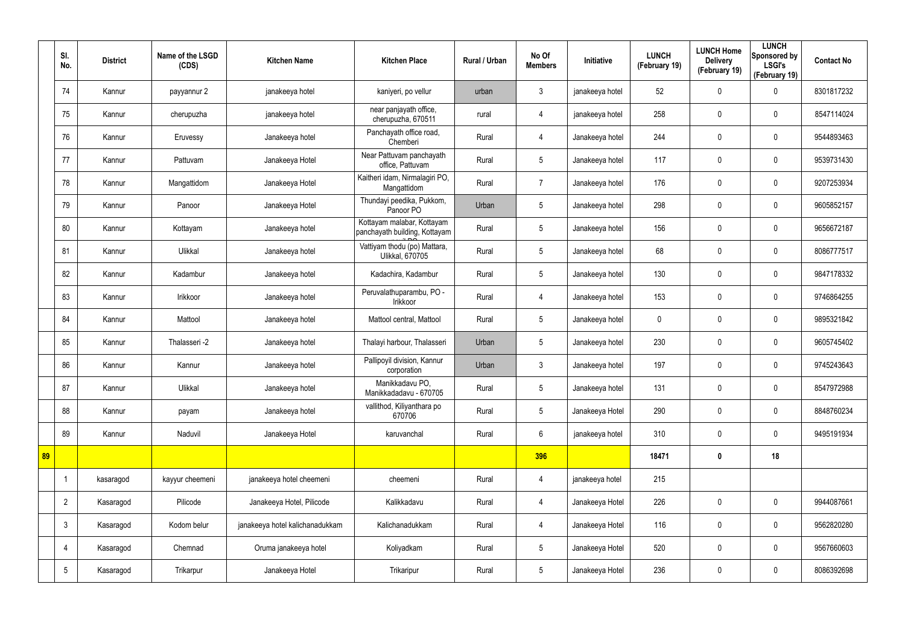| | Sl. No. | District | Name of the LSGD (CDS) | Kitchen Name | Kitchen Place | Rural / Urban | No Of Members | Initiative | LUNCH (February 19) | LUNCH Home Delivery (February 19) | LUNCH Sponsored by LSGI's (February 19) | Contact No |
|---|---|---|---|---|---|---|---|---|---|---|---|---|
| | 74 | Kannur | payyannur 2 | janakeeya hotel | kaniyeri, po vellur | urban | 3 | janakeeya hotel | 52 | 0 | 0 | 8301817232 |
| | 75 | Kannur | cherupuzha | janakeeya hotel | near panjayath office, cherupuzha, 670511 | rural | 4 | janakeeya hotel | 258 | 0 | 0 | 8547114024 |
| | 76 | Kannur | Eruvessy | Janakeeya hotel | Panchayath office road, Chemberi | Rural | 4 | Janakeeya hotel | 244 | 0 | 0 | 9544893463 |
| | 77 | Kannur | Pattuvam | Janakeeya Hotel | Near Pattuvam panchayath office, Pattuvam | Rural | 5 | Janakeeya hotel | 117 | 0 | 0 | 9539731430 |
| | 78 | Kannur | Mangattidom | Janakeeya Hotel | Kaitheri idam, Nirmalagiri PO, Mangattidom | Rural | 7 | Janakeeya hotel | 176 | 0 | 0 | 9207253934 |
| | 79 | Kannur | Panoor | Janakeeya Hotel | Thundayi peedika, Pukkom, Panoor PO | Urban | 5 | Janakeeya hotel | 298 | 0 | 0 | 9605852157 |
| | 80 | Kannur | Kottayam | Janakeeya hotel | Kottayam malabar, Kottayam panchayath building, Kottayam | Rural | 5 | Janakeeya hotel | 156 | 0 | 0 | 9656672187 |
| | 81 | Kannur | Ulikkal | Janakeeya hotel | Vattiyam thodu (po) Mattara, Ulikkal, 670705 | Rural | 5 | Janakeeya hotel | 68 | 0 | 0 | 8086777517 |
| | 82 | Kannur | Kadambur | Janakeeya hotel | Kadachira, Kadambur | Rural | 5 | Janakeeya hotel | 130 | 0 | 0 | 9847178332 |
| | 83 | Kannur | Irikkoor | Janakeeya hotel | Peruvalathuparambu, PO - Irikkoor | Rural | 4 | Janakeeya hotel | 153 | 0 | 0 | 9746864255 |
| | 84 | Kannur | Mattool | Janakeeya hotel | Mattool central, Mattool | Rural | 5 | Janakeeya hotel | 0 | 0 | 0 | 9895321842 |
| | 85 | Kannur | Thalasseri -2 | Janakeeya hotel | Thalayi harbour, Thalasseri | Urban | 5 | Janakeeya hotel | 230 | 0 | 0 | 9605745402 |
| | 86 | Kannur | Kannur | Janakeeya hotel | Pallipoyil division, Kannur corporation | Urban | 3 | Janakeeya hotel | 197 | 0 | 0 | 9745243643 |
| | 87 | Kannur | Ulikkal | Janakeeya hotel | Manikkadavu PO, Manikkadadavu - 670705 | Rural | 5 | Janakeeya hotel | 131 | 0 | 0 | 8547972988 |
| | 88 | Kannur | payam | Janakeeya hotel | vallithod, Kiliyanthara po 670706 | Rural | 5 | Janakeeya Hotel | 290 | 0 | 0 | 8848760234 |
| | 89 | Kannur | Naduvil | Janakeeya Hotel | karuvanchal | Rural | 6 | janakeeya hotel | 310 | 0 | 0 | 9495191934 |
| 89 | | | | | | | 396 | | 18471 | 0 | 18 | |
| | 1 | kasaragod | kayyur cheemeni | janakeeya hotel cheemeni | cheemeni | Rural | 4 | janakeeya hotel | 215 | | | |
| | 2 | Kasaragod | Pilicode | Janakeeya Hotel, Pilicode | Kalikkadavu | Rural | 4 | Janakeeya Hotel | 226 | 0 | 0 | 9944087661 |
| | 3 | Kasaragod | Kodom belur | janakeeya hotel kalichanadukkam | Kalichanadukkam | Rural | 4 | Janakeeya Hotel | 116 | 0 | 0 | 9562820280 |
| | 4 | Kasaragod | Chemnad | Oruma janakeeya hotel | Koliyadkam | Rural | 5 | Janakeeya Hotel | 520 | 0 | 0 | 9567660603 |
| | 5 | Kasaragod | Trikarpur | Janakeeya Hotel | Trikaripur | Rural | 5 | Janakeeya Hotel | 236 | 0 | 0 | 8086392698 |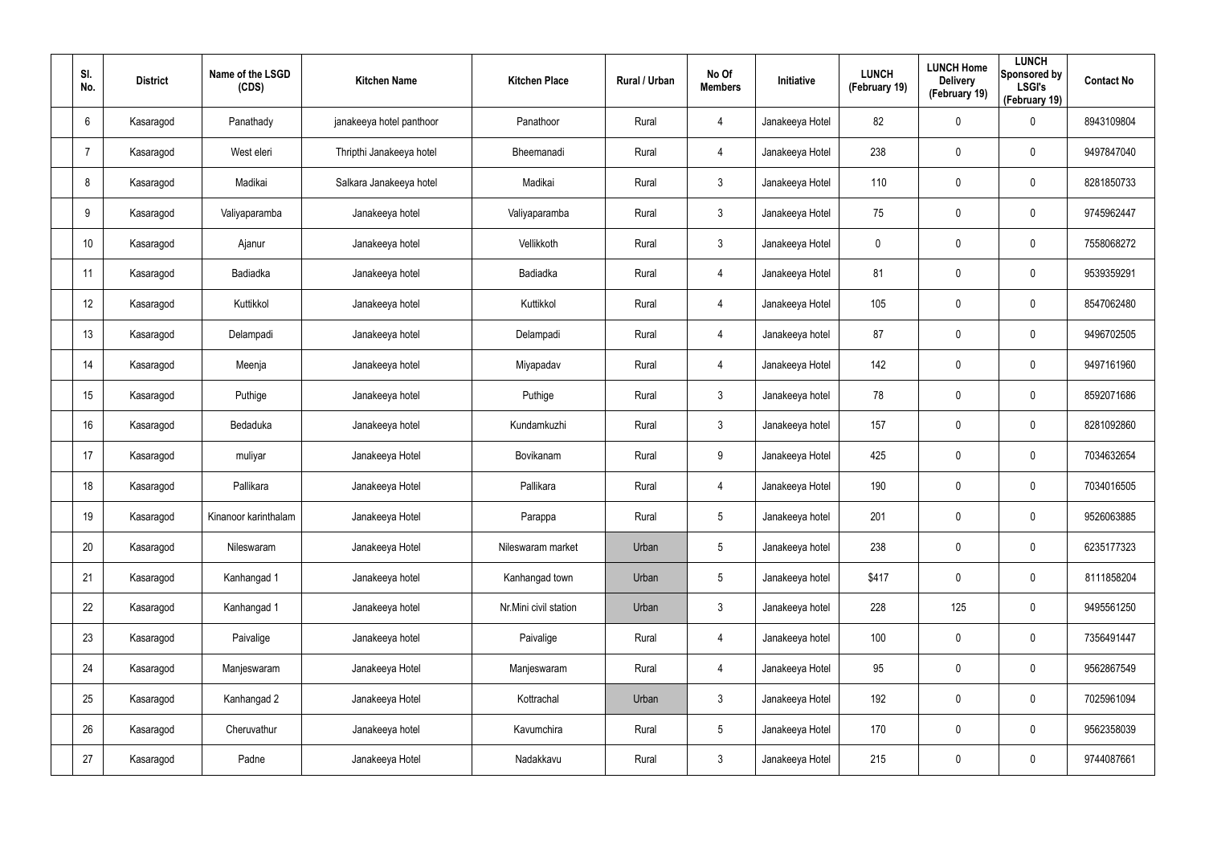| Sl. No. | District | Name of the LSGD (CDS) | Kitchen Name | Kitchen Place | Rural / Urban | No Of Members | Initiative | LUNCH (February 19) | LUNCH Home Delivery (February 19) | LUNCH Sponsored by LSGI's (February 19) | Contact No |
|---|---|---|---|---|---|---|---|---|---|---|---|
| 6 | Kasaragod | Panathady | janakeeya hotel panthoor | Panathoor | Rural | 4 | Janakeeya Hotel | 82 | 0 | 0 | 8943109804 |
| 7 | Kasaragod | West eleri | Thripthi Janakeeya hotel | Bheemanadi | Rural | 4 | Janakeeya Hotel | 238 | 0 | 0 | 9497847040 |
| 8 | Kasaragod | Madikai | Salkara Janakeeya hotel | Madikai | Rural | 3 | Janakeeya Hotel | 110 | 0 | 0 | 8281850733 |
| 9 | Kasaragod | Valiyaparamba | Janakeeya hotel | Valiyaparamba | Rural | 3 | Janakeeya Hotel | 75 | 0 | 0 | 9745962447 |
| 10 | Kasaragod | Ajanur | Janakeeya hotel | Vellikkoth | Rural | 3 | Janakeeya Hotel | 0 | 0 | 0 | 7558068272 |
| 11 | Kasaragod | Badiadka | Janakeeya hotel | Badiadka | Rural | 4 | Janakeeya Hotel | 81 | 0 | 0 | 9539359291 |
| 12 | Kasaragod | Kuttikkol | Janakeeya hotel | Kuttikkol | Rural | 4 | Janakeeya Hotel | 105 | 0 | 0 | 8547062480 |
| 13 | Kasaragod | Delampadi | Janakeeya hotel | Delampadi | Rural | 4 | Janakeeya hotel | 87 | 0 | 0 | 9496702505 |
| 14 | Kasaragod | Meenja | Janakeeya hotel | Miyapadav | Rural | 4 | Janakeeya Hotel | 142 | 0 | 0 | 9497161960 |
| 15 | Kasaragod | Puthige | Janakeeya hotel | Puthige | Rural | 3 | Janakeeya hotel | 78 | 0 | 0 | 8592071686 |
| 16 | Kasaragod | Bedaduka | Janakeeya hotel | Kundamkuzhi | Rural | 3 | Janakeeya hotel | 157 | 0 | 0 | 8281092860 |
| 17 | Kasaragod | muliyar | Janakeeya Hotel | Bovikanam | Rural | 9 | Janakeeya Hotel | 425 | 0 | 0 | 7034632654 |
| 18 | Kasaragod | Pallikara | Janakeeya Hotel | Pallikara | Rural | 4 | Janakeeya Hotel | 190 | 0 | 0 | 7034016505 |
| 19 | Kasaragod | Kinanoor karinthalam | Janakeeya Hotel | Parappa | Rural | 5 | Janakeeya hotel | 201 | 0 | 0 | 9526063885 |
| 20 | Kasaragod | Nileswaram | Janakeeya Hotel | Nileswaram market | Urban | 5 | Janakeeya hotel | 238 | 0 | 0 | 6235177323 |
| 21 | Kasaragod | Kanhangad 1 | Janakeeya hotel | Kanhangad town | Urban | 5 | Janakeeya hotel | $417 | 0 | 0 | 8111858204 |
| 22 | Kasaragod | Kanhangad 1 | Janakeeya hotel | Nr.Mini civil station | Urban | 3 | Janakeeya hotel | 228 | 125 | 0 | 9495561250 |
| 23 | Kasaragod | Paivalige | Janakeeya hotel | Paivalige | Rural | 4 | Janakeeya hotel | 100 | 0 | 0 | 7356491447 |
| 24 | Kasaragod | Manjeswaram | Janakeeya Hotel | Manjeswaram | Rural | 4 | Janakeeya Hotel | 95 | 0 | 0 | 9562867549 |
| 25 | Kasaragod | Kanhangad 2 | Janakeeya Hotel | Kottrachal | Urban | 3 | Janakeeya Hotel | 192 | 0 | 0 | 7025961094 |
| 26 | Kasaragod | Cheruvathur | Janakeeya hotel | Kavumchira | Rural | 5 | Janakeeya Hotel | 170 | 0 | 0 | 9562358039 |
| 27 | Kasaragod | Padne | Janakeeya Hotel | Nadakkavu | Rural | 3 | Janakeeya Hotel | 215 | 0 | 0 | 9744087661 |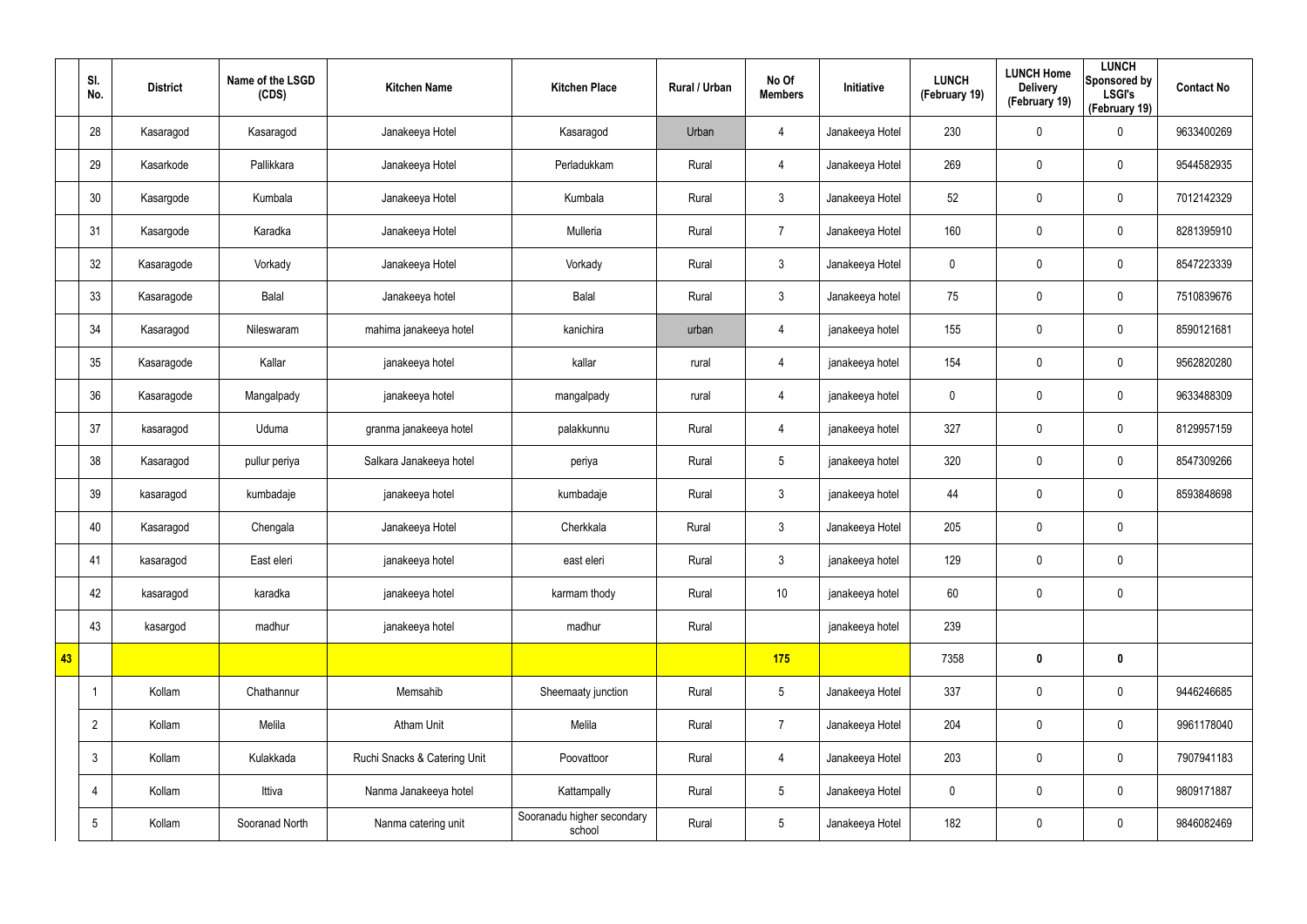|  | Sl. No. | District | Name of the LSGD (CDS) | Kitchen Name | Kitchen Place | Rural / Urban | No Of Members | Initiative | LUNCH (February 19) | LUNCH Home Delivery (February 19) | LUNCH Sponsored by LSGI's (February 19) | Contact No |
|---|---|---|---|---|---|---|---|---|---|---|---|---|
|  | 28 | Kasaragod | Kasaragod | Janakeeya Hotel | Kasaragod | Urban | 4 | Janakeeya Hotel | 230 | 0 | 0 | 9633400269 |
|  | 29 | Kasarkode | Pallikkara | Janakeeya Hotel | Perladukkam | Rural | 4 | Janakeeya Hotel | 269 | 0 | 0 | 9544582935 |
|  | 30 | Kasargode | Kumbala | Janakeeya Hotel | Kumbala | Rural | 3 | Janakeeya Hotel | 52 | 0 | 0 | 7012142329 |
|  | 31 | Kasargode | Karadka | Janakeeya Hotel | Mulleria | Rural | 7 | Janakeeya Hotel | 160 | 0 | 0 | 8281395910 |
|  | 32 | Kasaragode | Vorkady | Janakeeya Hotel | Vorkady | Rural | 3 | Janakeeya Hotel | 0 | 0 | 0 | 8547223339 |
|  | 33 | Kasaragode | Balal | Janakeeya hotel | Balal | Rural | 3 | Janakeeya hotel | 75 | 0 | 0 | 7510839676 |
|  | 34 | Kasaragod | Nileswaram | mahima janakeeya hotel | kanichira | urban | 4 | janakeeya hotel | 155 | 0 | 0 | 8590121681 |
|  | 35 | Kasaragode | Kallar | janakeeya hotel | kallar | rural | 4 | janakeeya hotel | 154 | 0 | 0 | 9562820280 |
|  | 36 | Kasaragode | Mangalpady | janakeeya hotel | mangalpady | rural | 4 | janakeeya hotel | 0 | 0 | 0 | 9633488309 |
|  | 37 | kasaragod | Uduma | granma janakeeya hotel | palakkunnu | Rural | 4 | janakeeya hotel | 327 | 0 | 0 | 8129957159 |
|  | 38 | Kasaragod | pullur periya | Salkara Janakeeya hotel | periya | Rural | 5 | janakeeya hotel | 320 | 0 | 0 | 8547309266 |
|  | 39 | kasaragod | kumbadaje | janakeeya hotel | kumbadaje | Rural | 3 | janakeeya hotel | 44 | 0 | 0 | 8593848698 |
|  | 40 | Kasaragod | Chengala | Janakeeya Hotel | Cherkkala | Rural | 3 | Janakeeya Hotel | 205 | 0 | 0 |  |
|  | 41 | kasaragod | East eleri | janakeeya hotel | east eleri | Rural | 3 | janakeeya hotel | 129 | 0 | 0 |  |
|  | 42 | kasaragod | karadka | janakeeya hotel | karmam thody | Rural | 10 | janakeeya hotel | 60 | 0 | 0 |  |
|  | 43 | kasargod | madhur | janakeeya hotel | madhur | Rural |  | janakeeya hotel | 239 |  |  |  |
| 43 |  |  |  |  |  |  | 175 |  | 7358 | 0 | 0 |  |
|  | 1 | Kollam | Chathannur | Memsahib | Sheemaaty junction | Rural | 5 | Janakeeya Hotel | 337 | 0 | 0 | 9446246685 |
|  | 2 | Kollam | Melila | Atham Unit | Melila | Rural | 7 | Janakeeya Hotel | 204 | 0 | 0 | 9961178040 |
|  | 3 | Kollam | Kulakkada | Ruchi Snacks & Catering Unit | Poovattoor | Rural | 4 | Janakeeya Hotel | 203 | 0 | 0 | 7907941183 |
|  | 4 | Kollam | Ittiva | Nanma Janakeeya hotel | Kattampally | Rural | 5 | Janakeeya Hotel | 0 | 0 | 0 | 9809171887 |
|  | 5 | Kollam | Sooranad North | Nanma catering unit | Sooranadu higher secondary school | Rural | 5 | Janakeeya Hotel | 182 | 0 | 0 | 9846082469 |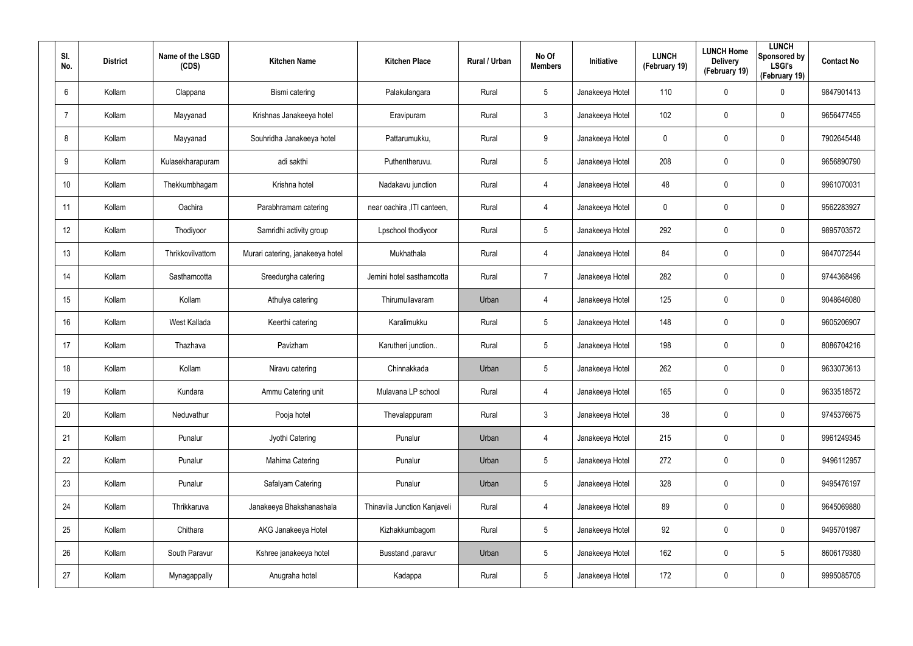| Sl. No. | District | Name of the LSGD (CDS) | Kitchen Name | Kitchen Place | Rural / Urban | No Of Members | Initiative | LUNCH (February 19) | LUNCH Home Delivery (February 19) | LUNCH Sponsored by LSGI's (February 19) | Contact No |
|---|---|---|---|---|---|---|---|---|---|---|---|
| 6 | Kollam | Clappana | Bismi catering | Palakulangara | Rural | 5 | Janakeeya Hotel | 110 | 0 | 0 | 9847901413 |
| 7 | Kollam | Mayyanad | Krishnas Janakeeya hotel | Eravipuram | Rural | 3 | Janakeeya Hotel | 102 | 0 | 0 | 9656477455 |
| 8 | Kollam | Mayyanad | Souhridha Janakeeya hotel | Pattarumukku, | Rural | 9 | Janakeeya Hotel | 0 | 0 | 0 | 7902645448 |
| 9 | Kollam | Kulasekharapuram | adi sakthi | Puthentheruvu. | Rural | 5 | Janakeeya Hotel | 208 | 0 | 0 | 9656890790 |
| 10 | Kollam | Thekkumbhagam | Krishna hotel | Nadakavu junction | Rural | 4 | Janakeeya Hotel | 48 | 0 | 0 | 9961070031 |
| 11 | Kollam | Oachira | Parabhramam catering | near oachira ,ITI canteen, | Rural | 4 | Janakeeya Hotel | 0 | 0 | 0 | 9562283927 |
| 12 | Kollam | Thodiyoor | Samridhi activity group | Lpschool thodiyoor | Rural | 5 | Janakeeya Hotel | 292 | 0 | 0 | 9895703572 |
| 13 | Kollam | Thrikkovilvattom | Murari catering, janakeeya hotel | Mukhathala | Rural | 4 | Janakeeya Hotel | 84 | 0 | 0 | 9847072544 |
| 14 | Kollam | Sasthamcotta | Sreedurgha catering | Jemini hotel sasthamcotta | Rural | 7 | Janakeeya Hotel | 282 | 0 | 0 | 9744368496 |
| 15 | Kollam | Kollam | Athulya catering | Thirumullavaram | Urban | 4 | Janakeeya Hotel | 125 | 0 | 0 | 9048646080 |
| 16 | Kollam | West Kallada | Keerthi catering | Karalimukku | Rural | 5 | Janakeeya Hotel | 148 | 0 | 0 | 9605206907 |
| 17 | Kollam | Thazhava | Pavizham | Karutheri junction.. | Rural | 5 | Janakeeya Hotel | 198 | 0 | 0 | 8086704216 |
| 18 | Kollam | Kollam | Niravu catering | Chinnakkada | Urban | 5 | Janakeeya Hotel | 262 | 0 | 0 | 9633073613 |
| 19 | Kollam | Kundara | Ammu Catering unit | Mulavana LP school | Rural | 4 | Janakeeya Hotel | 165 | 0 | 0 | 9633518572 |
| 20 | Kollam | Neduvathur | Pooja hotel | Thevalappuram | Rural | 3 | Janakeeya Hotel | 38 | 0 | 0 | 9745376675 |
| 21 | Kollam | Punalur | Jyothi Catering | Punalur | Urban | 4 | Janakeeya Hotel | 215 | 0 | 0 | 9961249345 |
| 22 | Kollam | Punalur | Mahima Catering | Punalur | Urban | 5 | Janakeeya Hotel | 272 | 0 | 0 | 9496112957 |
| 23 | Kollam | Punalur | Safalyam Catering | Punalur | Urban | 5 | Janakeeya Hotel | 328 | 0 | 0 | 9495476197 |
| 24 | Kollam | Thrikkaruva | Janakeeya Bhakshanashala | Thinavila Junction Kanjaveli | Rural | 4 | Janakeeya Hotel | 89 | 0 | 0 | 9645069880 |
| 25 | Kollam | Chithara | AKG Janakeeya Hotel | Kizhakkumbagom | Rural | 5 | Janakeeya Hotel | 92 | 0 | 0 | 9495701987 |
| 26 | Kollam | South Paravur | Kshree janakeeya hotel | Busstand ,paravur | Urban | 5 | Janakeeya Hotel | 162 | 0 | 5 | 8606179380 |
| 27 | Kollam | Mynagappally | Anugraha hotel | Kadappa | Rural | 5 | Janakeeya Hotel | 172 | 0 | 0 | 9995085705 |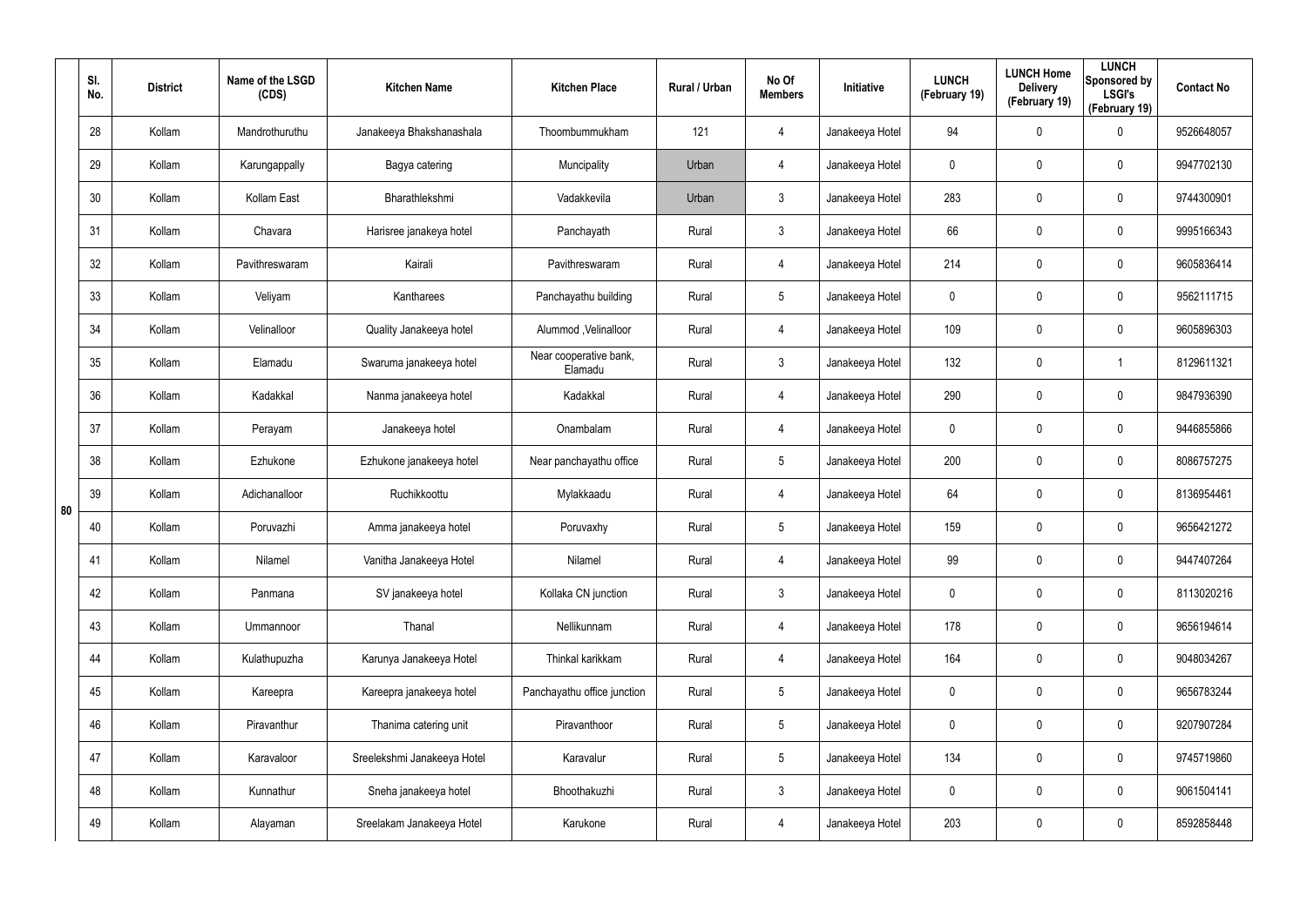| | Sl. No. | District | Name of the LSGD (CDS) | Kitchen Name | Kitchen Place | Rural / Urban | No Of Members | Initiative | LUNCH (February 19) | LUNCH Home Delivery (February 19) | LUNCH Sponsored by LSGI's (February 19) | Contact No |
|---|---|---|---|---|---|---|---|---|---|---|---|---|
| 80 | 28 | Kollam | Mandrothuruthu | Janakeeya Bhakshanashala | Thoombummukham | 121 | 4 | Janakeeya Hotel | 94 | 0 | 0 | 9526648057 |
| | 29 | Kollam | Karungappally | Bagya catering | Muncipality | Urban | 4 | Janakeeya Hotel | 0 | 0 | 0 | 9947702130 |
| | 30 | Kollam | Kollam East | Bharathlekshmi | Vadakkevila | Urban | 3 | Janakeeya Hotel | 283 | 0 | 0 | 9744300901 |
| | 31 | Kollam | Chavara | Harisree janakeya hotel | Panchayath | Rural | 3 | Janakeeya Hotel | 66 | 0 | 0 | 9995166343 |
| | 32 | Kollam | Pavithreswaram | Kairali | Pavithreswaram | Rural | 4 | Janakeeya Hotel | 214 | 0 | 0 | 9605836414 |
| | 33 | Kollam | Veliyam | Kantharees | Panchayathu building | Rural | 5 | Janakeeya Hotel | 0 | 0 | 0 | 9562111715 |
| | 34 | Kollam | Velinalloor | Quality Janakeeya hotel | Alummod ,Velinalloor | Rural | 4 | Janakeeya Hotel | 109 | 0 | 0 | 9605896303 |
| | 35 | Kollam | Elamadu | Swaruma janakeeya hotel | Near cooperative bank, Elamadu | Rural | 3 | Janakeeya Hotel | 132 | 0 | 1 | 8129611321 |
| | 36 | Kollam | Kadakkal | Nanma janakeeya hotel | Kadakkal | Rural | 4 | Janakeeya Hotel | 290 | 0 | 0 | 9847936390 |
| | 37 | Kollam | Perayam | Janakeeya hotel | Onambalam | Rural | 4 | Janakeeya Hotel | 0 | 0 | 0 | 9446855866 |
| | 38 | Kollam | Ezhukone | Ezhukone janakeeya hotel | Near panchayathu office | Rural | 5 | Janakeeya Hotel | 200 | 0 | 0 | 8086757275 |
| | 39 | Kollam | Adichanalloor | Ruchikkoottu | Mylakkaadu | Rural | 4 | Janakeeya Hotel | 64 | 0 | 0 | 8136954461 |
| | 40 | Kollam | Poruvazhi | Amma janakeeya hotel | Poruvaxhy | Rural | 5 | Janakeeya Hotel | 159 | 0 | 0 | 9656421272 |
| | 41 | Kollam | Nilamel | Vanitha Janakeeya Hotel | Nilamel | Rural | 4 | Janakeeya Hotel | 99 | 0 | 0 | 9447407264 |
| | 42 | Kollam | Panmana | SV janakeeya hotel | Kollaka CN junction | Rural | 3 | Janakeeya Hotel | 0 | 0 | 0 | 8113020216 |
| | 43 | Kollam | Ummannoor | Thanal | Nellikunnam | Rural | 4 | Janakeeya Hotel | 178 | 0 | 0 | 9656194614 |
| | 44 | Kollam | Kulathupuzha | Karunya Janakeeya Hotel | Thinkal karikkam | Rural | 4 | Janakeeya Hotel | 164 | 0 | 0 | 9048034267 |
| | 45 | Kollam | Kareepra | Kareepra janakeeya hotel | Panchayathu office junction | Rural | 5 | Janakeeya Hotel | 0 | 0 | 0 | 9656783244 |
| | 46 | Kollam | Piravanthur | Thanima catering unit | Piravanthoor | Rural | 5 | Janakeeya Hotel | 0 | 0 | 0 | 9207907284 |
| | 47 | Kollam | Karavaloor | Sreelekshmi Janakeeya Hotel | Karavalur | Rural | 5 | Janakeeya Hotel | 134 | 0 | 0 | 9745719860 |
| | 48 | Kollam | Kunnathur | Sneha janakeeya hotel | Bhoothakuzhi | Rural | 3 | Janakeeya Hotel | 0 | 0 | 0 | 9061504141 |
| | 49 | Kollam | Alayaman | Sreelakam Janakeeya Hotel | Karukone | Rural | 4 | Janakeeya Hotel | 203 | 0 | 0 | 8592858448 |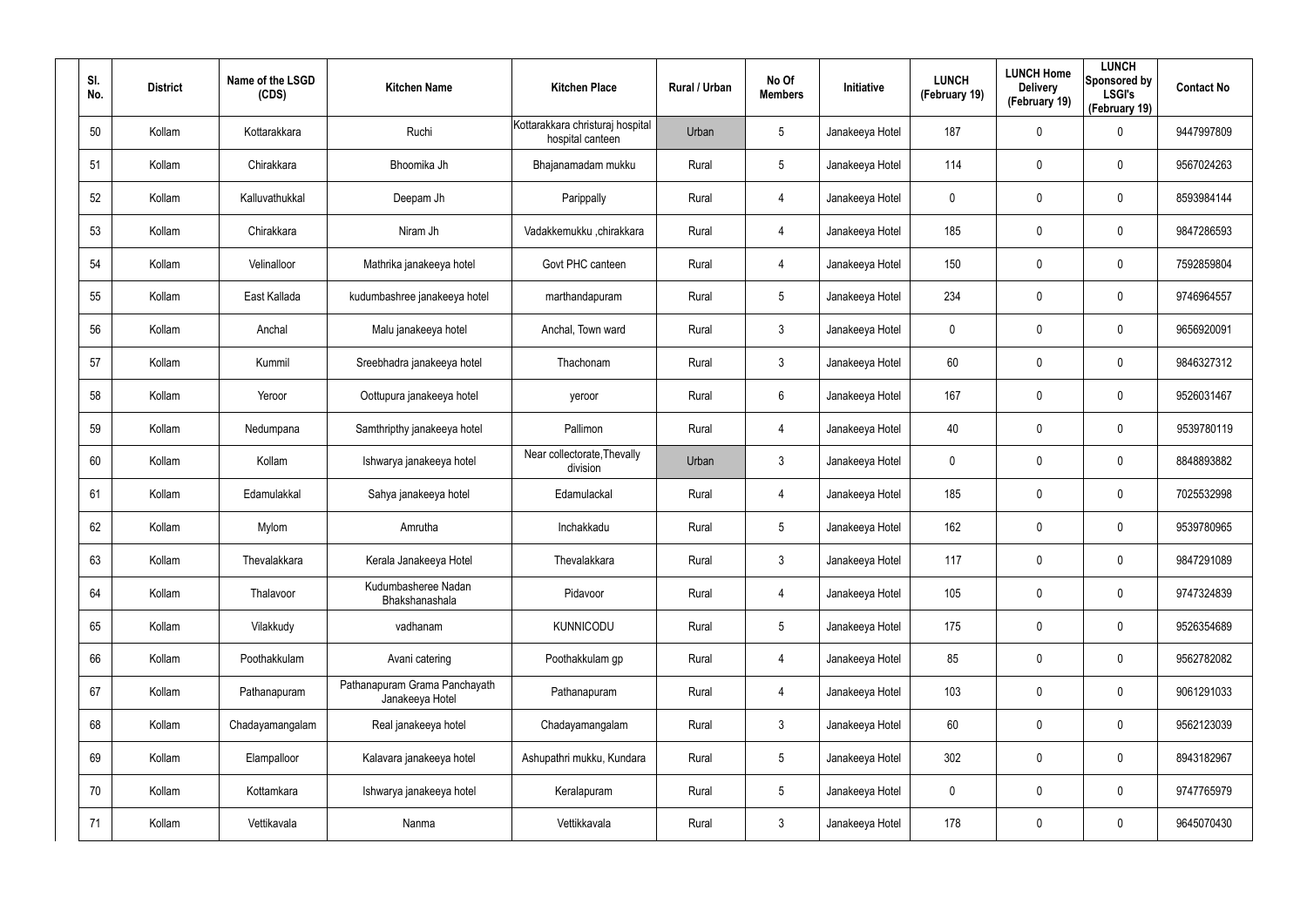| Sl. No. | District | Name of the LSGD (CDS) | Kitchen Name | Kitchen Place | Rural / Urban | No Of Members | Initiative | LUNCH (February 19) | LUNCH Home Delivery (February 19) | LUNCH Sponsored by LSGI's (February 19) | Contact No |
|---|---|---|---|---|---|---|---|---|---|---|---|
| 50 | Kollam | Kottarakkara | Ruchi | Kottarakkara christuraj hospital hospital canteen | Urban | 5 | Janakeeya Hotel | 187 | 0 | 0 | 9447997809 |
| 51 | Kollam | Chirakkara | Bhoomika Jh | Bhajanamadam mukku | Rural | 5 | Janakeeya Hotel | 114 | 0 | 0 | 9567024263 |
| 52 | Kollam | Kalluvathukkal | Deepam Jh | Parippally | Rural | 4 | Janakeeya Hotel | 0 | 0 | 0 | 8593984144 |
| 53 | Kollam | Chirakkara | Niram Jh | Vadakkemukku ,chirakkara | Rural | 4 | Janakeeya Hotel | 185 | 0 | 0 | 9847286593 |
| 54 | Kollam | Velinalloor | Mathrika janakeeya hotel | Govt PHC canteen | Rural | 4 | Janakeeya Hotel | 150 | 0 | 0 | 7592859804 |
| 55 | Kollam | East Kallada | kudumbashree janakeeya hotel | marthandapuram | Rural | 5 | Janakeeya Hotel | 234 | 0 | 0 | 9746964557 |
| 56 | Kollam | Anchal | Malu janakeeya hotel | Anchal, Town ward | Rural | 3 | Janakeeya Hotel | 0 | 0 | 0 | 9656920091 |
| 57 | Kollam | Kummil | Sreebhadra janakeeya hotel | Thachonam | Rural | 3 | Janakeeya Hotel | 60 | 0 | 0 | 9846327312 |
| 58 | Kollam | Yeroor | Oottupura janakeeya hotel | yeroor | Rural | 6 | Janakeeya Hotel | 167 | 0 | 0 | 9526031467 |
| 59 | Kollam | Nedumpana | Samthripthy janakeeya hotel | Pallimon | Rural | 4 | Janakeeya Hotel | 40 | 0 | 0 | 9539780119 |
| 60 | Kollam | Kollam | Ishwarya janakeeya hotel | Near collectorate,Thevally division | Urban | 3 | Janakeeya Hotel | 0 | 0 | 0 | 8848893882 |
| 61 | Kollam | Edamulakkal | Sahya janakeeya hotel | Edamulackal | Rural | 4 | Janakeeya Hotel | 185 | 0 | 0 | 7025532998 |
| 62 | Kollam | Mylom | Amrutha | Inchakkadu | Rural | 5 | Janakeeya Hotel | 162 | 0 | 0 | 9539780965 |
| 63 | Kollam | Thevalakkara | Kerala Janakeeya Hotel | Thevalakkara | Rural | 3 | Janakeeya Hotel | 117 | 0 | 0 | 9847291089 |
| 64 | Kollam | Thalavoor | Kudumbasheree Nadan Bhakshanashala | Pidavoor | Rural | 4 | Janakeeya Hotel | 105 | 0 | 0 | 9747324839 |
| 65 | Kollam | Vilakkudy | vadhanam | KUNNICODU | Rural | 5 | Janakeeya Hotel | 175 | 0 | 0 | 9526354689 |
| 66 | Kollam | Poothakkulam | Avani catering | Poothakkulam gp | Rural | 4 | Janakeeya Hotel | 85 | 0 | 0 | 9562782082 |
| 67 | Kollam | Pathanapuram | Pathanapuram Grama Panchayath Janakeeya Hotel | Pathanapuram | Rural | 4 | Janakeeya Hotel | 103 | 0 | 0 | 9061291033 |
| 68 | Kollam | Chadayamangalam | Real janakeeya hotel | Chadayamangalam | Rural | 3 | Janakeeya Hotel | 60 | 0 | 0 | 9562123039 |
| 69 | Kollam | Elampalloor | Kalavara janakeeya hotel | Ashupathri mukku, Kundara | Rural | 5 | Janakeeya Hotel | 302 | 0 | 0 | 8943182967 |
| 70 | Kollam | Kottamkara | Ishwarya janakeeya hotel | Keralapuram | Rural | 5 | Janakeeya Hotel | 0 | 0 | 0 | 9747765979 |
| 71 | Kollam | Vettikavala | Nanma | Vettikkavala | Rural | 3 | Janakeeya Hotel | 178 | 0 | 0 | 9645070430 |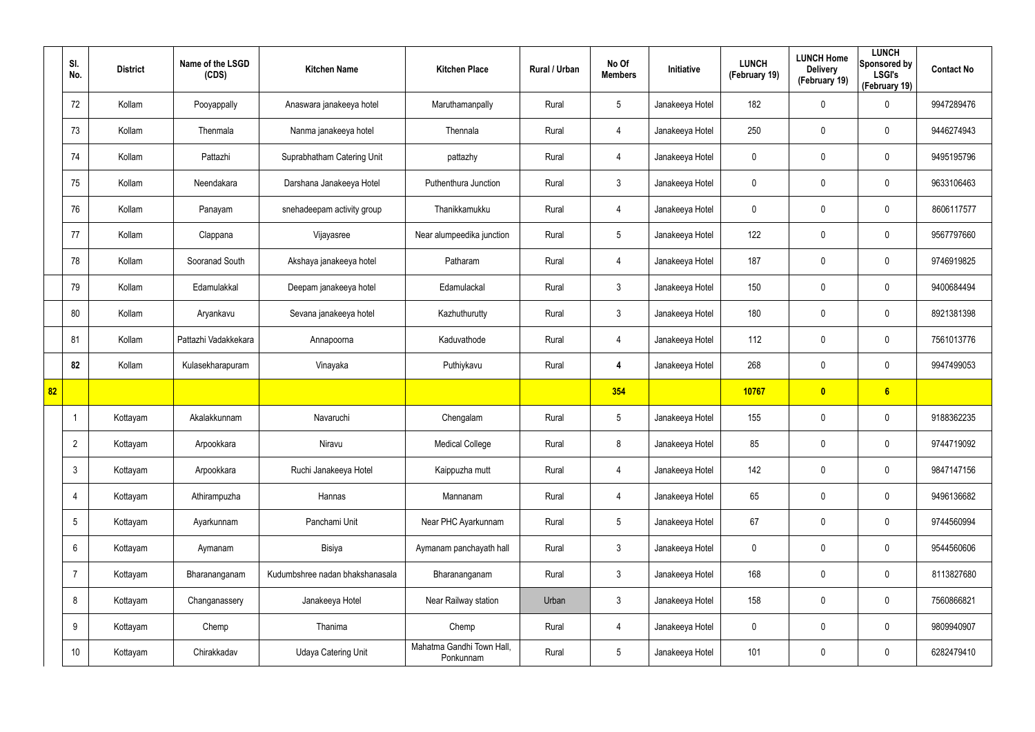| | Sl. No. | District | Name of the LSGD (CDS) | Kitchen Name | Kitchen Place | Rural / Urban | No Of Members | Initiative | LUNCH (February 19) | LUNCH Home Delivery (February 19) | LUNCH Sponsored by LSGI's (February 19) | Contact No |
|---|---|---|---|---|---|---|---|---|---|---|---|---|
| | 72 | Kollam | Pooyappally | Anaswara janakeeya hotel | Maruthamanpally | Rural | 5 | Janakeeya Hotel | 182 | 0 | 0 | 9947289476 |
| | 73 | Kollam | Thenmala | Nanma janakeeya hotel | Thennala | Rural | 4 | Janakeeya Hotel | 250 | 0 | 0 | 9446274943 |
| | 74 | Kollam | Pattazhi | Suprabhatham Catering Unit | pattazhy | Rural | 4 | Janakeeya Hotel | 0 | 0 | 0 | 9495195796 |
| | 75 | Kollam | Neendakara | Darshana Janakeeya Hotel | Puthenthura Junction | Rural | 3 | Janakeeya Hotel | 0 | 0 | 0 | 9633106463 |
| | 76 | Kollam | Panayam | snehadeepam activity group | Thanikkamukku | Rural | 4 | Janakeeya Hotel | 0 | 0 | 0 | 8606117577 |
| | 77 | Kollam | Clappana | Vijayasree | Near alumpeedika junction | Rural | 5 | Janakeeya Hotel | 122 | 0 | 0 | 9567797660 |
| | 78 | Kollam | Sooranad South | Akshaya janakeeya hotel | Patharam | Rural | 4 | Janakeeya Hotel | 187 | 0 | 0 | 9746919825 |
| | 79 | Kollam | Edamulakkal | Deepam janakeeya hotel | Edamulackal | Rural | 3 | Janakeeya Hotel | 150 | 0 | 0 | 9400684494 |
| | 80 | Kollam | Aryankavu | Sevana janakeeya hotel | Kazhuthurutty | Rural | 3 | Janakeeya Hotel | 180 | 0 | 0 | 8921381398 |
| | 81 | Kollam | Pattazhi Vadakkekara | Annapoorna | Kaduvathode | Rural | 4 | Janakeeya Hotel | 112 | 0 | 0 | 7561013776 |
| | **82** | Kollam | Kulasekharapuram | Vinayaka | Puthiykavu | Rural | **4** | Janakeeya Hotel | 268 | 0 | 0 | 9947499053 |
| **82** | | | | | | | **354** | | **10767** | **0** | **6** | |
| | 1 | Kottayam | Akalakkunnam | Navaruchi | Chengalam | Rural | 5 | Janakeeya Hotel | 155 | 0 | 0 | 9188362235 |
| | 2 | Kottayam | Arpookkara | Niravu | Medical College | Rural | 8 | Janakeeya Hotel | 85 | 0 | 0 | 9744719092 |
| | 3 | Kottayam | Arpookkara | Ruchi Janakeeya Hotel | Kaippuzha mutt | Rural | 4 | Janakeeya Hotel | 142 | 0 | 0 | 9847147156 |
| | 4 | Kottayam | Athirampuzha | Hannas | Mannanam | Rural | 4 | Janakeeya Hotel | 65 | 0 | 0 | 9496136682 |
| | 5 | Kottayam | Ayarkunnam | Panchami Unit | Near PHC Ayarkunnam | Rural | 5 | Janakeeya Hotel | 67 | 0 | 0 | 9744560994 |
| | 6 | Kottayam | Aymanam | Bisiya | Aymanam panchayath hall | Rural | 3 | Janakeeya Hotel | 0 | 0 | 0 | 9544560606 |
| | 7 | Kottayam | Bharananganam | Kudumbshree nadan bhakshanasala | Bharananganam | Rural | 3 | Janakeeya Hotel | 168 | 0 | 0 | 8113827680 |
| | 8 | Kottayam | Changanassery | Janakeeya Hotel | Near Railway station | Urban | 3 | Janakeeya Hotel | 158 | 0 | 0 | 7560866821 |
| | 9 | Kottayam | Chemp | Thanima | Chemp | Rural | 4 | Janakeeya Hotel | 0 | 0 | 0 | 9809940907 |
| | 10 | Kottayam | Chirakkadav | Udaya Catering Unit | Mahatma Gandhi Town Hall, Ponkunnam | Rural | 5 | Janakeeya Hotel | 101 | 0 | 0 | 6282479410 |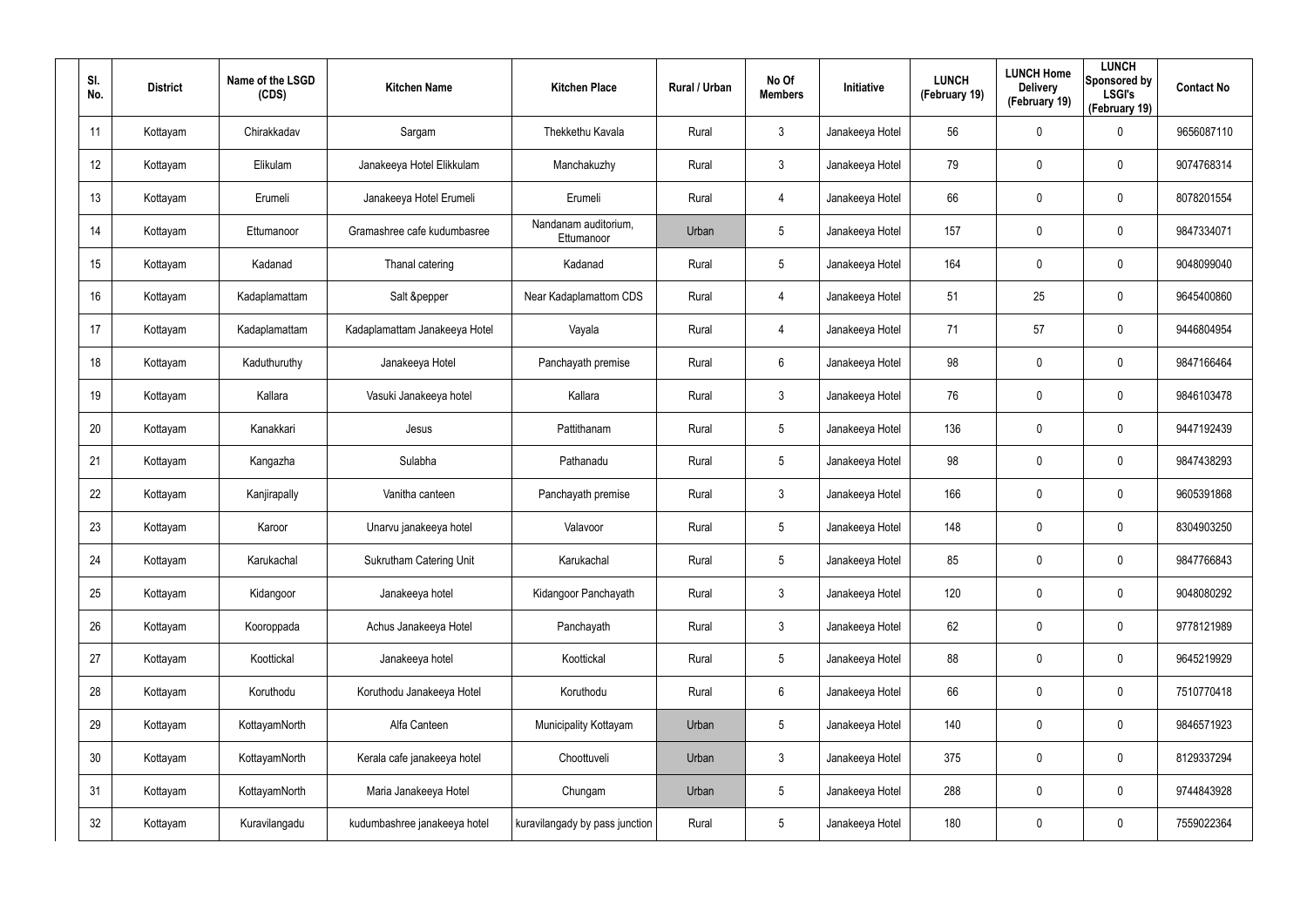| Sl. No. | District | Name of the LSGD (CDS) | Kitchen Name | Kitchen Place | Rural / Urban | No Of Members | Initiative | LUNCH (February 19) | LUNCH Home Delivery (February 19) | LUNCH Sponsored by LSGI's (February 19) | Contact No |
|---|---|---|---|---|---|---|---|---|---|---|---|
| 11 | Kottayam | Chirakkadav | Sargam | Thekkethu Kavala | Rural | 3 | Janakeeya Hotel | 56 | 0 | 0 | 9656087110 |
| 12 | Kottayam | Elikulam | Janakeeya Hotel Elikkulam | Manchakuzhy | Rural | 3 | Janakeeya Hotel | 79 | 0 | 0 | 9074768314 |
| 13 | Kottayam | Erumeli | Janakeeya Hotel Erumeli | Erumeli | Rural | 4 | Janakeeya Hotel | 66 | 0 | 0 | 8078201554 |
| 14 | Kottayam | Ettumanoor | Gramashree cafe kudumbasree | Nandanam auditorium, Ettumanoor | Urban | 5 | Janakeeya Hotel | 157 | 0 | 0 | 9847334071 |
| 15 | Kottayam | Kadanad | Thanal catering | Kadanad | Rural | 5 | Janakeeya Hotel | 164 | 0 | 0 | 9048099040 |
| 16 | Kottayam | Kadaplamattam | Salt &pepper | Near Kadaplamattom CDS | Rural | 4 | Janakeeya Hotel | 51 | 25 | 0 | 9645400860 |
| 17 | Kottayam | Kadaplamattam | Kadaplamattam Janakeeya Hotel | Vayala | Rural | 4 | Janakeeya Hotel | 71 | 57 | 0 | 9446804954 |
| 18 | Kottayam | Kaduthuruthy | Janakeeya Hotel | Panchayath premise | Rural | 6 | Janakeeya Hotel | 98 | 0 | 0 | 9847166464 |
| 19 | Kottayam | Kallara | Vasuki Janakeeya hotel | Kallara | Rural | 3 | Janakeeya Hotel | 76 | 0 | 0 | 9846103478 |
| 20 | Kottayam | Kanakkari | Jesus | Pattithanam | Rural | 5 | Janakeeya Hotel | 136 | 0 | 0 | 9447192439 |
| 21 | Kottayam | Kangazha | Sulabha | Pathanadu | Rural | 5 | Janakeeya Hotel | 98 | 0 | 0 | 9847438293 |
| 22 | Kottayam | Kanjirapally | Vanitha canteen | Panchayath premise | Rural | 3 | Janakeeya Hotel | 166 | 0 | 0 | 9605391868 |
| 23 | Kottayam | Karoor | Unarvu janakeeya hotel | Valavoor | Rural | 5 | Janakeeya Hotel | 148 | 0 | 0 | 8304903250 |
| 24 | Kottayam | Karukachal | Sukrutham Catering Unit | Karukachal | Rural | 5 | Janakeeya Hotel | 85 | 0 | 0 | 9847766843 |
| 25 | Kottayam | Kidangoor | Janakeeya hotel | Kidangoor Panchayath | Rural | 3 | Janakeeya Hotel | 120 | 0 | 0 | 9048080292 |
| 26 | Kottayam | Kooroppada | Achus Janakeeya Hotel | Panchayath | Rural | 3 | Janakeeya Hotel | 62 | 0 | 0 | 9778121989 |
| 27 | Kottayam | Koottickal | Janakeeya hotel | Koottickal | Rural | 5 | Janakeeya Hotel | 88 | 0 | 0 | 9645219929 |
| 28 | Kottayam | Koruthodu | Koruthodu Janakeeya Hotel | Koruthodu | Rural | 6 | Janakeeya Hotel | 66 | 0 | 0 | 7510770418 |
| 29 | Kottayam | KottayamNorth | Alfa Canteen | Municipality Kottayam | Urban | 5 | Janakeeya Hotel | 140 | 0 | 0 | 9846571923 |
| 30 | Kottayam | KottayamNorth | Kerala cafe janakeeya hotel | Choottuveli | Urban | 3 | Janakeeya Hotel | 375 | 0 | 0 | 8129337294 |
| 31 | Kottayam | KottayamNorth | Maria Janakeeya Hotel | Chungam | Urban | 5 | Janakeeya Hotel | 288 | 0 | 0 | 9744843928 |
| 32 | Kottayam | Kuravilangadu | kudumbashree janakeeya hotel | kuravilangady by pass junction | Rural | 5 | Janakeeya Hotel | 180 | 0 | 0 | 7559022364 |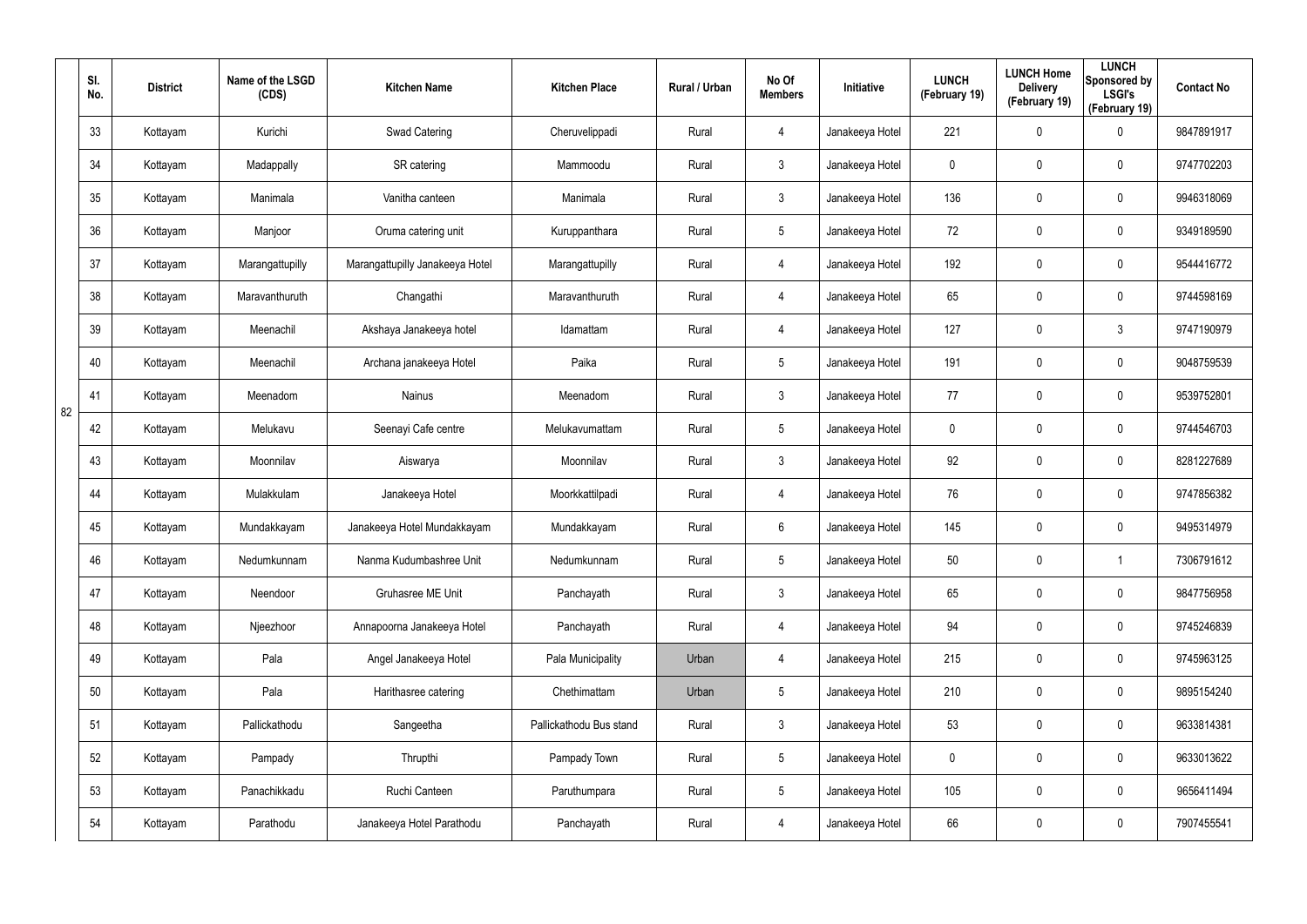| | Sl. No. | District | Name of the LSGD (CDS) | Kitchen Name | Kitchen Place | Rural / Urban | No Of Members | Initiative | LUNCH (February 19) | LUNCH Home Delivery (February 19) | LUNCH Sponsored by LSGI's (February 19) | Contact No |
|---|---|---|---|---|---|---|---|---|---|---|---|---|
| 82 | 33 | Kottayam | Kurichi | Swad Catering | Cheruvelippadi | Rural | 4 | Janakeeya Hotel | 221 | 0 | 0 | 9847891917 |
| | 34 | Kottayam | Madappally | SR catering | Mammoodu | Rural | 3 | Janakeeya Hotel | 0 | 0 | 0 | 9747702203 |
| | 35 | Kottayam | Manimala | Vanitha canteen | Manimala | Rural | 3 | Janakeeya Hotel | 136 | 0 | 0 | 9946318069 |
| | 36 | Kottayam | Manjoor | Oruma catering unit | Kuruppanthara | Rural | 5 | Janakeeya Hotel | 72 | 0 | 0 | 9349189590 |
| | 37 | Kottayam | Marangattupilly | Marangattupilly Janakeeya Hotel | Marangattupilly | Rural | 4 | Janakeeya Hotel | 192 | 0 | 0 | 9544416772 |
| | 38 | Kottayam | Maravanthuruth | Changathi | Maravanthuruth | Rural | 4 | Janakeeya Hotel | 65 | 0 | 0 | 9744598169 |
| | 39 | Kottayam | Meenachil | Akshaya Janakeeya hotel | Idamattam | Rural | 4 | Janakeeya Hotel | 127 | 0 | 3 | 9747190979 |
| | 40 | Kottayam | Meenachil | Archana janakeeya Hotel | Paika | Rural | 5 | Janakeeya Hotel | 191 | 0 | 0 | 9048759539 |
| | 41 | Kottayam | Meenadom | Nainus | Meenadom | Rural | 3 | Janakeeya Hotel | 77 | 0 | 0 | 9539752801 |
| | 42 | Kottayam | Melukavu | Seenayi Cafe centre | Melukavumattam | Rural | 5 | Janakeeya Hotel | 0 | 0 | 0 | 9744546703 |
| | 43 | Kottayam | Moonnilav | Aiswarya | Moonnilav | Rural | 3 | Janakeeya Hotel | 92 | 0 | 0 | 8281227689 |
| | 44 | Kottayam | Mulakkulam | Janakeeya Hotel | Moorkkattilpadi | Rural | 4 | Janakeeya Hotel | 76 | 0 | 0 | 9747856382 |
| | 45 | Kottayam | Mundakkayam | Janakeeya Hotel Mundakkayam | Mundakkayam | Rural | 6 | Janakeeya Hotel | 145 | 0 | 0 | 9495314979 |
| | 46 | Kottayam | Nedumkunnam | Nanma Kudumbashree Unit | Nedumkunnam | Rural | 5 | Janakeeya Hotel | 50 | 0 | 1 | 7306791612 |
| | 47 | Kottayam | Neendoor | Gruhasree ME Unit | Panchayath | Rural | 3 | Janakeeya Hotel | 65 | 0 | 0 | 9847756958 |
| | 48 | Kottayam | Njeezhoor | Annapoorna Janakeeya Hotel | Panchayath | Rural | 4 | Janakeeya Hotel | 94 | 0 | 0 | 9745246839 |
| | 49 | Kottayam | Pala | Angel Janakeeya Hotel | Pala Municipality | Urban | 4 | Janakeeya Hotel | 215 | 0 | 0 | 9745963125 |
| | 50 | Kottayam | Pala | Harithasree catering | Chethimattam | Urban | 5 | Janakeeya Hotel | 210 | 0 | 0 | 9895154240 |
| | 51 | Kottayam | Pallickathodu | Sangeetha | Pallickathodu Bus stand | Rural | 3 | Janakeeya Hotel | 53 | 0 | 0 | 9633814381 |
| | 52 | Kottayam | Pampady | Thrupthi | Pampady Town | Rural | 5 | Janakeeya Hotel | 0 | 0 | 0 | 9633013622 |
| | 53 | Kottayam | Panachikkadu | Ruchi Canteen | Paruthumpara | Rural | 5 | Janakeeya Hotel | 105 | 0 | 0 | 9656411494 |
| | 54 | Kottayam | Parathodu | Janakeeya Hotel Parathodu | Panchayath | Rural | 4 | Janakeeya Hotel | 66 | 0 | 0 | 7907455541 |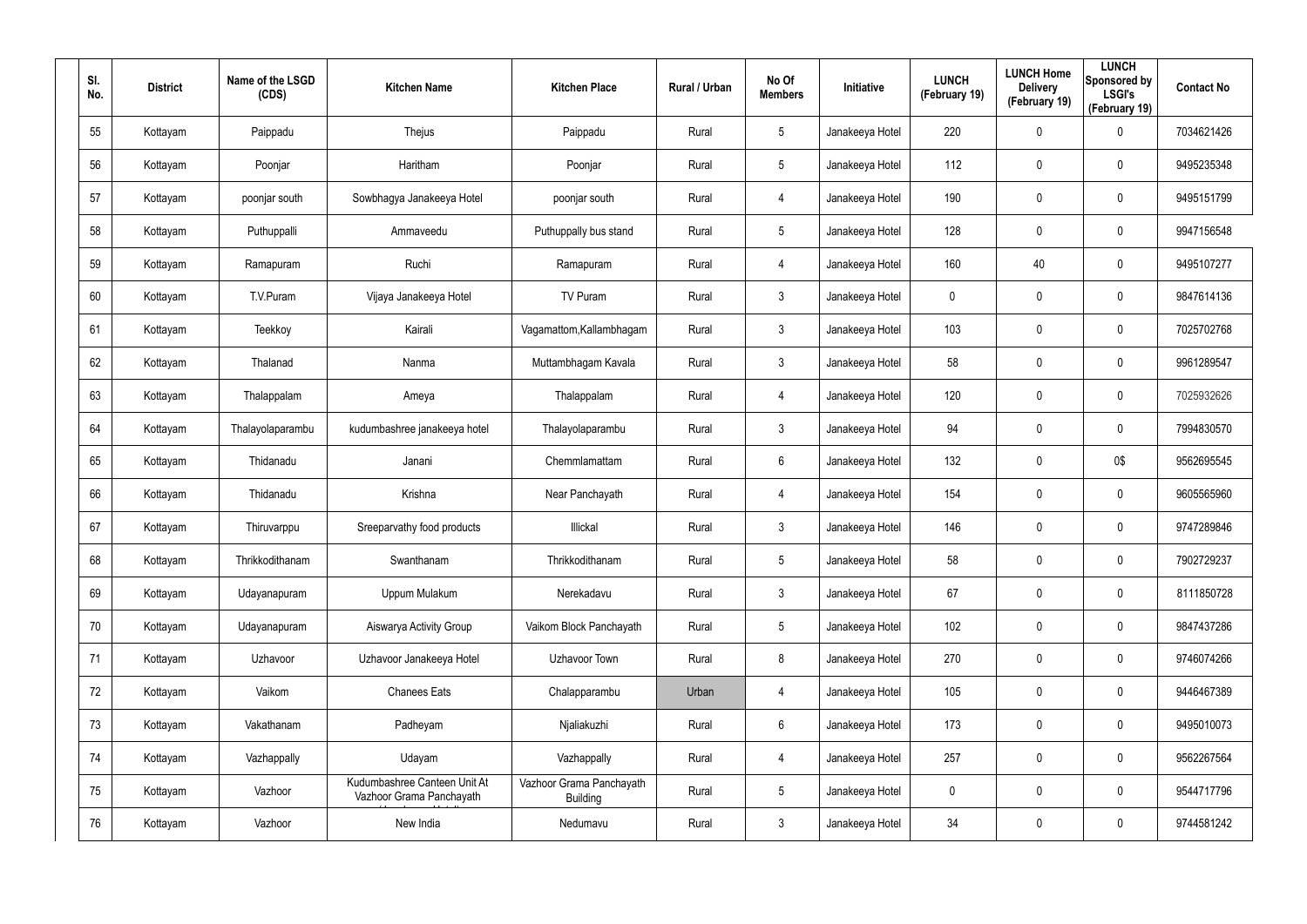| Sl. No. | District | Name of the LSGD (CDS) | Kitchen Name | Kitchen Place | Rural / Urban | No Of Members | Initiative | LUNCH (February 19) | LUNCH Home Delivery (February 19) | LUNCH Sponsored by LSGI's (February 19) | Contact No |
|---|---|---|---|---|---|---|---|---|---|---|---|
| 55 | Kottayam | Paippadu | Thejus | Paippadu | Rural | 5 | Janakeeya Hotel | 220 | 0 | 0 | 7034621426 |
| 56 | Kottayam | Poonjar | Haritham | Poonjar | Rural | 5 | Janakeeya Hotel | 112 | 0 | 0 | 9495235348 |
| 57 | Kottayam | poonjar south | Sowbhagya Janakeeya Hotel | poonjar south | Rural | 4 | Janakeeya Hotel | 190 | 0 | 0 | 9495151799 |
| 58 | Kottayam | Puthuppalli | Ammaveedu | Puthuppally bus stand | Rural | 5 | Janakeeya Hotel | 128 | 0 | 0 | 9947156548 |
| 59 | Kottayam | Ramapuram | Ruchi | Ramapuram | Rural | 4 | Janakeeya Hotel | 160 | 40 | 0 | 9495107277 |
| 60 | Kottayam | T.V.Puram | Vijaya Janakeeya Hotel | TV Puram | Rural | 3 | Janakeeya Hotel | 0 | 0 | 0 | 9847614136 |
| 61 | Kottayam | Teekkoy | Kairali | Vagamattom,Kallambhagam | Rural | 3 | Janakeeya Hotel | 103 | 0 | 0 | 7025702768 |
| 62 | Kottayam | Thalanad | Nanma | Muttambhagam Kavala | Rural | 3 | Janakeeya Hotel | 58 | 0 | 0 | 9961289547 |
| 63 | Kottayam | Thalappalam | Ameya | Thalappalam | Rural | 4 | Janakeeya Hotel | 120 | 0 | 0 | 7025932626 |
| 64 | Kottayam | Thalayolaparambu | kudumbashree janakeeya hotel | Thalayolaparambu | Rural | 3 | Janakeeya Hotel | 94 | 0 | 0 | 7994830570 |
| 65 | Kottayam | Thidanadu | Janani | Chemmlamattam | Rural | 6 | Janakeeya Hotel | 132 | 0 | 0$ | 9562695545 |
| 66 | Kottayam | Thidanadu | Krishna | Near Panchayath | Rural | 4 | Janakeeya Hotel | 154 | 0 | 0 | 9605565960 |
| 67 | Kottayam | Thiruvarppu | Sreeparvathy food products | Illickal | Rural | 3 | Janakeeya Hotel | 146 | 0 | 0 | 9747289846 |
| 68 | Kottayam | Thrikkodithanam | Swanthanam | Thrikkodithanam | Rural | 5 | Janakeeya Hotel | 58 | 0 | 0 | 7902729237 |
| 69 | Kottayam | Udayanapuram | Uppum Mulakum | Nerekadavu | Rural | 3 | Janakeeya Hotel | 67 | 0 | 0 | 8111850728 |
| 70 | Kottayam | Udayanapuram | Aiswarya Activity Group | Vaikom Block Panchayath | Rural | 5 | Janakeeya Hotel | 102 | 0 | 0 | 9847437286 |
| 71 | Kottayam | Uzhavoor | Uzhavoor Janakeeya Hotel | Uzhavoor Town | Rural | 8 | Janakeeya Hotel | 270 | 0 | 0 | 9746074266 |
| 72 | Kottayam | Vaikom | Chanees Eats | Chalapparambu | Urban | 4 | Janakeeya Hotel | 105 | 0 | 0 | 9446467389 |
| 73 | Kottayam | Vakathanam | Padheyam | Njaliakuzhi | Rural | 6 | Janakeeya Hotel | 173 | 0 | 0 | 9495010073 |
| 74 | Kottayam | Vazhappally | Udayam | Vazhappally | Rural | 4 | Janakeeya Hotel | 257 | 0 | 0 | 9562267564 |
| 75 | Kottayam | Vazhoor | Kudumbashree Canteen Unit At Vazhoor Grama Panchayath | Vazhoor Grama Panchayath Building | Rural | 5 | Janakeeya Hotel | 0 | 0 | 0 | 9544717796 |
| 76 | Kottayam | Vazhoor | New India | Nedumavu | Rural | 3 | Janakeeya Hotel | 34 | 0 | 0 | 9744581242 |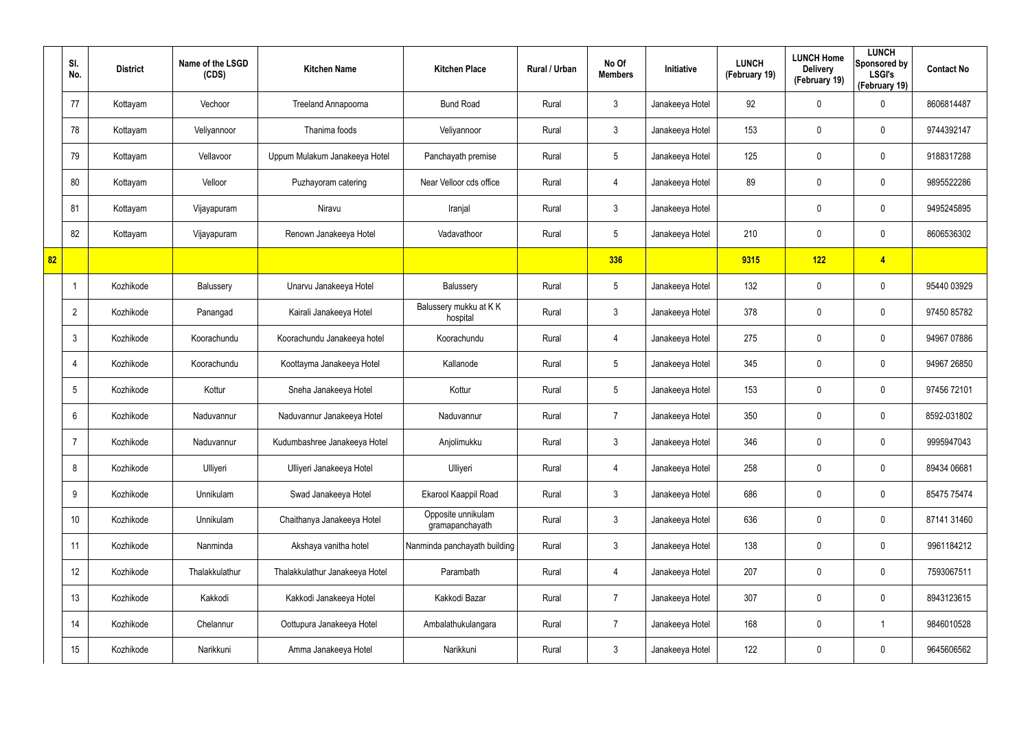| | Sl. No. | District | Name of the LSGD (CDS) | Kitchen Name | Kitchen Place | Rural / Urban | No Of Members | Initiative | LUNCH (February 19) | LUNCH Home Delivery (February 19) | LUNCH Sponsored by LSGI's (February 19) | Contact No |
|---|---|---|---|---|---|---|---|---|---|---|---|---|
| | 77 | Kottayam | Vechoor | Treeland Annapoorna | Bund Road | Rural | 3 | Janakeeya Hotel | 92 | 0 | 0 | 8606814487 |
| | 78 | Kottayam | Veliyannoor | Thanima foods | Veliyannoor | Rural | 3 | Janakeeya Hotel | 153 | 0 | 0 | 9744392147 |
| | 79 | Kottayam | Vellavoor | Uppum Mulakum Janakeeya Hotel | Panchayath premise | Rural | 5 | Janakeeya Hotel | 125 | 0 | 0 | 9188317288 |
| | 80 | Kottayam | Velloor | Puzhayoram catering | Near Velloor cds office | Rural | 4 | Janakeeya Hotel | 89 | 0 | 0 | 9895522286 |
| | 81 | Kottayam | Vijayapuram | Niravu | Iranjal | Rural | 3 | Janakeeya Hotel | | 0 | 0 | 9495245895 |
| | 82 | Kottayam | Vijayapuram | Renown Janakeeya Hotel | Vadavathoor | Rural | 5 | Janakeeya Hotel | 210 | 0 | 0 | 8606536302 |
| **82** | | | | | | | **336** | | **9315** | **122** | **4** | |
| | 1 | Kozhikode | Balussery | Unarvu Janakeeya Hotel | Balussery | Rural | 5 | Janakeeya Hotel | 132 | 0 | 0 | 95440 03929 |
| | 2 | Kozhikode | Panangad | Kairali Janakeeya Hotel | Balussery mukku at K K hospital | Rural | 3 | Janakeeya Hotel | 378 | 0 | 0 | 97450 85782 |
| | 3 | Kozhikode | Koorachundu | Koorachundu Janakeeya hotel | Koorachundu | Rural | 4 | Janakeeya Hotel | 275 | 0 | 0 | 94967 07886 |
| | 4 | Kozhikode | Koorachundu | Koottayma Janakeeya Hotel | Kallanode | Rural | 5 | Janakeeya Hotel | 345 | 0 | 0 | 94967 26850 |
| | 5 | Kozhikode | Kottur | Sneha Janakeeya Hotel | Kottur | Rural | 5 | Janakeeya Hotel | 153 | 0 | 0 | 97456 72101 |
| | 6 | Kozhikode | Naduvannur | Naduvannur Janakeeya Hotel | Naduvannur | Rural | 7 | Janakeeya Hotel | 350 | 0 | 0 | 8592-031802 |
| | 7 | Kozhikode | Naduvannur | Kudumbashree Janakeeya Hotel | Anjolimukku | Rural | 3 | Janakeeya Hotel | 346 | 0 | 0 | 9995947043 |
| | 8 | Kozhikode | Ulliyeri | Ulliyeri Janakeeya Hotel | Ulliyeri | Rural | 4 | Janakeeya Hotel | 258 | 0 | 0 | 89434 06681 |
| | 9 | Kozhikode | Unnikulam | Swad Janakeeya Hotel | Ekarool Kaappil Road | Rural | 3 | Janakeeya Hotel | 686 | 0 | 0 | 85475 75474 |
| | 10 | Kozhikode | Unnikulam | Chaithanya Janakeeya Hotel | Opposite unnikulam gramapanchayath | Rural | 3 | Janakeeya Hotel | 636 | 0 | 0 | 87141 31460 |
| | 11 | Kozhikode | Nanminda | Akshaya vanitha hotel | Nanminda panchayath building | Rural | 3 | Janakeeya Hotel | 138 | 0 | 0 | 9961184212 |
| | 12 | Kozhikode | Thalakkulathur | Thalakkulathur Janakeeya Hotel | Parambath | Rural | 4 | Janakeeya Hotel | 207 | 0 | 0 | 7593067511 |
| | 13 | Kozhikode | Kakkodi | Kakkodi Janakeeya Hotel | Kakkodi Bazar | Rural | 7 | Janakeeya Hotel | 307 | 0 | 0 | 8943123615 |
| | 14 | Kozhikode | Chelannur | Oottupura Janakeeya Hotel | Ambalathukulangara | Rural | 7 | Janakeeya Hotel | 168 | 0 | 1 | 9846010528 |
| | 15 | Kozhikode | Narikkuni | Amma Janakeeya Hotel | Narikkuni | Rural | 3 | Janakeeya Hotel | 122 | 0 | 0 | 9645606562 |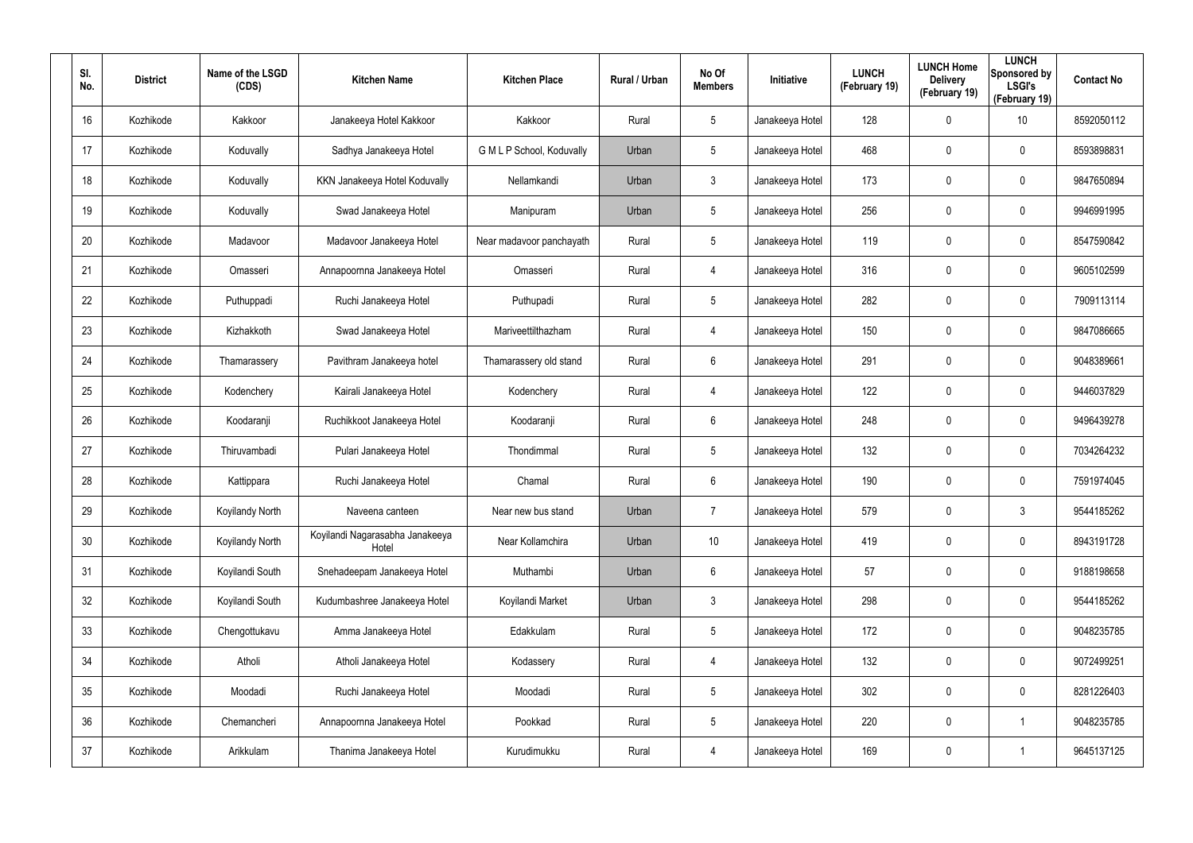| Sl. No. | District | Name of the LSGD (CDS) | Kitchen Name | Kitchen Place | Rural / Urban | No Of Members | Initiative | LUNCH (February 19) | LUNCH Home Delivery (February 19) | LUNCH Sponsored by LSGI's (February 19) | Contact No |
|---|---|---|---|---|---|---|---|---|---|---|---|
| 16 | Kozhikode | Kakkoor | Janakeeya Hotel Kakkoor | Kakkoor | Rural | 5 | Janakeeya Hotel | 128 | 0 | 10 | 8592050112 |
| 17 | Kozhikode | Koduvally | Sadhya Janakeeya Hotel | G M L P School, Koduvally | Urban | 5 | Janakeeya Hotel | 468 | 0 | 0 | 8593898831 |
| 18 | Kozhikode | Koduvally | KKN Janakeeya Hotel Koduvally | Nellamkandi | Urban | 3 | Janakeeya Hotel | 173 | 0 | 0 | 9847650894 |
| 19 | Kozhikode | Koduvally | Swad Janakeeya Hotel | Manipuram | Urban | 5 | Janakeeya Hotel | 256 | 0 | 0 | 9946991995 |
| 20 | Kozhikode | Madavoor | Madavoor Janakeeya Hotel | Near madavoor panchayath | Rural | 5 | Janakeeya Hotel | 119 | 0 | 0 | 8547590842 |
| 21 | Kozhikode | Omasseri | Annapoornna Janakeeya Hotel | Omasseri | Rural | 4 | Janakeeya Hotel | 316 | 0 | 0 | 9605102599 |
| 22 | Kozhikode | Puthuppadi | Ruchi Janakeeya Hotel | Puthupadi | Rural | 5 | Janakeeya Hotel | 282 | 0 | 0 | 7909113114 |
| 23 | Kozhikode | Kizhakkoth | Swad Janakeeya Hotel | Mariveettilthazham | Rural | 4 | Janakeeya Hotel | 150 | 0 | 0 | 9847086665 |
| 24 | Kozhikode | Thamarassery | Pavithram Janakeeya hotel | Thamarassery old stand | Rural | 6 | Janakeeya Hotel | 291 | 0 | 0 | 9048389661 |
| 25 | Kozhikode | Kodenchery | Kairali Janakeeya Hotel | Kodenchery | Rural | 4 | Janakeeya Hotel | 122 | 0 | 0 | 9446037829 |
| 26 | Kozhikode | Koodaranji | Ruchikkoot Janakeeya Hotel | Koodaranji | Rural | 6 | Janakeeya Hotel | 248 | 0 | 0 | 9496439278 |
| 27 | Kozhikode | Thiruvambadi | Pulari Janakeeya Hotel | Thondimmal | Rural | 5 | Janakeeya Hotel | 132 | 0 | 0 | 7034264232 |
| 28 | Kozhikode | Kattippara | Ruchi Janakeeya Hotel | Chamal | Rural | 6 | Janakeeya Hotel | 190 | 0 | 0 | 7591974045 |
| 29 | Kozhikode | Koyilandy North | Naveena canteen | Near new bus stand | Urban | 7 | Janakeeya Hotel | 579 | 0 | 3 | 9544185262 |
| 30 | Kozhikode | Koyilandy North | Koyilandi Nagarasabha Janakeeya Hotel | Near Kollamchira | Urban | 10 | Janakeeya Hotel | 419 | 0 | 0 | 8943191728 |
| 31 | Kozhikode | Koyilandi South | Snehadeepam Janakeeya Hotel | Muthambi | Urban | 6 | Janakeeya Hotel | 57 | 0 | 0 | 9188198658 |
| 32 | Kozhikode | Koyilandi South | Kudumbashree Janakeeya Hotel | Koyilandi Market | Urban | 3 | Janakeeya Hotel | 298 | 0 | 0 | 9544185262 |
| 33 | Kozhikode | Chengottukavu | Amma Janakeeya Hotel | Edakkulam | Rural | 5 | Janakeeya Hotel | 172 | 0 | 0 | 9048235785 |
| 34 | Kozhikode | Atholi | Atholi Janakeeya Hotel | Kodassery | Rural | 4 | Janakeeya Hotel | 132 | 0 | 0 | 9072499251 |
| 35 | Kozhikode | Moodadi | Ruchi Janakeeya Hotel | Moodadi | Rural | 5 | Janakeeya Hotel | 302 | 0 | 0 | 8281226403 |
| 36 | Kozhikode | Chemancheri | Annapoornna Janakeeya Hotel | Pookkad | Rural | 5 | Janakeeya Hotel | 220 | 0 | 1 | 9048235785 |
| 37 | Kozhikode | Arikkulam | Thanima Janakeeya Hotel | Kurudimukku | Rural | 4 | Janakeeya Hotel | 169 | 0 | 1 | 9645137125 |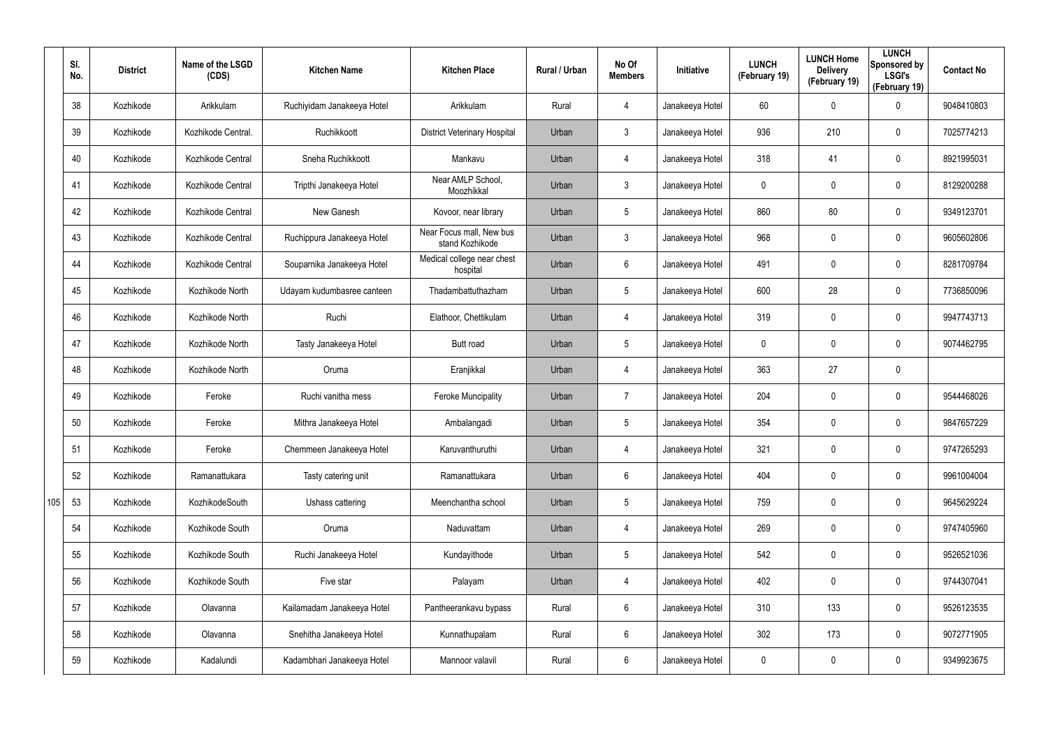| | Sl. No. | District | Name of the LSGD (CDS) | Kitchen Name | Kitchen Place | Rural / Urban | No Of Members | Initiative | LUNCH (February 19) | LUNCH Home Delivery (February 19) | LUNCH Sponsored by LSGI's (February 19) | Contact No |
|---|---|---|---|---|---|---|---|---|---|---|---|---|
| | 38 | Kozhikode | Arikkulam | Ruchiyidam Janakeeya Hotel | Arikkulam | Rural | 4 | Janakeeya Hotel | 60 | 0 | 0 | 9048410803 |
| | 39 | Kozhikode | Kozhikode Central. | Ruchikkoott | District Veterinary Hospital | Urban | 3 | Janakeeya Hotel | 936 | 210 | 0 | 7025774213 |
| | 40 | Kozhikode | Kozhikode Central | Sneha Ruchikkoott | Mankavu | Urban | 4 | Janakeeya Hotel | 318 | 41 | 0 | 8921995031 |
| | 41 | Kozhikode | Kozhikode Central | Tripthi Janakeeya Hotel | Near AMLP School, Moozhikkal | Urban | 3 | Janakeeya Hotel | 0 | 0 | 0 | 8129200288 |
| | 42 | Kozhikode | Kozhikode Central | New Ganesh | Kovoor, near library | Urban | 5 | Janakeeya Hotel | 860 | 80 | 0 | 9349123701 |
| | 43 | Kozhikode | Kozhikode Central | Ruchippura Janakeeya Hotel | Near Focus mall, New bus stand Kozhikode | Urban | 3 | Janakeeya Hotel | 968 | 0 | 0 | 9605602806 |
| | 44 | Kozhikode | Kozhikode Central | Souparnika Janakeeya Hotel | Medical college near chest hospital | Urban | 6 | Janakeeya Hotel | 491 | 0 | 0 | 8281709784 |
| | 45 | Kozhikode | Kozhikode North | Udayam kudumbasree canteen | Thadambattuthazham | Urban | 5 | Janakeeya Hotel | 600 | 28 | 0 | 7736850096 |
| | 46 | Kozhikode | Kozhikode North | Ruchi | Elathoor, Chettikulam | Urban | 4 | Janakeeya Hotel | 319 | 0 | 0 | 9947743713 |
| | 47 | Kozhikode | Kozhikode North | Tasty Janakeeya Hotel | Butt road | Urban | 5 | Janakeeya Hotel | 0 | 0 | 0 | 9074462795 |
| | 48 | Kozhikode | Kozhikode North | Oruma | Eranjikkal | Urban | 4 | Janakeeya Hotel | 363 | 27 | 0 | |
| | 49 | Kozhikode | Feroke | Ruchi vanitha mess | Feroke Muncipality | Urban | 7 | Janakeeya Hotel | 204 | 0 | 0 | 9544468026 |
| | 50 | Kozhikode | Feroke | Mithra Janakeeya Hotel | Ambalangadi | Urban | 5 | Janakeeya Hotel | 354 | 0 | 0 | 9847657229 |
| | 51 | Kozhikode | Feroke | Chemmeen Janakeeya Hotel | Karuvanthuruthi | Urban | 4 | Janakeeya Hotel | 321 | 0 | 0 | 9747265293 |
| | 52 | Kozhikode | Ramanattukara | Tasty catering unit | Ramanattukara | Urban | 6 | Janakeeya Hotel | 404 | 0 | 0 | 9961004004 |
| 105 | 53 | Kozhikode | KozhikodeSouth | Ushass cattering | Meenchantha school | Urban | 5 | Janakeeya Hotel | 759 | 0 | 0 | 9645629224 |
| | 54 | Kozhikode | Kozhikode South | Oruma | Naduvattam | Urban | 4 | Janakeeya Hotel | 269 | 0 | 0 | 9747405960 |
| | 55 | Kozhikode | Kozhikode South | Ruchi Janakeeya Hotel | Kundayithode | Urban | 5 | Janakeeya Hotel | 542 | 0 | 0 | 9526521036 |
| | 56 | Kozhikode | Kozhikode South | Five star | Palayam | Urban | 4 | Janakeeya Hotel | 402 | 0 | 0 | 9744307041 |
| | 57 | Kozhikode | Olavanna | Kailamadam Janakeeya Hotel | Pantheerankavu bypass | Rural | 6 | Janakeeya Hotel | 310 | 133 | 0 | 9526123535 |
| | 58 | Kozhikode | Olavanna | Snehitha Janakeeya Hotel | Kunnathupalam | Rural | 6 | Janakeeya Hotel | 302 | 173 | 0 | 9072771905 |
| | 59 | Kozhikode | Kadalundi | Kadambhari Janakeeya Hotel | Mannoor valavil | Rural | 6 | Janakeeya Hotel | 0 | 0 | 0 | 9349923675 |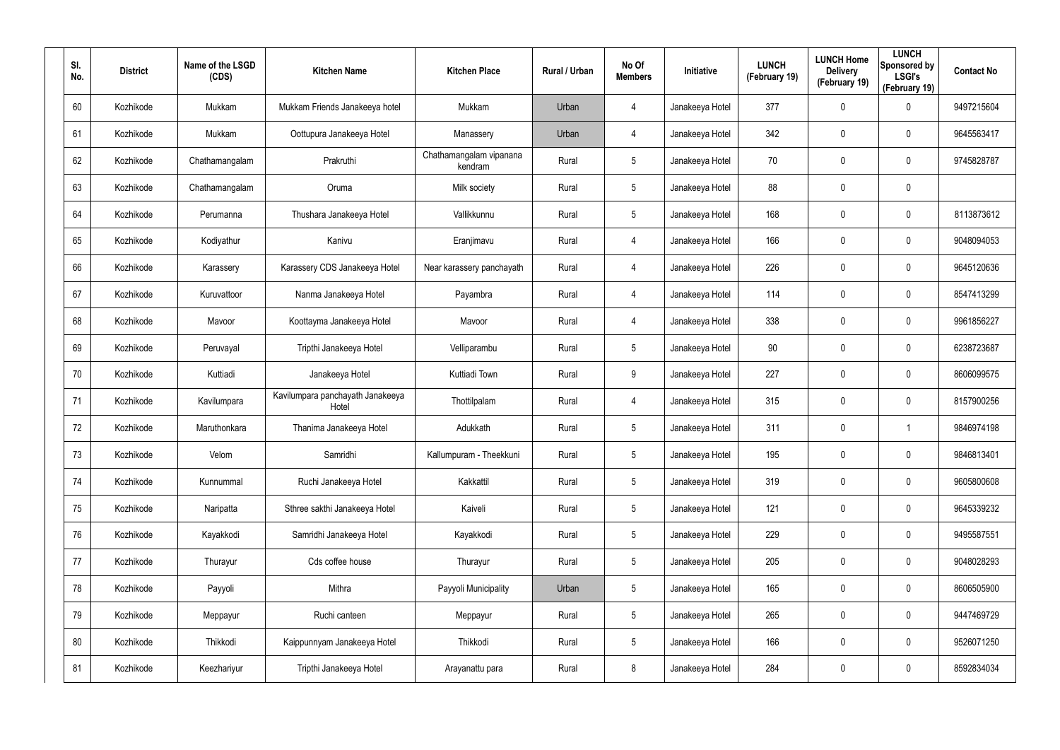| Sl. No. | District | Name of the LSGD (CDS) | Kitchen Name | Kitchen Place | Rural / Urban | No Of Members | Initiative | LUNCH (February 19) | LUNCH Home Delivery (February 19) | LUNCH Sponsored by LSGI's (February 19) | Contact No |
|---|---|---|---|---|---|---|---|---|---|---|---|
| 60 | Kozhikode | Mukkam | Mukkam Friends Janakeeya hotel | Mukkam | Urban | 4 | Janakeeya Hotel | 377 | 0 | 0 | 9497215604 |
| 61 | Kozhikode | Mukkam | Oottupura Janakeeya Hotel | Manassery | Urban | 4 | Janakeeya Hotel | 342 | 0 | 0 | 9645563417 |
| 62 | Kozhikode | Chathamangalam | Prakruthi | Chathamangalam vipanana kendram | Rural | 5 | Janakeeya Hotel | 70 | 0 | 0 | 9745828787 |
| 63 | Kozhikode | Chathamangalam | Oruma | Milk society | Rural | 5 | Janakeeya Hotel | 88 | 0 | 0 | |
| 64 | Kozhikode | Perumanna | Thushara Janakeeya Hotel | Vallikkunnu | Rural | 5 | Janakeeya Hotel | 168 | 0 | 0 | 8113873612 |
| 65 | Kozhikode | Kodiyathur | Kanivu | Eranjimavu | Rural | 4 | Janakeeya Hotel | 166 | 0 | 0 | 9048094053 |
| 66 | Kozhikode | Karassery | Karassery CDS Janakeeya Hotel | Near karassery panchayath | Rural | 4 | Janakeeya Hotel | 226 | 0 | 0 | 9645120636 |
| 67 | Kozhikode | Kuruvattoor | Nanma Janakeeya Hotel | Payambra | Rural | 4 | Janakeeya Hotel | 114 | 0 | 0 | 8547413299 |
| 68 | Kozhikode | Mavoor | Koottayma Janakeeya Hotel | Mavoor | Rural | 4 | Janakeeya Hotel | 338 | 0 | 0 | 9961856227 |
| 69 | Kozhikode | Peruvayal | Tripthi Janakeeya Hotel | Velliparambu | Rural | 5 | Janakeeya Hotel | 90 | 0 | 0 | 6238723687 |
| 70 | Kozhikode | Kuttiadi | Janakeeya Hotel | Kuttiadi Town | Rural | 9 | Janakeeya Hotel | 227 | 0 | 0 | 8606099575 |
| 71 | Kozhikode | Kavilumpara | Kavilumpara panchayath Janakeeya Hotel | Thottilpalam | Rural | 4 | Janakeeya Hotel | 315 | 0 | 0 | 8157900256 |
| 72 | Kozhikode | Maruthonkara | Thanima Janakeeya Hotel | Adukkath | Rural | 5 | Janakeeya Hotel | 311 | 0 | 1 | 9846974198 |
| 73 | Kozhikode | Velom | Samridhi | Kallumpuram - Theekkuni | Rural | 5 | Janakeeya Hotel | 195 | 0 | 0 | 9846813401 |
| 74 | Kozhikode | Kunnummal | Ruchi Janakeeya Hotel | Kakkattil | Rural | 5 | Janakeeya Hotel | 319 | 0 | 0 | 9605800608 |
| 75 | Kozhikode | Naripatta | Sthree sakthi Janakeeya Hotel | Kaiveli | Rural | 5 | Janakeeya Hotel | 121 | 0 | 0 | 9645339232 |
| 76 | Kozhikode | Kayakkodi | Samridhi Janakeeya Hotel | Kayakkodi | Rural | 5 | Janakeeya Hotel | 229 | 0 | 0 | 9495587551 |
| 77 | Kozhikode | Thurayur | Cds coffee house | Thurayur | Rural | 5 | Janakeeya Hotel | 205 | 0 | 0 | 9048028293 |
| 78 | Kozhikode | Payyoli | Mithra | Payyoli Municipality | Urban | 5 | Janakeeya Hotel | 165 | 0 | 0 | 8606505900 |
| 79 | Kozhikode | Meppayur | Ruchi canteen | Meppayur | Rural | 5 | Janakeeya Hotel | 265 | 0 | 0 | 9447469729 |
| 80 | Kozhikode | Thikkodi | Kaippunnyam Janakeeya Hotel | Thikkodi | Rural | 5 | Janakeeya Hotel | 166 | 0 | 0 | 9526071250 |
| 81 | Kozhikode | Keezhariyur | Tripthi Janakeeya Hotel | Arayanattu para | Rural | 8 | Janakeeya Hotel | 284 | 0 | 0 | 8592834034 |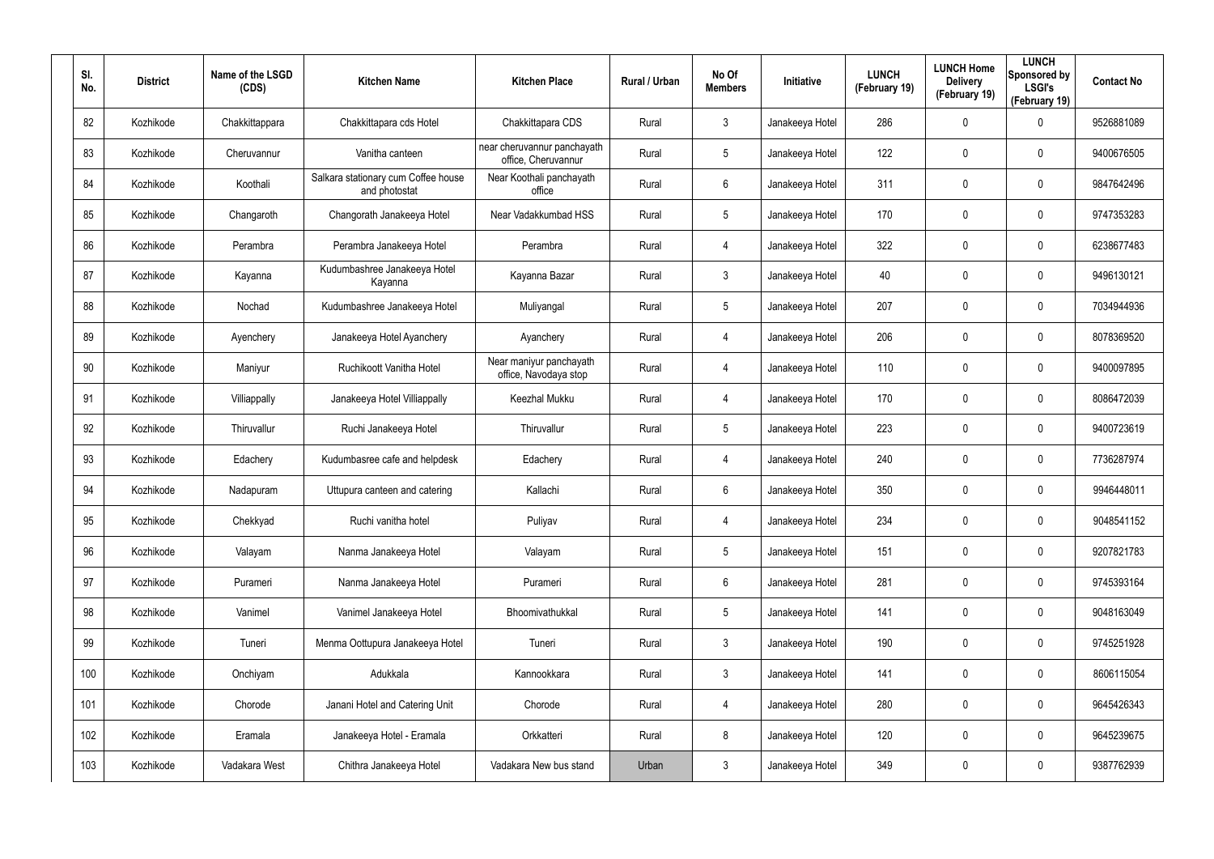| Sl. No. | District | Name of the LSGD (CDS) | Kitchen Name | Kitchen Place | Rural / Urban | No Of Members | Initiative | LUNCH (February 19) | LUNCH Home Delivery (February 19) | LUNCH Sponsored by LSGI's (February 19) | Contact No |
|---|---|---|---|---|---|---|---|---|---|---|---|
| 82 | Kozhikode | Chakkittappara | Chakkittapara cds Hotel | Chakkittapara CDS | Rural | 3 | Janakeeya Hotel | 286 | 0 | 0 | 9526881089 |
| 83 | Kozhikode | Cheruvannur | Vanitha canteen | near cheruvannur panchayath office, Cheruvannur | Rural | 5 | Janakeeya Hotel | 122 | 0 | 0 | 9400676505 |
| 84 | Kozhikode | Koothali | Salkara stationary cum Coffee house and photostat | Near Koothali panchayath office | Rural | 6 | Janakeeya Hotel | 311 | 0 | 0 | 9847642496 |
| 85 | Kozhikode | Changaroth | Changorath Janakeeya Hotel | Near Vadakkumbad HSS | Rural | 5 | Janakeeya Hotel | 170 | 0 | 0 | 9747353283 |
| 86 | Kozhikode | Perambra | Perambra Janakeeya Hotel | Perambra | Rural | 4 | Janakeeya Hotel | 322 | 0 | 0 | 6238677483 |
| 87 | Kozhikode | Kayanna | Kudumbashree Janakeeya Hotel Kayanna | Kayanna Bazar | Rural | 3 | Janakeeya Hotel | 40 | 0 | 0 | 9496130121 |
| 88 | Kozhikode | Nochad | Kudumbashree Janakeeya Hotel | Muliyangal | Rural | 5 | Janakeeya Hotel | 207 | 0 | 0 | 7034944936 |
| 89 | Kozhikode | Ayenchery | Janakeeya Hotel Ayanchery | Ayanchery | Rural | 4 | Janakeeya Hotel | 206 | 0 | 0 | 8078369520 |
| 90 | Kozhikode | Maniyur | Ruchikoott Vanitha Hotel | Near maniyur panchayath office, Navodaya stop | Rural | 4 | Janakeeya Hotel | 110 | 0 | 0 | 9400097895 |
| 91 | Kozhikode | Villiappally | Janakeeya Hotel Villiappally | Keezhal Mukku | Rural | 4 | Janakeeya Hotel | 170 | 0 | 0 | 8086472039 |
| 92 | Kozhikode | Thiruvallur | Ruchi Janakeeya Hotel | Thiruvallur | Rural | 5 | Janakeeya Hotel | 223 | 0 | 0 | 9400723619 |
| 93 | Kozhikode | Edachery | Kudumbasree cafe and helpdesk | Edachery | Rural | 4 | Janakeeya Hotel | 240 | 0 | 0 | 7736287974 |
| 94 | Kozhikode | Nadapuram | Uttupura canteen and catering | Kallachi | Rural | 6 | Janakeeya Hotel | 350 | 0 | 0 | 9946448011 |
| 95 | Kozhikode | Chekkyad | Ruchi vanitha hotel | Puliyav | Rural | 4 | Janakeeya Hotel | 234 | 0 | 0 | 9048541152 |
| 96 | Kozhikode | Valayam | Nanma Janakeeya Hotel | Valayam | Rural | 5 | Janakeeya Hotel | 151 | 0 | 0 | 9207821783 |
| 97 | Kozhikode | Purameri | Nanma Janakeeya Hotel | Purameri | Rural | 6 | Janakeeya Hotel | 281 | 0 | 0 | 9745393164 |
| 98 | Kozhikode | Vanimel | Vanimel Janakeeya Hotel | Bhoomivathukkal | Rural | 5 | Janakeeya Hotel | 141 | 0 | 0 | 9048163049 |
| 99 | Kozhikode | Tuneri | Menma Oottupura Janakeeya Hotel | Tuneri | Rural | 3 | Janakeeya Hotel | 190 | 0 | 0 | 9745251928 |
| 100 | Kozhikode | Onchiyam | Adukkala | Kannookkara | Rural | 3 | Janakeeya Hotel | 141 | 0 | 0 | 8606115054 |
| 101 | Kozhikode | Chorode | Janani Hotel and Catering Unit | Chorode | Rural | 4 | Janakeeya Hotel | 280 | 0 | 0 | 9645426343 |
| 102 | Kozhikode | Eramala | Janakeeya Hotel - Eramala | Orkkatteri | Rural | 8 | Janakeeya Hotel | 120 | 0 | 0 | 9645239675 |
| 103 | Kozhikode | Vadakara West | Chithra Janakeeya Hotel | Vadakara New bus stand | Urban | 3 | Janakeeya Hotel | 349 | 0 | 0 | 9387762939 |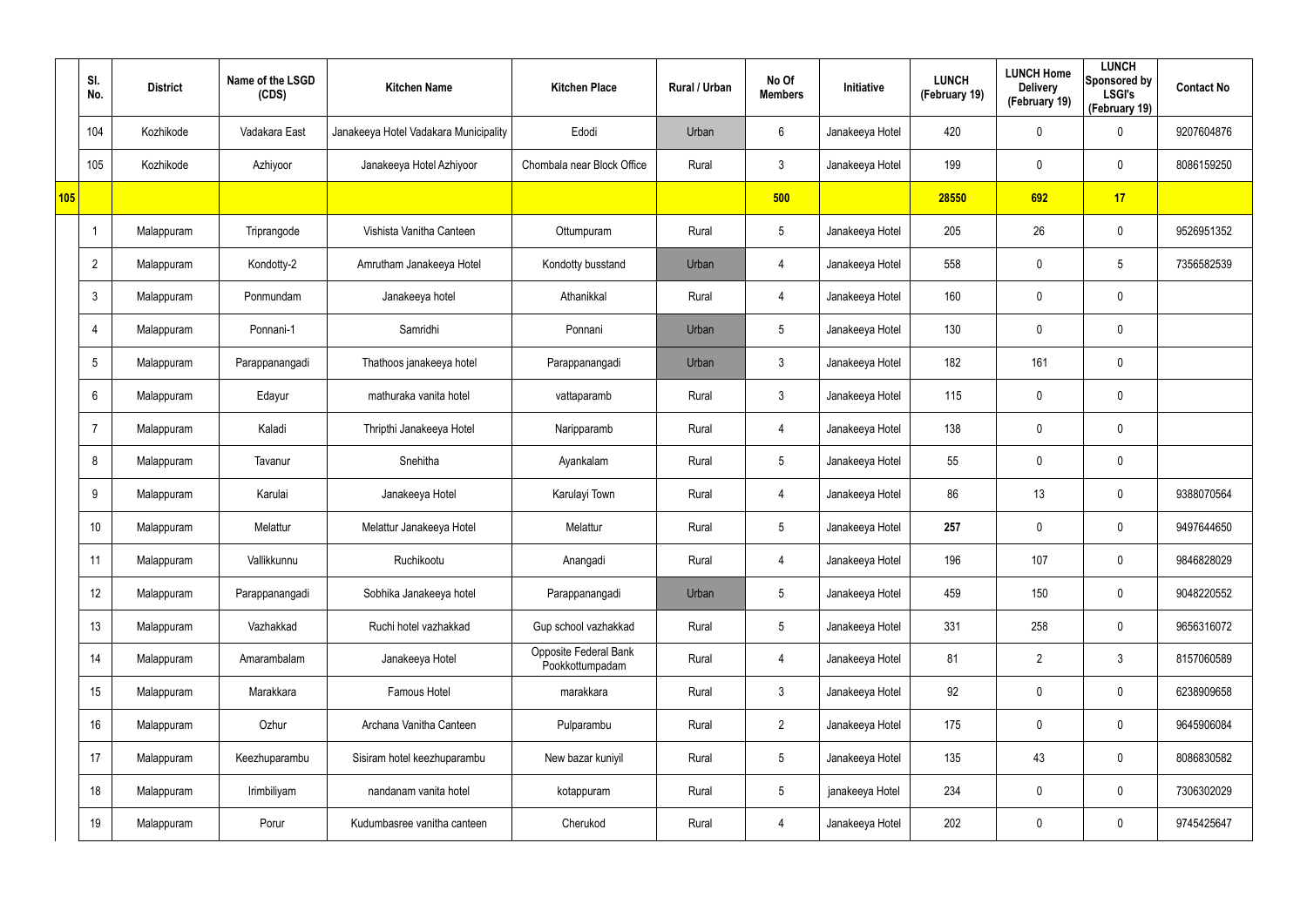| | Sl. No. | District | Name of the LSGD (CDS) | Kitchen Name | Kitchen Place | Rural / Urban | No Of Members | Initiative | LUNCH (February 19) | LUNCH Home Delivery (February 19) | LUNCH Sponsored by LSGI's (February 19) | Contact No |
|---|---|---|---|---|---|---|---|---|---|---|---|---|
| | 104 | Kozhikode | Vadakara East | Janakeeya Hotel Vadakara Municipality | Edodi | Urban | 6 | Janakeeya Hotel | 420 | 0 | 0 | 9207604876 |
| | 105 | Kozhikode | Azhiyoor | Janakeeya Hotel Azhiyoor | Chombala near Block Office | Rural | 3 | Janakeeya Hotel | 199 | 0 | 0 | 8086159250 |
| **105** | | | | | | | **500** | | **28550** | **692** | **17** | |
| | 1 | Malappuram | Triprangode | Vishista Vanitha Canteen | Ottumpuram | Rural | 5 | Janakeeya Hotel | 205 | 26 | 0 | 9526951352 |
| | 2 | Malappuram | Kondotty-2 | Amrutham Janakeeya Hotel | Kondotty busstand | Urban | 4 | Janakeeya Hotel | 558 | 0 | 5 | 7356582539 |
| | 3 | Malappuram | Ponmundam | Janakeeya hotel | Athanikkal | Rural | 4 | Janakeeya Hotel | 160 | 0 | 0 | |
| | 4 | Malappuram | Ponnani-1 | Samridhi | Ponnani | Urban | 5 | Janakeeya Hotel | 130 | 0 | 0 | |
| | 5 | Malappuram | Parappanangadi | Thathoos janakeeya hotel | Parappanangadi | Urban | 3 | Janakeeya Hotel | 182 | 161 | 0 | |
| | 6 | Malappuram | Edayur | mathuraka vanita hotel | vattaparamb | Rural | 3 | Janakeeya Hotel | 115 | 0 | 0 | |
| | 7 | Malappuram | Kaladi | Thripthi Janakeeya Hotel | Naripparamb | Rural | 4 | Janakeeya Hotel | 138 | 0 | 0 | |
| | 8 | Malappuram | Tavanur | Snehitha | Ayankalam | Rural | 5 | Janakeeya Hotel | 55 | 0 | 0 | |
| | 9 | Malappuram | Karulai | Janakeeya Hotel | Karulayi Town | Rural | 4 | Janakeeya Hotel | 86 | 13 | 0 | 9388070564 |
| | 10 | Malappuram | Melattur | Melattur Janakeeya Hotel | Melattur | Rural | 5 | Janakeeya Hotel | **257** | 0 | 0 | 9497644650 |
| | 11 | Malappuram | Vallikkunnu | Ruchikootu | Anangadi | Rural | 4 | Janakeeya Hotel | 196 | 107 | 0 | 9846828029 |
| | 12 | Malappuram | Parappanangadi | Sobhika Janakeeya hotel | Parappanangadi | Urban | 5 | Janakeeya Hotel | 459 | 150 | 0 | 9048220552 |
| | 13 | Malappuram | Vazhakkad | Ruchi hotel vazhakkad | Gup school vazhakkad | Rural | 5 | Janakeeya Hotel | 331 | 258 | 0 | 9656316072 |
| | 14 | Malappuram | Amarambalam | Janakeeya Hotel | Opposite Federal Bank Pookkottumpadam | Rural | 4 | Janakeeya Hotel | 81 | 2 | 3 | 8157060589 |
| | 15 | Malappuram | Marakkara | Famous Hotel | marakkara | Rural | 3 | Janakeeya Hotel | 92 | 0 | 0 | 6238909658 |
| | 16 | Malappuram | Ozhur | Archana Vanitha Canteen | Pulparambu | Rural | 2 | Janakeeya Hotel | 175 | 0 | 0 | 9645906084 |
| | 17 | Malappuram | Keezhuparambu | Sisiram hotel keezhuparambu | New bazar kuniyil | Rural | 5 | Janakeeya Hotel | 135 | 43 | 0 | 8086830582 |
| | 18 | Malappuram | Irimbiliyam | nandanam vanita hotel | kotappuram | Rural | 5 | janakeeya Hotel | 234 | 0 | 0 | 7306302029 |
| | 19 | Malappuram | Porur | Kudumbasree vanitha canteen | Cherukod | Rural | 4 | Janakeeya Hotel | 202 | 0 | 0 | 9745425647 |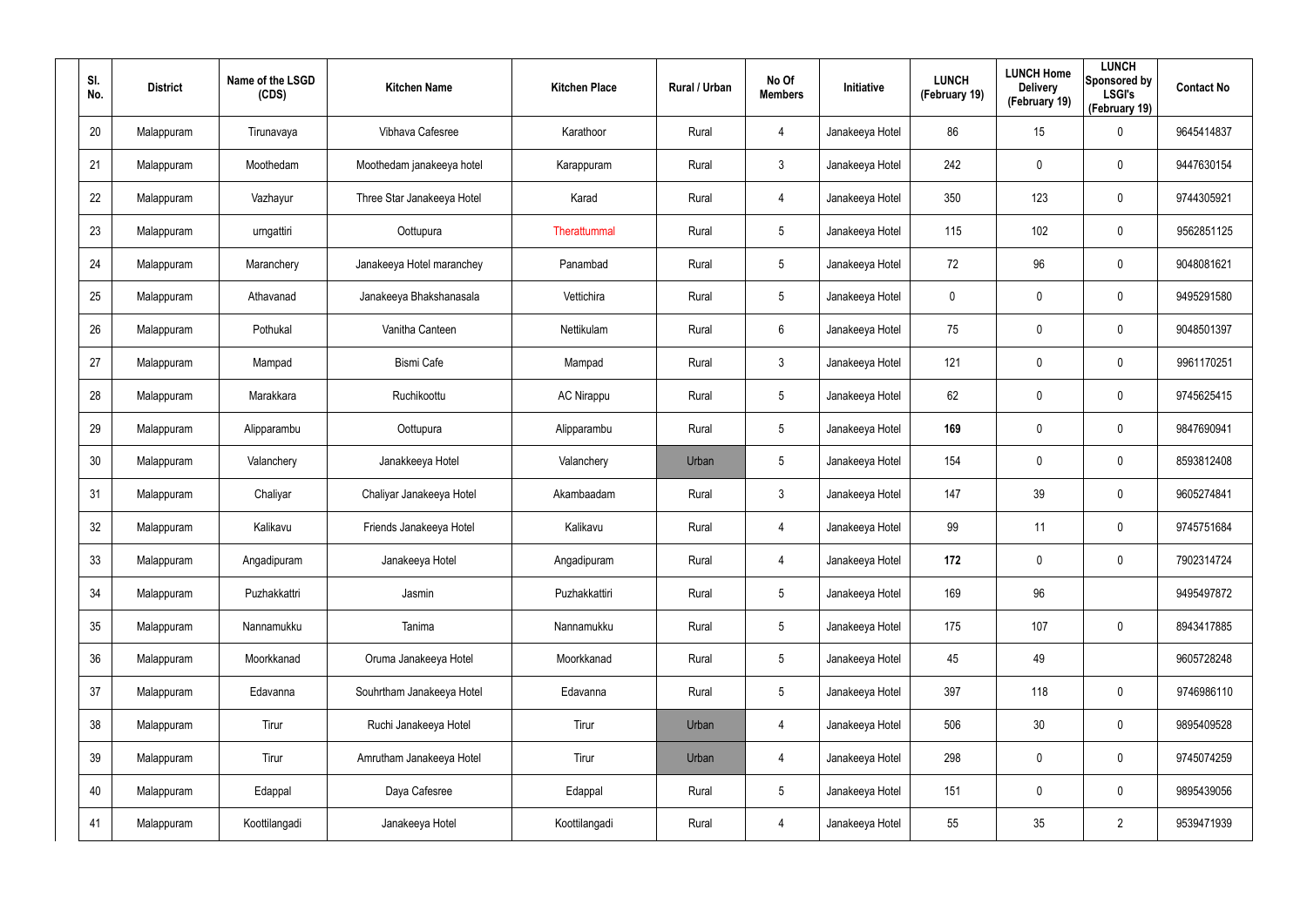| Sl. No. | District | Name of the LSGD (CDS) | Kitchen Name | Kitchen Place | Rural / Urban | No Of Members | Initiative | LUNCH (February 19) | LUNCH Home Delivery (February 19) | LUNCH Sponsored by LSGI's (February 19) | Contact No |
|---|---|---|---|---|---|---|---|---|---|---|---|
| 20 | Malappuram | Tirunavaya | Vibhava Cafesree | Karathoor | Rural | 4 | Janakeeya Hotel | 86 | 15 | 0 | 9645414837 |
| 21 | Malappuram | Moothedam | Moothedam janakeeya hotel | Karappuram | Rural | 3 | Janakeeya Hotel | 242 | 0 | 0 | 9447630154 |
| 22 | Malappuram | Vazhayur | Three Star Janakeeya Hotel | Karad | Rural | 4 | Janakeeya Hotel | 350 | 123 | 0 | 9744305921 |
| 23 | Malappuram | urngattiri | Oottupura | Therattummal | Rural | 5 | Janakeeya Hotel | 115 | 102 | 0 | 9562851125 |
| 24 | Malappuram | Maranchery | Janakeeya Hotel maranchey | Panambad | Rural | 5 | Janakeeya Hotel | 72 | 96 | 0 | 9048081621 |
| 25 | Malappuram | Athavanad | Janakeeya Bhakshanasala | Vettichira | Rural | 5 | Janakeeya Hotel | 0 | 0 | 0 | 9495291580 |
| 26 | Malappuram | Pothukal | Vanitha Canteen | Nettikulam | Rural | 6 | Janakeeya Hotel | 75 | 0 | 0 | 9048501397 |
| 27 | Malappuram | Mampad | Bismi Cafe | Mampad | Rural | 3 | Janakeeya Hotel | 121 | 0 | 0 | 9961170251 |
| 28 | Malappuram | Marakkara | Ruchikoottu | AC Nirappu | Rural | 5 | Janakeeya Hotel | 62 | 0 | 0 | 9745625415 |
| 29 | Malappuram | Alipparambu | Oottupura | Alipparambu | Rural | 5 | Janakeeya Hotel | **169** | 0 | 0 | 9847690941 |
| 30 | Malappuram | Valanchery | Janakkeeya Hotel | Valanchery | Urban | 5 | Janakeeya Hotel | 154 | 0 | 0 | 8593812408 |
| 31 | Malappuram | Chaliyar | Chaliyar Janakeeya Hotel | Akambaadam | Rural | 3 | Janakeeya Hotel | 147 | 39 | 0 | 9605274841 |
| 32 | Malappuram | Kalikavu | Friends Janakeeya Hotel | Kalikavu | Rural | 4 | Janakeeya Hotel | 99 | 11 | 0 | 9745751684 |
| 33 | Malappuram | Angadipuram | Janakeeya Hotel | Angadipuram | Rural | 4 | Janakeeya Hotel | **172** | 0 | 0 | 7902314724 |
| 34 | Malappuram | Puzhakkattri | Jasmin | Puzhakkattiri | Rural | 5 | Janakeeya Hotel | 169 | 96 | | 9495497872 |
| 35 | Malappuram | Nannamukku | Tanima | Nannamukku | Rural | 5 | Janakeeya Hotel | 175 | 107 | 0 | 8943417885 |
| 36 | Malappuram | Moorkkanad | Oruma Janakeeya Hotel | Moorkkanad | Rural | 5 | Janakeeya Hotel | 45 | 49 | | 9605728248 |
| 37 | Malappuram | Edavanna | Souhrtham Janakeeya Hotel | Edavanna | Rural | 5 | Janakeeya Hotel | 397 | 118 | 0 | 9746986110 |
| 38 | Malappuram | Tirur | Ruchi Janakeeya Hotel | Tirur | Urban | 4 | Janakeeya Hotel | 506 | 30 | 0 | 9895409528 |
| 39 | Malappuram | Tirur | Amrutham Janakeeya Hotel | Tirur | Urban | 4 | Janakeeya Hotel | 298 | 0 | 0 | 9745074259 |
| 40 | Malappuram | Edappal | Daya Cafesree | Edappal | Rural | 5 | Janakeeya Hotel | 151 | 0 | 0 | 9895439056 |
| 41 | Malappuram | Koottilangadi | Janakeeya Hotel | Koottilangadi | Rural | 4 | Janakeeya Hotel | 55 | 35 | 2 | 9539471939 |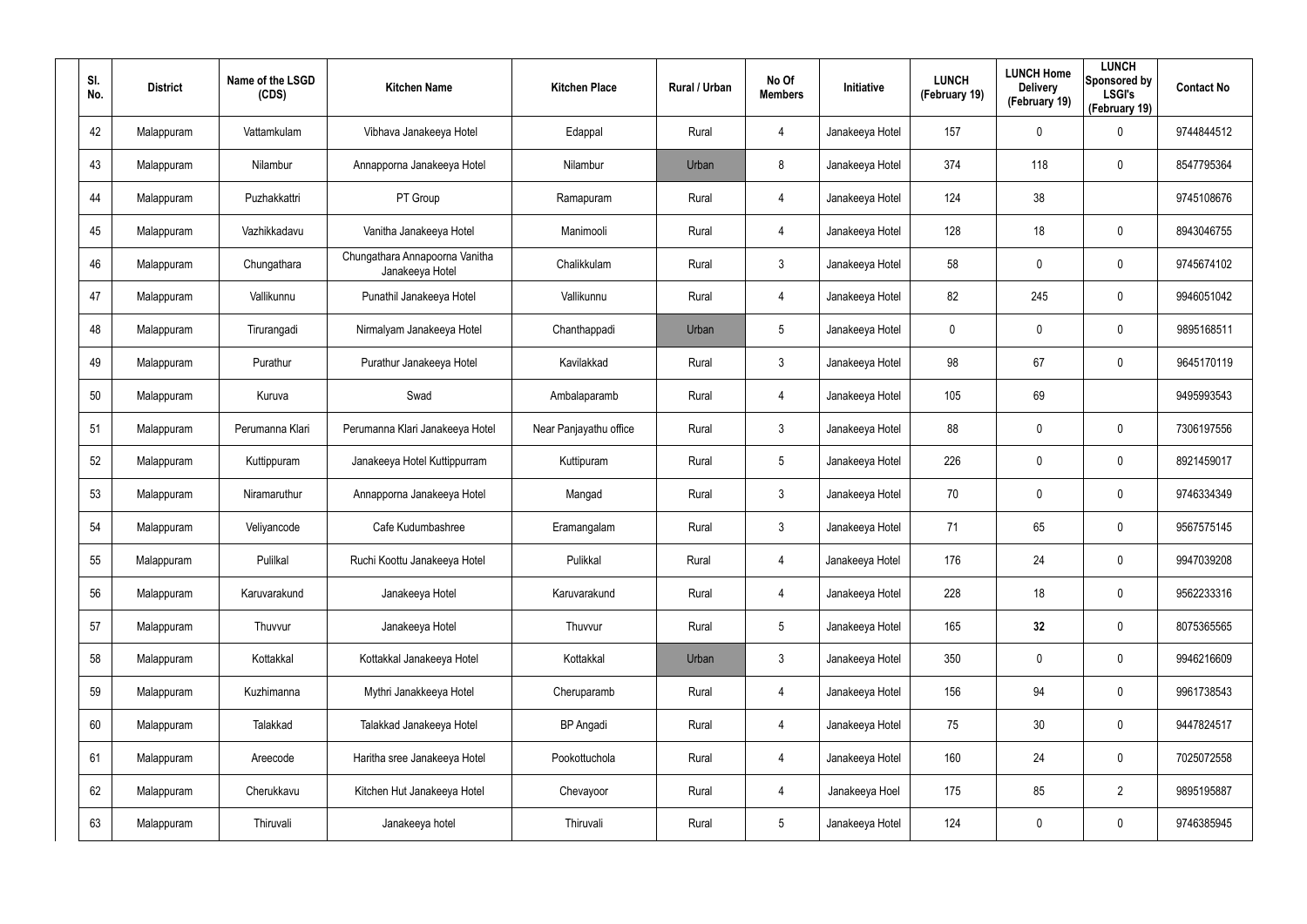| Sl. No. | District | Name of the LSGD (CDS) | Kitchen Name | Kitchen Place | Rural / Urban | No Of Members | Initiative | LUNCH (February 19) | LUNCH Home Delivery (February 19) | LUNCH Sponsored by LSGI's (February 19) | Contact No |
|---|---|---|---|---|---|---|---|---|---|---|---|
| 42 | Malappuram | Vattamkulam | Vibhava Janakeeya Hotel | Edappal | Rural | 4 | Janakeeya Hotel | 157 | 0 | 0 | 9744844512 |
| 43 | Malappuram | Nilambur | Annapporna Janakeeya Hotel | Nilambur | Urban | 8 | Janakeeya Hotel | 374 | 118 | 0 | 8547795364 |
| 44 | Malappuram | Puzhakkattri | PT Group | Ramapuram | Rural | 4 | Janakeeya Hotel | 124 | 38 | | 9745108676 |
| 45 | Malappuram | Vazhikkadavu | Vanitha Janakeeya Hotel | Manimooli | Rural | 4 | Janakeeya Hotel | 128 | 18 | 0 | 8943046755 |
| 46 | Malappuram | Chungathara | Chungathara Annapoorna Vanitha Janakeeya Hotel | Chalikkulam | Rural | 3 | Janakeeya Hotel | 58 | 0 | 0 | 9745674102 |
| 47 | Malappuram | Vallikunnu | Punathil Janakeeya Hotel | Vallikunnu | Rural | 4 | Janakeeya Hotel | 82 | 245 | 0 | 9946051042 |
| 48 | Malappuram | Tirurangadi | Nirmalyam Janakeeya Hotel | Chanthappadi | Urban | 5 | Janakeeya Hotel | 0 | 0 | 0 | 9895168511 |
| 49 | Malappuram | Purathur | Purathur Janakeeya Hotel | Kavilakkad | Rural | 3 | Janakeeya Hotel | 98 | 67 | 0 | 9645170119 |
| 50 | Malappuram | Kuruva | Swad | Ambalaparamb | Rural | 4 | Janakeeya Hotel | 105 | 69 | | 9495993543 |
| 51 | Malappuram | Perumanna Klari | Perumanna Klari Janakeeya Hotel | Near Panjayathu office | Rural | 3 | Janakeeya Hotel | 88 | 0 | 0 | 7306197556 |
| 52 | Malappuram | Kuttippuram | Janakeeya Hotel Kuttippurram | Kuttipuram | Rural | 5 | Janakeeya Hotel | 226 | 0 | 0 | 8921459017 |
| 53 | Malappuram | Niramaruthur | Annapporna Janakeeya Hotel | Mangad | Rural | 3 | Janakeeya Hotel | 70 | 0 | 0 | 9746334349 |
| 54 | Malappuram | Veliyancode | Cafe Kudumbashree | Eramangalam | Rural | 3 | Janakeeya Hotel | 71 | 65 | 0 | 9567575145 |
| 55 | Malappuram | Pulilkal | Ruchi Koottu Janakeeya Hotel | Pulikkal | Rural | 4 | Janakeeya Hotel | 176 | 24 | 0 | 9947039208 |
| 56 | Malappuram | Karuvarakund | Janakeeya Hotel | Karuvarakund | Rural | 4 | Janakeeya Hotel | 228 | 18 | 0 | 9562233316 |
| 57 | Malappuram | Thuvvur | Janakeeya Hotel | Thuvvur | Rural | 5 | Janakeeya Hotel | 165 | **32** | 0 | 8075365565 |
| 58 | Malappuram | Kottakkal | Kottakkal Janakeeya Hotel | Kottakkal | Urban | 3 | Janakeeya Hotel | 350 | 0 | 0 | 9946216609 |
| 59 | Malappuram | Kuzhimanna | Mythri Janakkeeya Hotel | Cheruparamb | Rural | 4 | Janakeeya Hotel | 156 | 94 | 0 | 9961738543 |
| 60 | Malappuram | Talakkad | Talakkad Janakeeya Hotel | BP Angadi | Rural | 4 | Janakeeya Hotel | 75 | 30 | 0 | 9447824517 |
| 61 | Malappuram | Areecode | Haritha sree Janakeeya Hotel | Pookottuchola | Rural | 4 | Janakeeya Hotel | 160 | 24 | 0 | 7025072558 |
| 62 | Malappuram | Cherukkavu | Kitchen Hut Janakeeya Hotel | Chevayoor | Rural | 4 | Janakeeya Hoel | 175 | 85 | 2 | 9895195887 |
| 63 | Malappuram | Thiruvali | Janakeeya hotel | Thiruvali | Rural | 5 | Janakeeya Hotel | 124 | 0 | 0 | 9746385945 |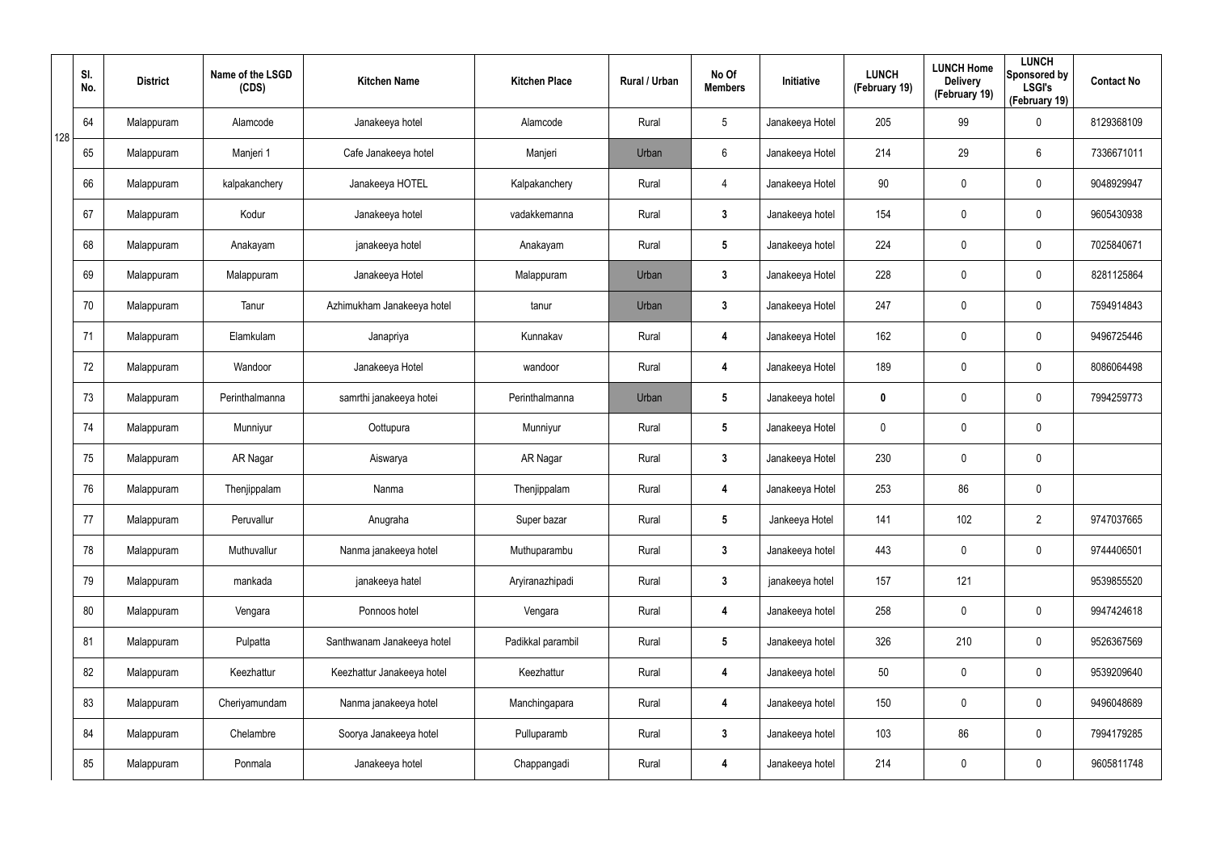| Sl. No. | District | Name of the LSGD (CDS) | Kitchen Name | Kitchen Place | Rural / Urban | No Of Members | Initiative | LUNCH (February 19) | LUNCH Home Delivery (February 19) | LUNCH Sponsored by LSGI's (February 19) | Contact No |
|---|---|---|---|---|---|---|---|---|---|---|---|
| 64 | Malappuram | Alamcode | Janakeeya hotel | Alamcode | Rural | 5 | Janakeeya Hotel | 205 | 99 | 0 | 8129368109 |
| 65 | Malappuram | Manjeri 1 | Cafe Janakeeya hotel | Manjeri | Urban | 6 | Janakeeya Hotel | 214 | 29 | 6 | 7336671011 |
| 66 | Malappuram | kalpakanchery | Janakeeya HOTEL | Kalpakanchery | Rural | 4 | Janakeeya Hotel | 90 | 0 | 0 | 9048929947 |
| 67 | Malappuram | Kodur | Janakeeya hotel | vadakkemanna | Rural | 3 | Janakeeya hotel | 154 | 0 | 0 | 9605430938 |
| 68 | Malappuram | Anakayam | janakeeya hotel | Anakayam | Rural | 5 | Janakeeya hotel | 224 | 0 | 0 | 7025840671 |
| 69 | Malappuram | Malappuram | Janakeeya Hotel | Malappuram | Urban | 3 | Janakeeya Hotel | 228 | 0 | 0 | 8281125864 |
| 70 | Malappuram | Tanur | Azhimukham Janakeeya hotel | tanur | Urban | 3 | Janakeeya Hotel | 247 | 0 | 0 | 7594914843 |
| 71 | Malappuram | Elamkulam | Janapriya | Kunnakav | Rural | 4 | Janakeeya Hotel | 162 | 0 | 0 | 9496725446 |
| 72 | Malappuram | Wandoor | Janakeeya Hotel | wandoor | Rural | 4 | Janakeeya Hotel | 189 | 0 | 0 | 8086064498 |
| 73 | Malappuram | Perinthalmanna | samrthi janakeeya hotei | Perinthalmanna | Urban | 5 | Janakeeya hotel | 0 | 0 | 0 | 7994259773 |
| 74 | Malappuram | Munniyur | Oottupura | Munniyur | Rural | 5 | Janakeeya Hotel | 0 | 0 | 0 | |
| 75 | Malappuram | AR Nagar | Aiswarya | AR Nagar | Rural | 3 | Janakeeya Hotel | 230 | 0 | 0 | |
| 76 | Malappuram | Thenjippalam | Nanma | Thenjippalam | Rural | 4 | Janakeeya Hotel | 253 | 86 | 0 | |
| 77 | Malappuram | Peruvallur | Anugraha | Super bazar | Rural | 5 | Jankeeya Hotel | 141 | 102 | 2 | 9747037665 |
| 78 | Malappuram | Muthuvallur | Nanma janakeeya hotel | Muthuparambu | Rural | 3 | Janakeeya hotel | 443 | 0 | 0 | 9744406501 |
| 79 | Malappuram | mankada | janakeeya hatel | Aryiranazhipadi | Rural | 3 | janakeeya hotel | 157 | 121 | | 9539855520 |
| 80 | Malappuram | Vengara | Ponnoos hotel | Vengara | Rural | 4 | Janakeeya hotel | 258 | 0 | 0 | 9947424618 |
| 81 | Malappuram | Pulpatta | Santhwanam Janakeeya hotel | Padikkal parambil | Rural | 5 | Janakeeya hotel | 326 | 210 | 0 | 9526367569 |
| 82 | Malappuram | Keezhattur | Keezhattur Janakeeya hotel | Keezhattur | Rural | 4 | Janakeeya hotel | 50 | 0 | 0 | 9539209640 |
| 83 | Malappuram | Cheriyamundam | Nanma janakeeya hotel | Manchingapara | Rural | 4 | Janakeeya hotel | 150 | 0 | 0 | 9496048689 |
| 84 | Malappuram | Chelambre | Soorya Janakeeya hotel | Pulluparamb | Rural | 3 | Janakeeya hotel | 103 | 86 | 0 | 7994179285 |
| 85 | Malappuram | Ponmala | Janakeeya hotel | Chappangadi | Rural | 4 | Janakeeya hotel | 214 | 0 | 0 | 9605811748 |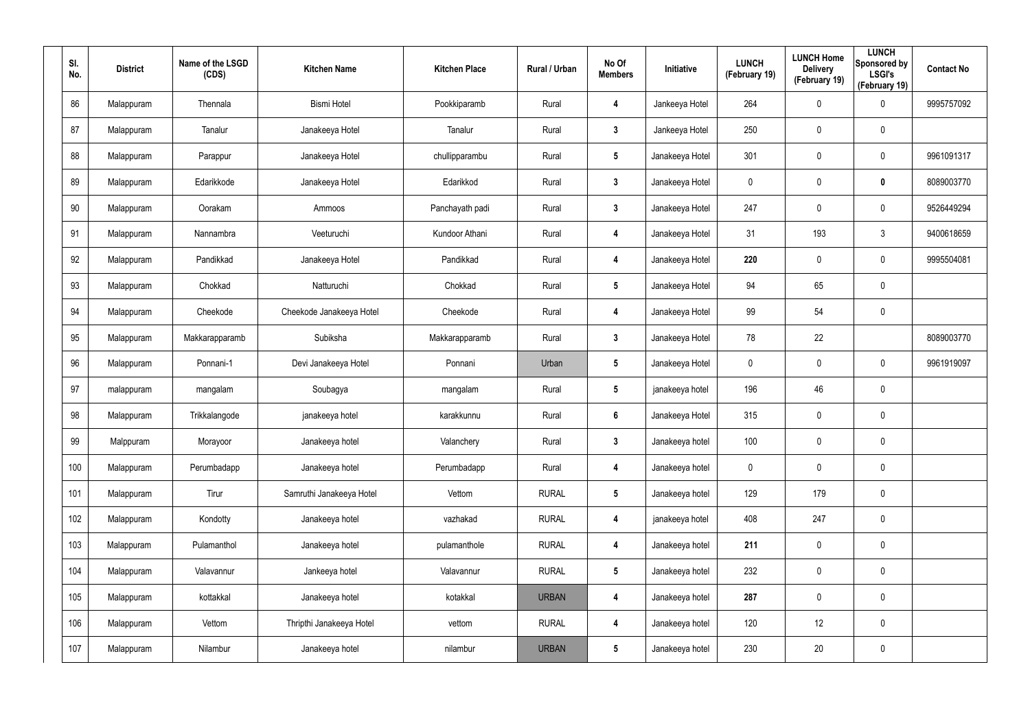| Sl. No. | District | Name of the LSGD (CDS) | Kitchen Name | Kitchen Place | Rural / Urban | No Of Members | Initiative | LUNCH (February 19) | LUNCH Home Delivery (February 19) | LUNCH Sponsored by LSGI's (February 19) | Contact No |
|---|---|---|---|---|---|---|---|---|---|---|---|
| 86 | Malappuram | Thennala | Bismi Hotel | Pookkiparamb | Rural | 4 | Jankeeya Hotel | 264 | 0 | 0 | 9995757092 |
| 87 | Malappuram | Tanalur | Janakeeya Hotel | Tanalur | Rural | 3 | Jankeeya Hotel | 250 | 0 | 0 | |
| 88 | Malappuram | Parappur | Janakeeya Hotel | chullipparambu | Rural | 5 | Janakeeya Hotel | 301 | 0 | 0 | 9961091317 |
| 89 | Malappuram | Edarikkode | Janakeeya Hotel | Edarikkod | Rural | 3 | Janakeeya Hotel | 0 | 0 | 0 | 8089003770 |
| 90 | Malappuram | Oorakam | Ammoos | Panchayath padi | Rural | 3 | Janakeeya Hotel | 247 | 0 | 0 | 9526449294 |
| 91 | Malappuram | Nannambra | Veeturuchi | Kundoor Athani | Rural | 4 | Janakeeya Hotel | 31 | 193 | 3 | 9400618659 |
| 92 | Malappuram | Pandikkad | Janakeeya Hotel | Pandikkad | Rural | 4 | Janakeeya Hotel | 220 | 0 | 0 | 9995504081 |
| 93 | Malappuram | Chokkad | Natturuchi | Chokkad | Rural | 5 | Janakeeya Hotel | 94 | 65 | 0 | |
| 94 | Malappuram | Cheekode | Cheekode Janakeeya Hotel | Cheekode | Rural | 4 | Janakeeya Hotel | 99 | 54 | 0 | |
| 95 | Malappuram | Makkarapparamb | Subiksha | Makkarapparamb | Rural | 3 | Janakeeya Hotel | 78 | 22 | | 8089003770 |
| 96 | Malappuram | Ponnani-1 | Devi Janakeeya Hotel | Ponnani | Urban | 5 | Janakeeya Hotel | 0 | 0 | 0 | 9961919097 |
| 97 | malappuram | mangalam | Soubagya | mangalam | Rural | 5 | janakeeya hotel | 196 | 46 | 0 | |
| 98 | Malappuram | Trikkalangode | janakeeya hotel | karakkunnu | Rural | 6 | Janakeeya Hotel | 315 | 0 | 0 | |
| 99 | Malppuram | Morayoor | Janakeeya hotel | Valanchery | Rural | 3 | Janakeeya hotel | 100 | 0 | 0 | |
| 100 | Malappuram | Perumbadapp | Janakeeya hotel | Perumbadapp | Rural | 4 | Janakeeya hotel | 0 | 0 | 0 | |
| 101 | Malappuram | Tirur | Samruthi Janakeeya Hotel | Vettom | RURAL | 5 | Janakeeya hotel | 129 | 179 | 0 | |
| 102 | Malappuram | Kondotty | Janakeeya hotel | vazhakad | RURAL | 4 | janakeeya hotel | 408 | 247 | 0 | |
| 103 | Malappuram | Pulamanthol | Janakeeya hotel | pulamanthole | RURAL | 4 | Janakeeya hotel | 211 | 0 | 0 | |
| 104 | Malappuram | Valavannur | Jankeeya hotel | Valavannur | RURAL | 5 | Janakeeya hotel | 232 | 0 | 0 | |
| 105 | Malappuram | kottakkal | Janakeeya hotel | kotakkal | URBAN | 4 | Janakeeya hotel | 287 | 0 | 0 | |
| 106 | Malappuram | Vettom | Thripthi Janakeeya Hotel | vettom | RURAL | 4 | Janakeeya hotel | 120 | 12 | 0 | |
| 107 | Malappuram | Nilambur | Janakeeya hotel | nilambur | URBAN | 5 | Janakeeya hotel | 230 | 20 | 0 | |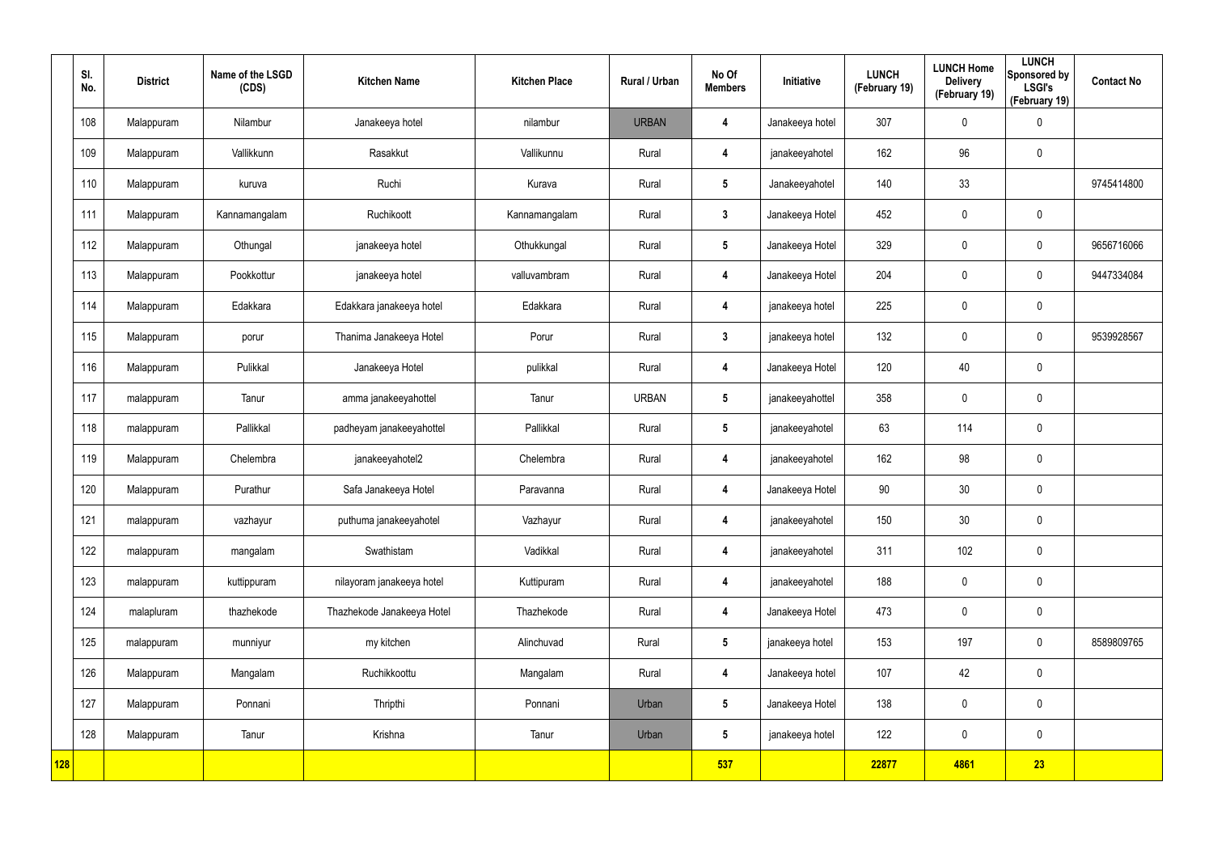| | Sl. No. | District | Name of the LSGD (CDS) | Kitchen Name | Kitchen Place | Rural / Urban | No Of Members | Initiative | LUNCH (February 19) | LUNCH Home Delivery (February 19) | LUNCH Sponsored by LSGI's (February 19) | Contact No |
|---|---|---|---|---|---|---|---|---|---|---|---|---|
| | 108 | Malappuram | Nilambur | Janakeeya hotel | nilambur | URBAN | 4 | Janakeeya hotel | 307 | 0 | 0 | |
| | 109 | Malappuram | Vallikkunn | Rasakkut | Vallikunnu | Rural | 4 | janakeeyahotel | 162 | 96 | 0 | |
| | 110 | Malappuram | kuruva | Ruchi | Kurava | Rural | 5 | Janakeeyahotel | 140 | 33 | | 9745414800 |
| | 111 | Malappuram | Kannamangalam | Ruchikoott | Kannamangalam | Rural | 3 | Janakeeya Hotel | 452 | 0 | 0 | |
| | 112 | Malappuram | Othungal | janakeeya hotel | Othukkungal | Rural | 5 | Janakeeya Hotel | 329 | 0 | 0 | 9656716066 |
| | 113 | Malappuram | Pookkottur | janakeeya hotel | valluvambram | Rural | 4 | Janakeeya Hotel | 204 | 0 | 0 | 9447334084 |
| | 114 | Malappuram | Edakkara | Edakkara janakeeya hotel | Edakkara | Rural | 4 | janakeeya hotel | 225 | 0 | 0 | |
| | 115 | Malappuram | porur | Thanima Janakeeya Hotel | Porur | Rural | 3 | janakeeya hotel | 132 | 0 | 0 | 9539928567 |
| | 116 | Malappuram | Pulikkal | Janakeeya Hotel | pulikkal | Rural | 4 | Janakeeya Hotel | 120 | 40 | 0 | |
| | 117 | malappuram | Tanur | amma janakeeyahottel | Tanur | URBAN | 5 | janakeeyahottel | 358 | 0 | 0 | |
| | 118 | malappuram | Pallikkal | padheyam janakeeyahottel | Pallikkal | Rural | 5 | janakeeyahotel | 63 | 114 | 0 | |
| | 119 | Malappuram | Chelembra | janakeeyahotel2 | Chelembra | Rural | 4 | janakeeyahotel | 162 | 98 | 0 | |
| | 120 | Malappuram | Purathur | Safa Janakeeya Hotel | Paravanna | Rural | 4 | Janakeeya Hotel | 90 | 30 | 0 | |
| | 121 | malappuram | vazhayur | puthuma janakeeyahotel | Vazhayur | Rural | 4 | janakeeyahotel | 150 | 30 | 0 | |
| | 122 | malappuram | mangalam | Swathistam | Vadikkal | Rural | 4 | janakeeyahotel | 311 | 102 | 0 | |
| | 123 | malappuram | kuttippuram | nilayoram janakeeya hotel | Kuttipuram | Rural | 4 | janakeeyahotel | 188 | 0 | 0 | |
| | 124 | malapluram | thazhekode | Thazhekode Janakeeya Hotel | Thazhekode | Rural | 4 | Janakeeya Hotel | 473 | 0 | 0 | |
| | 125 | malappuram | munniyur | my kitchen | Alinchuvad | Rural | 5 | janakeeya hotel | 153 | 197 | 0 | 8589809765 |
| | 126 | Malappuram | Mangalam | Ruchikkoottu | Mangalam | Rural | 4 | Janakeeya hotel | 107 | 42 | 0 | |
| | 127 | Malappuram | Ponnani | Thripthi | Ponnani | Urban | 5 | Janakeeya Hotel | 138 | 0 | 0 | |
| | 128 | Malappuram | Tanur | Krishna | Tanur | Urban | 5 | janakeeya hotel | 122 | 0 | 0 | |
| **128** | | | | | | | **537** | | **22877** | **4861** | **23** | |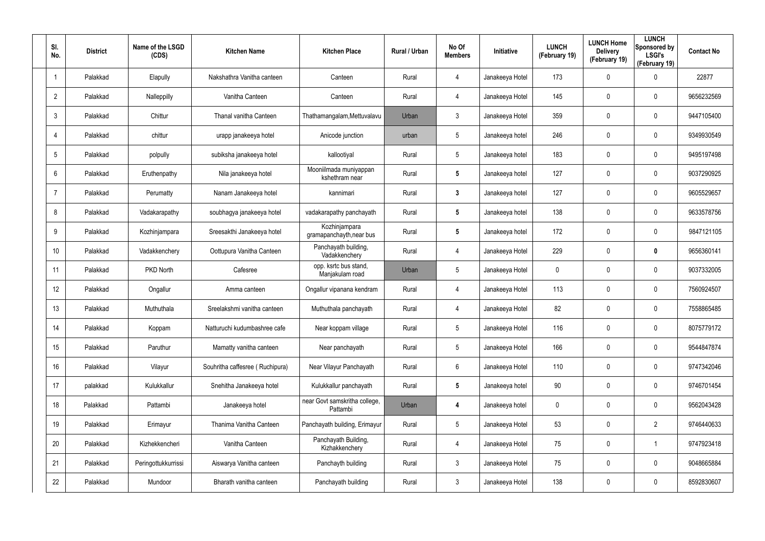| Sl. No. | District | Name of the LSGD (CDS) | Kitchen Name | Kitchen Place | Rural / Urban | No Of Members | Initiative | LUNCH (February 19) | LUNCH Home Delivery (February 19) | LUNCH Sponsored by LSGI's (February 19) | Contact No |
|---|---|---|---|---|---|---|---|---|---|---|---|
| 1 | Palakkad | Elapully | Nakshathra Vanitha canteen | Canteen | Rural | 4 | Janakeeya Hotel | 173 | 0 | 0 | 22877 |
| 2 | Palakkad | Nalleppilly | Vanitha Canteen | Canteen | Rural | 4 | Janakeeya Hotel | 145 | 0 | 0 | 9656232569 |
| 3 | Palakkad | Chittur | Thanal vanitha Canteen | Thathamangalam,Mettuvalavu | Urban | 3 | Janakeeya Hotel | 359 | 0 | 0 | 9447105400 |
| 4 | Palakkad | chittur | urapp janakeeya hotel | Anicode junction | urban | 5 | Janakeeya hotel | 246 | 0 | 0 | 9349930549 |
| 5 | Palakkad | polpully | subiksha janakeeya hotel | kallootiyal | Rural | 5 | Janakeeya hotel | 183 | 0 | 0 | 9495197498 |
| 6 | Palakkad | Eruthenpathy | Nila janakeeya hotel | Mooniilmada muniyappan kshethram near | Rural | 5 | Janakeeya hotel | 127 | 0 | 0 | 9037290925 |
| 7 | Palakkad | Perumatty | Nanam Janakeeya hotel | kannimari | Rural | 3 | Janakeeya hotel | 127 | 0 | 0 | 9605529657 |
| 8 | Palakkad | Vadakarapathy | soubhagya janakeeya hotel | vadakarapathy panchayath | Rural | 5 | Janakeeya hotel | 138 | 0 | 0 | 9633578756 |
| 9 | Palakkad | Kozhinjampara | Sreesakthi Janakeeya hotel | Kozhinjampara gramapanchayth,near bus | Rural | 5 | Janakeeya hotel | 172 | 0 | 0 | 9847121105 |
| 10 | Palakkad | Vadakkenchery | Oottupura Vanitha Canteen | Panchayath building, Vadakkenchery | Rural | 4 | Janakeeya Hotel | 229 | 0 | 0 | 9656360141 |
| 11 | Palakkad | PKD North | Cafesree | opp. ksrtc bus stand, Manjakulam road | Urban | 5 | Janakeeya Hotel | 0 | 0 | 0 | 9037332005 |
| 12 | Palakkad | Ongallur | Amma canteen | Ongallur vipanana kendram | Rural | 4 | Janakeeya Hotel | 113 | 0 | 0 | 7560924507 |
| 13 | Palakkad | Muthuthala | Sreelakshmi vanitha canteen | Muthuthala panchayath | Rural | 4 | Janakeeya Hotel | 82 | 0 | 0 | 7558865485 |
| 14 | Palakkad | Koppam | Natturuchi kudumbashree cafe | Near koppam village | Rural | 5 | Janakeeya Hotel | 116 | 0 | 0 | 8075779172 |
| 15 | Palakkad | Paruthur | Mamatty vanitha canteen | Near panchayath | Rural | 5 | Janakeeya Hotel | 166 | 0 | 0 | 9544847874 |
| 16 | Palakkad | Vilayur | Souhritha caffesree ( Ruchipura) | Near Vilayur Panchayath | Rural | 6 | Janakeeya Hotel | 110 | 0 | 0 | 9747342046 |
| 17 | palakkad | Kulukkallur | Snehitha Janakeeya hotel | Kulukkallur panchayath | Rural | 5 | Janakeeya hotel | 90 | 0 | 0 | 9746701454 |
| 18 | Palakkad | Pattambi | Janakeeya hotel | near Govt samskritha college, Pattambi | Urban | 4 | Janakeeya hotel | 0 | 0 | 0 | 9562043428 |
| 19 | Palakkad | Erimayur | Thanima Vanitha Canteen | Panchayath building, Erimayur | Rural | 5 | Janakeeya Hotel | 53 | 0 | 2 | 9746440633 |
| 20 | Palakkad | Kizhekkencheri | Vanitha Canteen | Panchayath Building, Kizhakkenchery | Rural | 4 | Janakeeya Hotel | 75 | 0 | 1 | 9747923418 |
| 21 | Palakkad | Peringottukkurrissi | Aiswarya Vanitha canteen | Panchayth building | Rural | 3 | Janakeeya Hotel | 75 | 0 | 0 | 9048665884 |
| 22 | Palakkad | Mundoor | Bharath vanitha canteen | Panchayath building | Rural | 3 | Janakeeya Hotel | 138 | 0 | 0 | 8592830607 |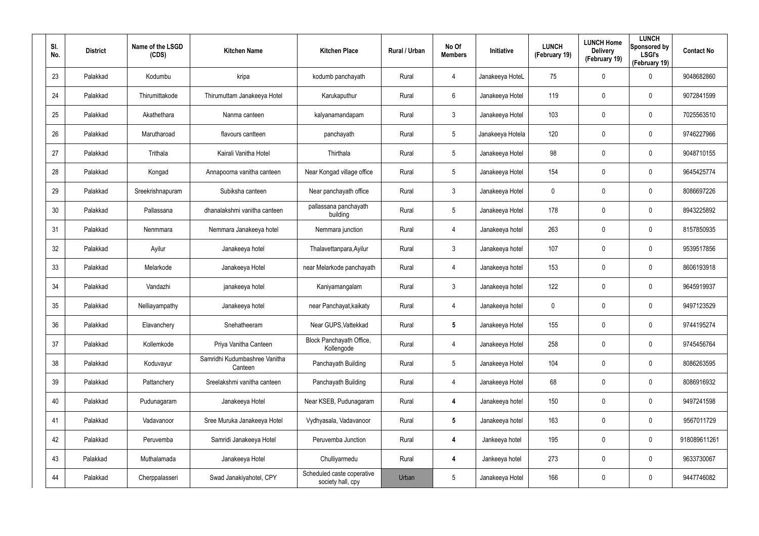| Sl. No. | District | Name of the LSGD (CDS) | Kitchen Name | Kitchen Place | Rural / Urban | No Of Members | Initiative | LUNCH (February 19) | LUNCH Home Delivery (February 19) | LUNCH Sponsored by LSGI's (February 19) | Contact No |
|---|---|---|---|---|---|---|---|---|---|---|---|
| 23 | Palakkad | Kodumbu | kripa | kodumb panchayath | Rural | 4 | Janakeeya HoteL | 75 | 0 | 0 | 9048682860 |
| 24 | Palakkad | Thirumittakode | Thirumuttam Janakeeya Hotel | Karukaputhur | Rural | 6 | Janakeeya Hotel | 119 | 0 | 0 | 9072841599 |
| 25 | Palakkad | Akathethara | Nanma canteen | kalyanamandapam | Rural | 3 | Janakeeya Hotel | 103 | 0 | 0 | 7025563510 |
| 26 | Palakkad | Marutharoad | flavours cantteen | panchayath | Rural | 5 | Janakeeya Hotela | 120 | 0 | 0 | 9746227966 |
| 27 | Palakkad | Trithala | Kairali Vanitha Hotel | Thirthala | Rural | 5 | Janakeeya Hotel | 98 | 0 | 0 | 9048710155 |
| 28 | Palakkad | Kongad | Annapoorna vanitha canteen | Near Kongad village office | Rural | 5 | Janakeeya Hotel | 154 | 0 | 0 | 9645425774 |
| 29 | Palakkad | Sreekrishnapuram | Subiksha canteen | Near panchayath office | Rural | 3 | Janakeeya Hotel | 0 | 0 | 0 | 8086697226 |
| 30 | Palakkad | Pallassana | dhanalakshmi vanitha canteen | pallassana panchayath building | Rural | 5 | Janakeeya Hotel | 178 | 0 | 0 | 8943225892 |
| 31 | Palakkad | Nenmmara | Nemmara Janakeeya hotel | Nemmara junction | Rural | 4 | Janakeeya hotel | 263 | 0 | 0 | 8157850935 |
| 32 | Palakkad | Ayilur | Janakeeya hotel | Thalavettanpara,Ayilur | Rural | 3 | Janakeeya hotel | 107 | 0 | 0 | 9539517856 |
| 33 | Palakkad | Melarkode | Janakeeya Hotel | near Melarkode panchayath | Rural | 4 | Janakeeya hotel | 153 | 0 | 0 | 8606193918 |
| 34 | Palakkad | Vandazhi | janakeeya hotel | Kaniyamangalam | Rural | 3 | Janakeeya hotel | 122 | 0 | 0 | 9645919937 |
| 35 | Palakkad | Nelliayampathy | Janakeeya hotel | near Panchayat,kaikaty | Rural | 4 | Janakeeya hotel | 0 | 0 | 0 | 9497123529 |
| 36 | Palakkad | Elavanchery | Snehatheeram | Near GUPS,Vattekkad | Rural | **5** | Janakeeya Hotel | 155 | 0 | 0 | 9744195274 |
| 37 | Palakkad | Kollemkode | Priya Vanitha Canteen | Block Panchayath Office, Kollengode | Rural | 4 | Janakeeya Hotel | 258 | 0 | 0 | 9745456764 |
| 38 | Palakkad | Koduvayur | Samridhi Kudumbashree Vanitha Canteen | Panchayath Building | Rural | 5 | Janakeeya Hotel | 104 | 0 | 0 | 8086263595 |
| 39 | Palakkad | Pattanchery | Sreelakshmi vanitha canteen | Panchayath Building | Rural | 4 | Janakeeya Hotel | 68 | 0 | 0 | 8086916932 |
| 40 | Palakkad | Pudunagaram | Janakeeya Hotel | Near KSEB, Pudunagaram | Rural | **4** | Janakeeya hotel | 150 | 0 | 0 | 9497241598 |
| 41 | Palakkad | Vadavanoor | Sree Muruka Janakeeya Hotel | Vydhyasala, Vadavanoor | Rural | **5** | Janakeeya hotel | 163 | 0 | 0 | 9567011729 |
| 42 | Palakkad | Peruvemba | Samridi Janakeeya Hotel | Peruvemba Junction | Rural | **4** | Jankeeya hotel | 195 | 0 | 0 | 918089611261 |
| 43 | Palakkad | Muthalamada | Janakeeya Hotel | Chulliyarmedu | Rural | **4** | Jankeeya hotel | 273 | 0 | 0 | 9633730067 |
| 44 | Palakkad | Cherppalasseri | Swad Janakiyahotel, CPY | Scheduled caste coperative society hall, cpy | Urban | 5 | Janakeeya Hotel | 166 | 0 | 0 | 9447746082 |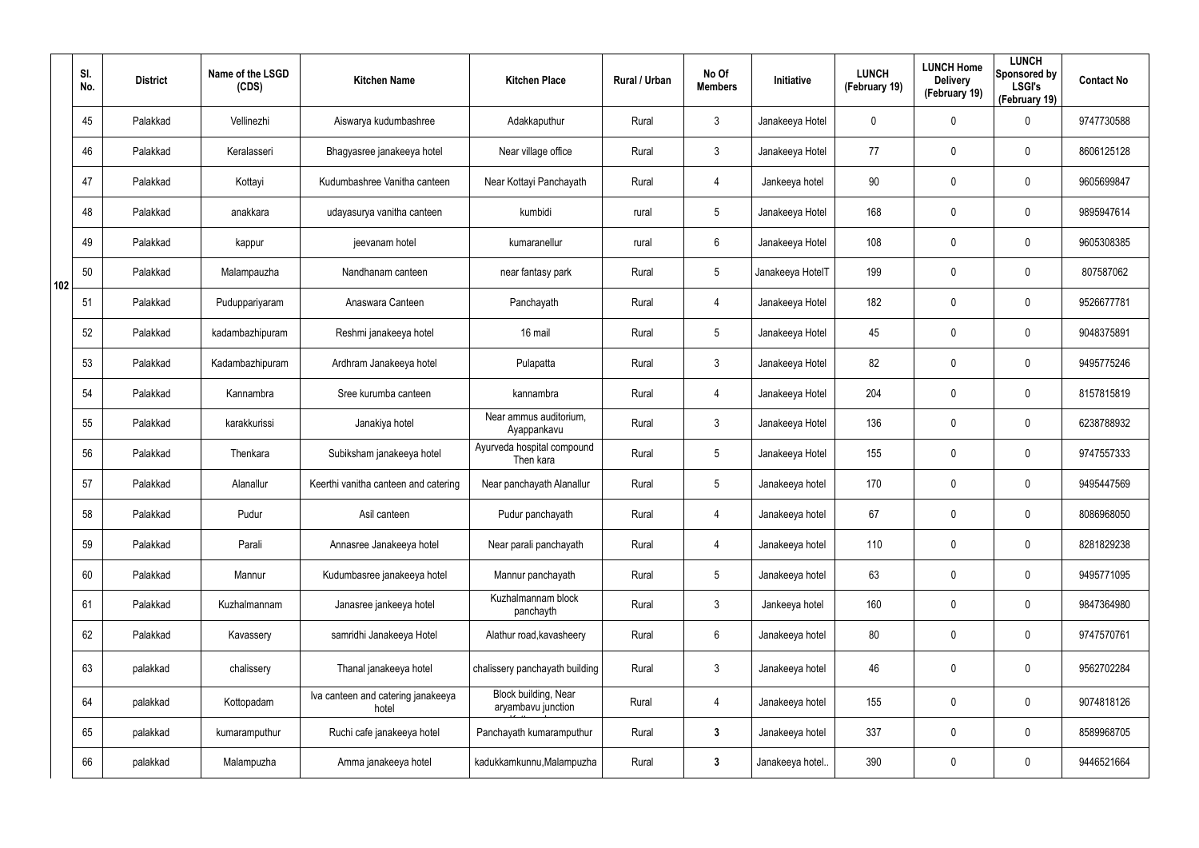|  | Sl. No. | District | Name of the LSGD (CDS) | Kitchen Name | Kitchen Place | Rural / Urban | No Of Members | Initiative | LUNCH (February 19) | LUNCH Home Delivery (February 19) | LUNCH Sponsored by LSGI's (February 19) | Contact No |
|---|---|---|---|---|---|---|---|---|---|---|---|---|
| 102 | 45 | Palakkad | Vellinezhi | Aiswarya kudumbashree | Adakkaputhur | Rural | 3 | Janakeeya Hotel | 0 | 0 | 0 | 9747730588 |
|  | 46 | Palakkad | Keralasseri | Bhagyasree janakeeya hotel | Near village office | Rural | 3 | Janakeeya Hotel | 77 | 0 | 0 | 8606125128 |
|  | 47 | Palakkad | Kottayi | Kudumbashree Vanitha canteen | Near Kottayi Panchayath | Rural | 4 | Jankeeya hotel | 90 | 0 | 0 | 9605699847 |
|  | 48 | Palakkad | anakkara | udayasurya vanitha canteen | kumbidi | rural | 5 | Janakeeya Hotel | 168 | 0 | 0 | 9895947614 |
|  | 49 | Palakkad | kappur | jeevanam hotel | kumaranellur | rural | 6 | Janakeeya Hotel | 108 | 0 | 0 | 9605308385 |
|  | 50 | Palakkad | Malampauzha | Nandhanam canteen | near fantasy park | Rural | 5 | Janakeeya HotelT | 199 | 0 | 0 | 807587062 |
|  | 51 | Palakkad | Puduppariyaram | Anaswara Canteen | Panchayath | Rural | 4 | Janakeeya Hotel | 182 | 0 | 0 | 9526677781 |
|  | 52 | Palakkad | kadambazhipuram | Reshmi janakeeya hotel | 16 mail | Rural | 5 | Janakeeya Hotel | 45 | 0 | 0 | 9048375891 |
|  | 53 | Palakkad | Kadambazhipuram | Ardhram Janakeeya hotel | Pulapatta | Rural | 3 | Janakeeya Hotel | 82 | 0 | 0 | 9495775246 |
|  | 54 | Palakkad | Kannambra | Sree kurumba canteen | kannambra | Rural | 4 | Janakeeya Hotel | 204 | 0 | 0 | 8157815819 |
|  | 55 | Palakkad | karakkurissi | Janakiya hotel | Near ammus auditorium, Ayappankavu | Rural | 3 | Janakeeya Hotel | 136 | 0 | 0 | 6238788932 |
|  | 56 | Palakkad | Thenkara | Subiksham janakeeya hotel | Ayurveda hospital compound Then kara | Rural | 5 | Janakeeya Hotel | 155 | 0 | 0 | 9747557333 |
|  | 57 | Palakkad | Alanallur | Keerthi vanitha canteen and catering | Near panchayath Alanallur | Rural | 5 | Janakeeya hotel | 170 | 0 | 0 | 9495447569 |
|  | 58 | Palakkad | Pudur | Asil canteen | Pudur panchayath | Rural | 4 | Janakeeya hotel | 67 | 0 | 0 | 8086968050 |
|  | 59 | Palakkad | Parali | Annasree Janakeeya hotel | Near parali panchayath | Rural | 4 | Janakeeya hotel | 110 | 0 | 0 | 8281829238 |
|  | 60 | Palakkad | Mannur | Kudumbasree janakeeya hotel | Mannur panchayath | Rural | 5 | Janakeeya hotel | 63 | 0 | 0 | 9495771095 |
|  | 61 | Palakkad | Kuzhalmannam | Janasree jankeeya hotel | Kuzhalmannam block panchayth | Rural | 3 | Jankeeya hotel | 160 | 0 | 0 | 9847364980 |
|  | 62 | Palakkad | Kavassery | samridhi Janakeeya Hotel | Alathur road,kavasheery | Rural | 6 | Janakeeya hotel | 80 | 0 | 0 | 9747570761 |
|  | 63 | palakkad | chalissery | Thanal janakeeya hotel | chalissery panchayath building | Rural | 3 | Janakeeya hotel | 46 | 0 | 0 | 9562702284 |
|  | 64 | palakkad | Kottopadam | Iva canteen and catering janakeeya hotel | Block building, Near aryambavu junction | Rural | 4 | Janakeeya hotel | 155 | 0 | 0 | 9074818126 |
|  | 65 | palakkad | kumaramputhur | Ruchi cafe janakeeya hotel | Panchayath kumaramputhur | Rural | **3** | Janakeeya hotel | 337 | 0 | 0 | 8589968705 |
|  | 66 | palakkad | Malampuzha | Amma janakeeya hotel | kadukkamkunnu,Malampuzha | Rural | **3** | Janakeeya hotel.. | 390 | 0 | 0 | 9446521664 |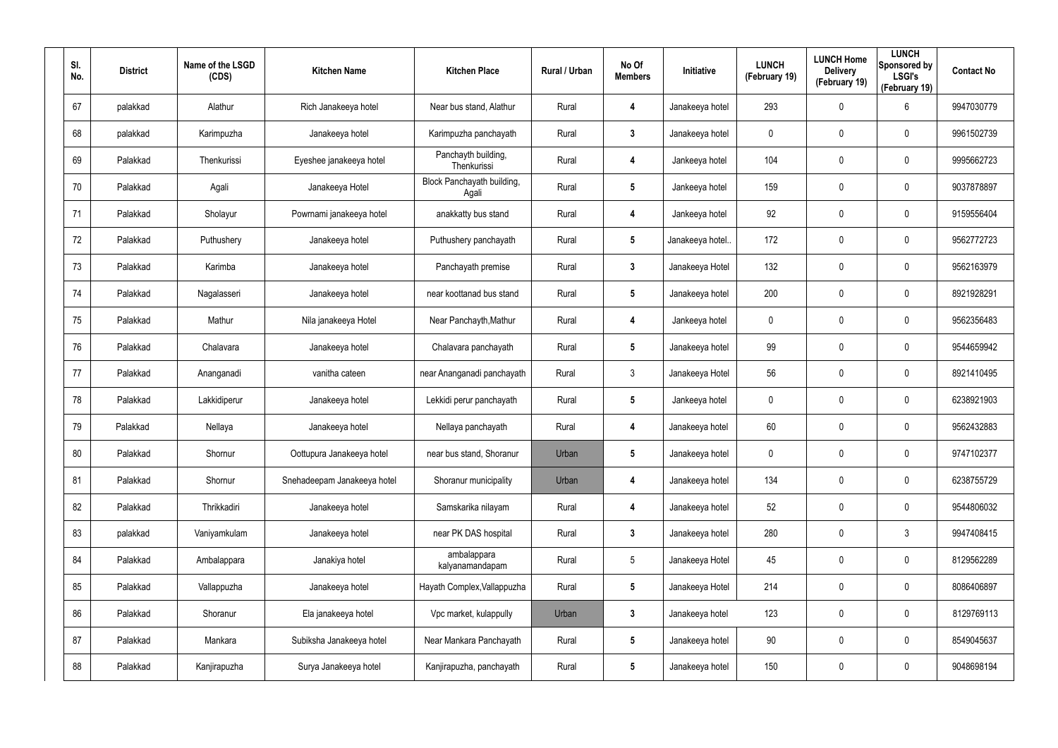| Sl. No. | District | Name of the LSGD (CDS) | Kitchen Name | Kitchen Place | Rural / Urban | No Of Members | Initiative | LUNCH (February 19) | LUNCH Home Delivery (February 19) | LUNCH Sponsored by LSGI's (February 19) | Contact No |
|---|---|---|---|---|---|---|---|---|---|---|---|
| 67 | palakkad | Alathur | Rich Janakeeya hotel | Near bus stand, Alathur | Rural | 4 | Janakeeya hotel | 293 | 0 | 6 | 9947030779 |
| 68 | palakkad | Karimpuzha | Janakeeya hotel | Karimpuzha panchayath | Rural | 3 | Janakeeya hotel | 0 | 0 | 0 | 9961502739 |
| 69 | Palakkad | Thenkurissi | Eyeshee janakeeya hotel | Panchayth building, Thenkurissi | Rural | 4 | Jankeeya hotel | 104 | 0 | 0 | 9995662723 |
| 70 | Palakkad | Agali | Janakeeya Hotel | Block Panchayath building, Agali | Rural | 5 | Jankeeya hotel | 159 | 0 | 0 | 9037878897 |
| 71 | Palakkad | Sholayur | Powrnami janakeeya hotel | anakkatty bus stand | Rural | 4 | Jankeeya hotel | 92 | 0 | 0 | 9159556404 |
| 72 | Palakkad | Puthushery | Janakeeya hotel | Puthushery panchayath | Rural | 5 | Janakeeya hotel.. | 172 | 0 | 0 | 9562772723 |
| 73 | Palakkad | Karimba | Janakeeya hotel | Panchayath premise | Rural | 3 | Janakeeya Hotel | 132 | 0 | 0 | 9562163979 |
| 74 | Palakkad | Nagalasseri | Janakeeya hotel | near koottanad bus stand | Rural | 5 | Janakeeya hotel | 200 | 0 | 0 | 8921928291 |
| 75 | Palakkad | Mathur | Nila janakeeya Hotel | Near Panchayth,Mathur | Rural | 4 | Jankeeya hotel | 0 | 0 | 0 | 9562356483 |
| 76 | Palakkad | Chalavara | Janakeeya hotel | Chalavara panchayath | Rural | 5 | Janakeeya hotel | 99 | 0 | 0 | 9544659942 |
| 77 | Palakkad | Ananganadi | vanitha cateen | near Ananganadi panchayath | Rural | 3 | Janakeeya Hotel | 56 | 0 | 0 | 8921410495 |
| 78 | Palakkad | Lakkidiperur | Janakeeya hotel | Lekkidi perur panchayath | Rural | 5 | Jankeeya hotel | 0 | 0 | 0 | 6238921903 |
| 79 | Palakkad | Nellaya | Janakeeya hotel | Nellaya panchayath | Rural | 4 | Janakeeya hotel | 60 | 0 | 0 | 9562432883 |
| 80 | Palakkad | Shornur | Oottupura Janakeeya hotel | near bus stand, Shoranur | Urban | 5 | Janakeeya hotel | 0 | 0 | 0 | 9747102377 |
| 81 | Palakkad | Shornur | Snehadeepam Janakeeya hotel | Shoranur municipality | Urban | 4 | Janakeeya hotel | 134 | 0 | 0 | 6238755729 |
| 82 | Palakkad | Thrikkadiri | Janakeeya hotel | Samskarika nilayam | Rural | 4 | Janakeeya hotel | 52 | 0 | 0 | 9544806032 |
| 83 | palakkad | Vaniyamkulam | Janakeeya hotel | near PK DAS hospital | Rural | 3 | Janakeeya hotel | 280 | 0 | 3 | 9947408415 |
| 84 | Palakkad | Ambalappara | Janakiya hotel | ambalappara kalyanamandapam | Rural | 5 | Janakeeya Hotel | 45 | 0 | 0 | 8129562289 |
| 85 | Palakkad | Vallappuzha | Janakeeya hotel | Hayath Complex,Vallappuzha | Rural | 5 | Janakeeya Hotel | 214 | 0 | 0 | 8086406897 |
| 86 | Palakkad | Shoranur | Ela janakeeya hotel | Vpc market, kulappully | Urban | 3 | Janakeeya hotel | 123 | 0 | 0 | 8129769113 |
| 87 | Palakkad | Mankara | Subiksha Janakeeya hotel | Near Mankara Panchayath | Rural | 5 | Janakeeya hotel | 90 | 0 | 0 | 8549045637 |
| 88 | Palakkad | Kanjirapuzha | Surya Janakeeya hotel | Kanjirapuzha, panchayath | Rural | 5 | Janakeeya hotel | 150 | 0 | 0 | 9048698194 |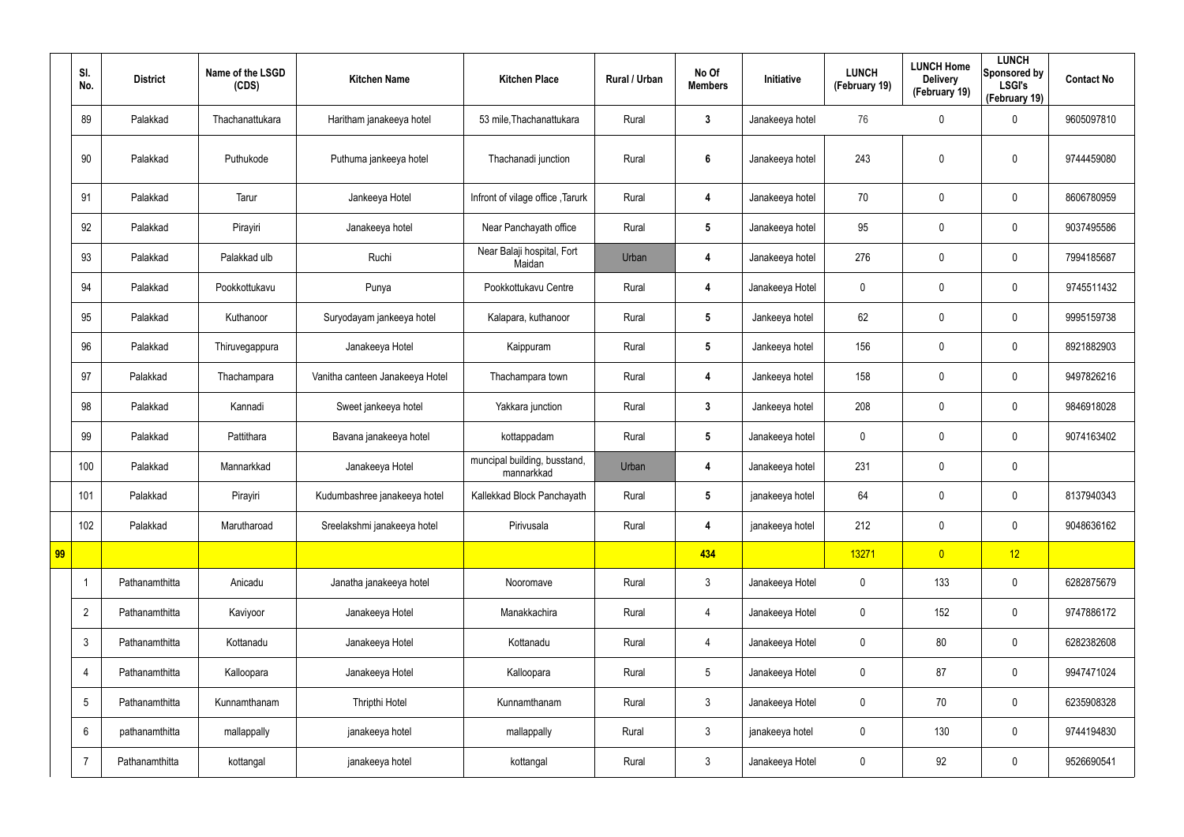| | Sl. No. | District | Name of the LSGD (CDS) | Kitchen Name | Kitchen Place | Rural / Urban | No Of Members | Initiative | LUNCH (February 19) | LUNCH Home Delivery (February 19) | LUNCH Sponsored by LSGI's (February 19) | Contact No |
|---|---|---|---|---|---|---|---|---|---|---|---|---|
| | 89 | Palakkad | Thachanattukara | Haritham janakeeya hotel | 53 mile,Thachanattukara | Rural | 3 | Janakeeya hotel | 76 | 0 | 0 | 9605097810 |
| | 90 | Palakkad | Puthukode | Puthuma jankeeya hotel | Thachanadi junction | Rural | 6 | Janakeeya hotel | 243 | 0 | 0 | 9744459080 |
| | 91 | Palakkad | Tarur | Jankeeya Hotel | Infront of vilage office ,Tarurk | Rural | 4 | Janakeeya hotel | 70 | 0 | 0 | 8606780959 |
| | 92 | Palakkad | Pirayiri | Janakeeya hotel | Near Panchayath office | Rural | 5 | Janakeeya hotel | 95 | 0 | 0 | 9037495586 |
| | 93 | Palakkad | Palakkad ulb | Ruchi | Near Balaji hospital, Fort Maidan | Urban | 4 | Janakeeya hotel | 276 | 0 | 0 | 7994185687 |
| | 94 | Palakkad | Pookkottukavu | Punya | Pookkottukavu Centre | Rural | 4 | Janakeeya Hotel | 0 | 0 | 0 | 9745511432 |
| | 95 | Palakkad | Kuthanoor | Suryodayam jankeeya hotel | Kalapara, kuthanoor | Rural | 5 | Jankeeya hotel | 62 | 0 | 0 | 9995159738 |
| | 96 | Palakkad | Thiruvegappura | Janakeeya Hotel | Kaippuram | Rural | 5 | Jankeeya hotel | 156 | 0 | 0 | 8921882903 |
| | 97 | Palakkad | Thachampara | Vanitha canteen Janakeeya Hotel | Thachampara town | Rural | 4 | Jankeeya hotel | 158 | 0 | 0 | 9497826216 |
| | 98 | Palakkad | Kannadi | Sweet jankeeya hotel | Yakkara junction | Rural | 3 | Jankeeya hotel | 208 | 0 | 0 | 9846918028 |
| | 99 | Palakkad | Pattithara | Bavana janakeeya hotel | kottappadam | Rural | 5 | Janakeeya hotel | 0 | 0 | 0 | 9074163402 |
| | 100 | Palakkad | Mannarkkad | Janakeeya Hotel | muncipal building, busstand, mannarkkad | Urban | 4 | Janakeeya hotel | 231 | 0 | 0 | |
| | 101 | Palakkad | Pirayiri | Kudumbashree janakeeya hotel | Kallekkad Block Panchayath | Rural | 5 | janakeeya hotel | 64 | 0 | 0 | 8137940343 |
| | 102 | Palakkad | Marutharoad | Sreelakshmi janakeeya hotel | Pirivusala | Rural | 4 | janakeeya hotel | 212 | 0 | 0 | 9048636162 |
| 99 | | | | | | | 434 | | 13271 | 0 | 12 | |
| | 1 | Pathanamthitta | Anicadu | Janatha janakeeya hotel | Nooromave | Rural | 3 | Janakeeya Hotel | 0 | 133 | 0 | 6282875679 |
| | 2 | Pathanamthitta | Kaviyoor | Janakeeya Hotel | Manakkachira | Rural | 4 | Janakeeya Hotel | 0 | 152 | 0 | 9747886172 |
| | 3 | Pathanamthitta | Kottanadu | Janakeeya Hotel | Kottanadu | Rural | 4 | Janakeeya Hotel | 0 | 80 | 0 | 6282382608 |
| | 4 | Pathanamthitta | Kalloopara | Janakeeya Hotel | Kalloopara | Rural | 5 | Janakeeya Hotel | 0 | 87 | 0 | 9947471024 |
| | 5 | Pathanamthitta | Kunnamthanam | Thripthi Hotel | Kunnamthanam | Rural | 3 | Janakeeya Hotel | 0 | 70 | 0 | 6235908328 |
| | 6 | pathanamthitta | mallappally | janakeeya hotel | mallappally | Rural | 3 | janakeeya hotel | 0 | 130 | 0 | 9744194830 |
| | 7 | Pathanamthitta | kottangal | janakeeya hotel | kottangal | Rural | 3 | Janakeeya Hotel | 0 | 92 | 0 | 9526690541 |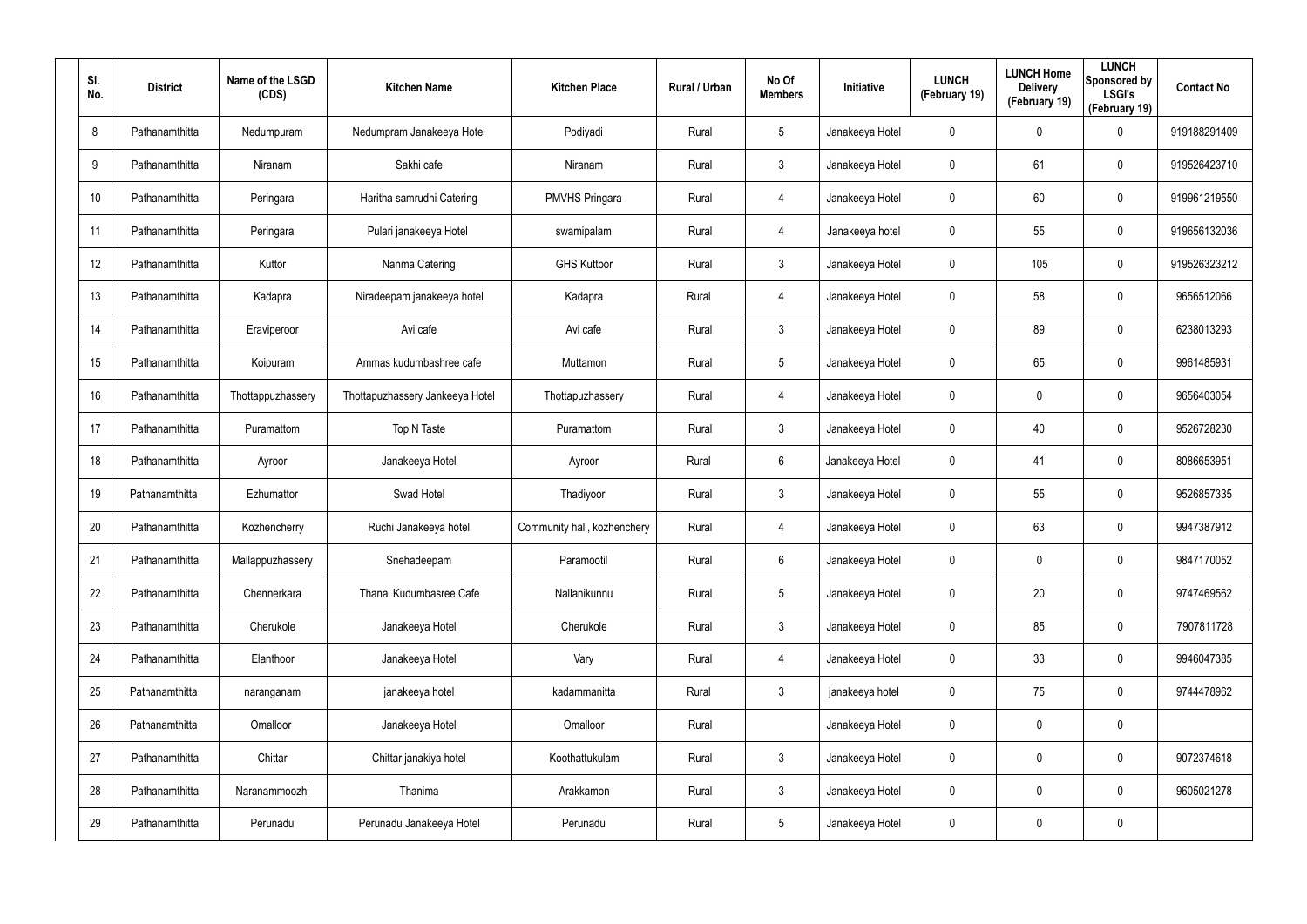| Sl. No. | District | Name of the LSGD (CDS) | Kitchen Name | Kitchen Place | Rural / Urban | No Of Members | Initiative | LUNCH (February 19) | LUNCH Home Delivery (February 19) | LUNCH Sponsored by LSGI's (February 19) | Contact No |
|---|---|---|---|---|---|---|---|---|---|---|---|
| 8 | Pathanamthitta | Nedumpuram | Nedumpram Janakeeya Hotel | Podiyadi | Rural | 5 | Janakeeya Hotel | 0 | 0 | 0 | 919188291409 |
| 9 | Pathanamthitta | Niranam | Sakhi cafe | Niranam | Rural | 3 | Janakeeya Hotel | 0 | 61 | 0 | 919526423710 |
| 10 | Pathanamthitta | Peringara | Haritha samrudhi Catering | PMVHS Pringara | Rural | 4 | Janakeeya Hotel | 0 | 60 | 0 | 919961219550 |
| 11 | Pathanamthitta | Peringara | Pulari janakeeya Hotel | swamipalam | Rural | 4 | Janakeeya hotel | 0 | 55 | 0 | 919656132036 |
| 12 | Pathanamthitta | Kuttor | Nanma Catering | GHS Kuttoor | Rural | 3 | Janakeeya Hotel | 0 | 105 | 0 | 919526323212 |
| 13 | Pathanamthitta | Kadapra | Niradeepam janakeeya hotel | Kadapra | Rural | 4 | Janakeeya Hotel | 0 | 58 | 0 | 9656512066 |
| 14 | Pathanamthitta | Eraviperoor | Avi cafe | Avi cafe | Rural | 3 | Janakeeya Hotel | 0 | 89 | 0 | 6238013293 |
| 15 | Pathanamthitta | Koipuram | Ammas kudumbashree cafe | Muttamon | Rural | 5 | Janakeeya Hotel | 0 | 65 | 0 | 9961485931 |
| 16 | Pathanamthitta | Thottappuzhassery | Thottapuzhassery Jankeeya Hotel | Thottapuzhassery | Rural | 4 | Janakeeya Hotel | 0 | 0 | 0 | 9656403054 |
| 17 | Pathanamthitta | Puramattom | Top N Taste | Puramattom | Rural | 3 | Janakeeya Hotel | 0 | 40 | 0 | 9526728230 |
| 18 | Pathanamthitta | Ayroor | Janakeeya Hotel | Ayroor | Rural | 6 | Janakeeya Hotel | 0 | 41 | 0 | 8086653951 |
| 19 | Pathanamthitta | Ezhumattor | Swad Hotel | Thadiyoor | Rural | 3 | Janakeeya Hotel | 0 | 55 | 0 | 9526857335 |
| 20 | Pathanamthitta | Kozhencherry | Ruchi Janakeeya hotel | Community hall, kozhenchery | Rural | 4 | Janakeeya Hotel | 0 | 63 | 0 | 9947387912 |
| 21 | Pathanamthitta | Mallappuzhassery | Snehadeepam | Paramootil | Rural | 6 | Janakeeya Hotel | 0 | 0 | 0 | 9847170052 |
| 22 | Pathanamthitta | Chennerkara | Thanal Kudumbasree Cafe | Nallanikunnu | Rural | 5 | Janakeeya Hotel | 0 | 20 | 0 | 9747469562 |
| 23 | Pathanamthitta | Cherukole | Janakeeya Hotel | Cherukole | Rural | 3 | Janakeeya Hotel | 0 | 85 | 0 | 7907811728 |
| 24 | Pathanamthitta | Elanthoor | Janakeeya Hotel | Vary | Rural | 4 | Janakeeya Hotel | 0 | 33 | 0 | 9946047385 |
| 25 | Pathanamthitta | naranganam | janakeeya hotel | kadammanitta | Rural | 3 | janakeeya hotel | 0 | 75 | 0 | 9744478962 |
| 26 | Pathanamthitta | Omalloor | Janakeeya Hotel | Omalloor | Rural | | Janakeeya Hotel | 0 | 0 | 0 | |
| 27 | Pathanamthitta | Chittar | Chittar janakiya hotel | Koothattukulam | Rural | 3 | Janakeeya Hotel | 0 | 0 | 0 | 9072374618 |
| 28 | Pathanamthitta | Naranammoozhi | Thanima | Arakkamon | Rural | 3 | Janakeeya Hotel | 0 | 0 | 0 | 9605021278 |
| 29 | Pathanamthitta | Perunadu | Perunadu Janakeeya Hotel | Perunadu | Rural | 5 | Janakeeya Hotel | 0 | 0 | 0 | |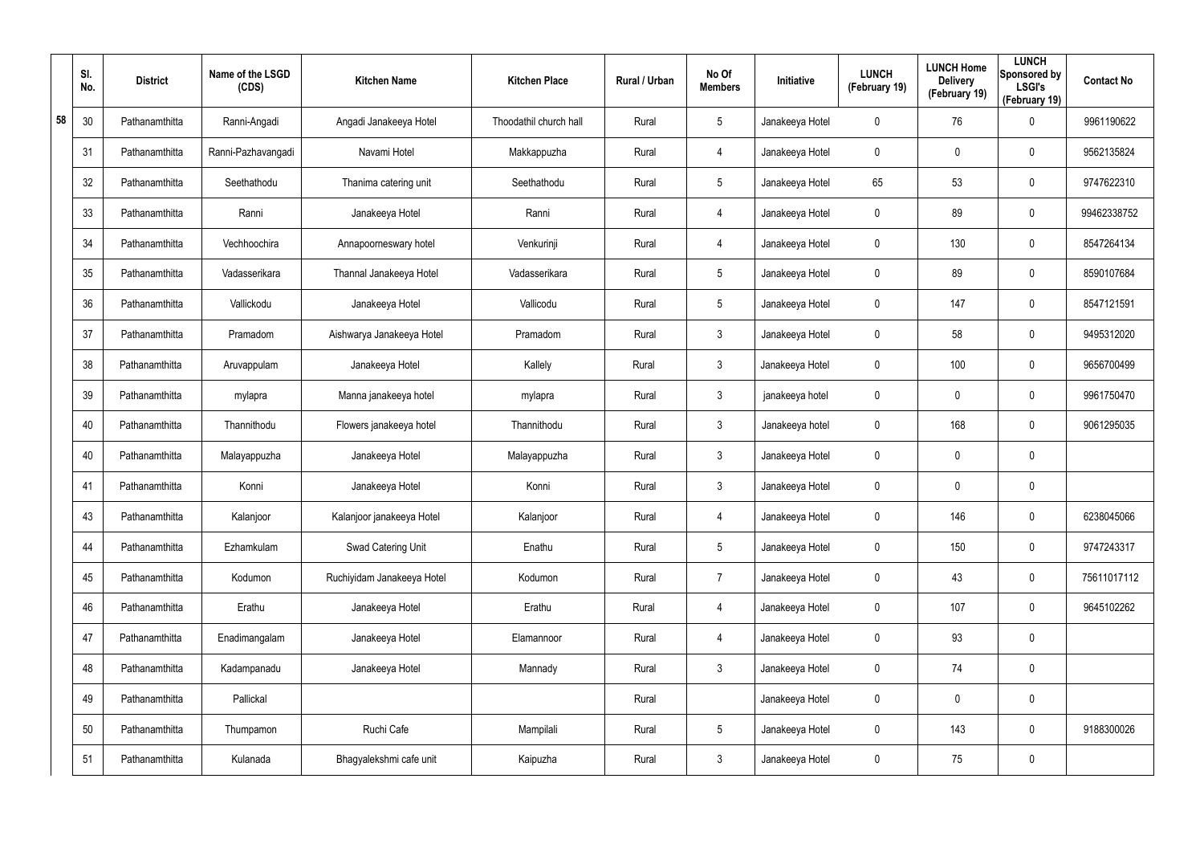| | Sl. No. | District | Name of the LSGD (CDS) | Kitchen Name | Kitchen Place | Rural / Urban | No Of Members | Initiative | LUNCH (February 19) | LUNCH Home Delivery (February 19) | LUNCH Sponsored by LSGI's (February 19) | Contact No |
|---|---|---|---|---|---|---|---|---|---|---|---|---|
| 58 | 30 | Pathanamthitta | Ranni-Angadi | Angadi Janakeeya Hotel | Thoodathil church hall | Rural | 5 | Janakeeya Hotel | 0 | 76 | 0 | 9961190622 |
| | 31 | Pathanamthitta | Ranni-Pazhavangadi | Navami Hotel | Makkappuzha | Rural | 4 | Janakeeya Hotel | 0 | 0 | 0 | 9562135824 |
| | 32 | Pathanamthitta | Seethathodu | Thanima catering unit | Seethathodu | Rural | 5 | Janakeeya Hotel | 65 | 53 | 0 | 9747622310 |
| | 33 | Pathanamthitta | Ranni | Janakeeya Hotel | Ranni | Rural | 4 | Janakeeya Hotel | 0 | 89 | 0 | 99462338752 |
| | 34 | Pathanamthitta | Vechhoochira | Annapoorneswary hotel | Venkurinji | Rural | 4 | Janakeeya Hotel | 0 | 130 | 0 | 8547264134 |
| | 35 | Pathanamthitta | Vadasserikara | Thannal Janakeeya Hotel | Vadasserikara | Rural | 5 | Janakeeya Hotel | 0 | 89 | 0 | 8590107684 |
| | 36 | Pathanamthitta | Vallickodu | Janakeeya Hotel | Vallicodu | Rural | 5 | Janakeeya Hotel | 0 | 147 | 0 | 8547121591 |
| | 37 | Pathanamthitta | Pramadom | Aishwarya Janakeeya Hotel | Pramadom | Rural | 3 | Janakeeya Hotel | 0 | 58 | 0 | 9495312020 |
| | 38 | Pathanamthitta | Aruvappulam | Janakeeya Hotel | Kallely | Rural | 3 | Janakeeya Hotel | 0 | 100 | 0 | 9656700499 |
| | 39 | Pathanamthitta | mylapra | Manna janakeeya hotel | mylapra | Rural | 3 | janakeeya hotel | 0 | 0 | 0 | 9961750470 |
| | 40 | Pathanamthitta | Thannithodu | Flowers janakeeya hotel | Thannithodu | Rural | 3 | Janakeeya hotel | 0 | 168 | 0 | 9061295035 |
| | 40 | Pathanamthitta | Malayappuzha | Janakeeya Hotel | Malayappuzha | Rural | 3 | Janakeeya Hotel | 0 | 0 | 0 | |
| | 41 | Pathanamthitta | Konni | Janakeeya Hotel | Konni | Rural | 3 | Janakeeya Hotel | 0 | 0 | 0 | |
| | 43 | Pathanamthitta | Kalanjoor | Kalanjoor janakeeya Hotel | Kalanjoor | Rural | 4 | Janakeeya Hotel | 0 | 146 | 0 | 6238045066 |
| | 44 | Pathanamthitta | Ezhamkulam | Swad Catering Unit | Enathu | Rural | 5 | Janakeeya Hotel | 0 | 150 | 0 | 9747243317 |
| | 45 | Pathanamthitta | Kodumon | Ruchiyidam Janakeeya Hotel | Kodumon | Rural | 7 | Janakeeya Hotel | 0 | 43 | 0 | 75611017112 |
| | 46 | Pathanamthitta | Erathu | Janakeeya Hotel | Erathu | Rural | 4 | Janakeeya Hotel | 0 | 107 | 0 | 9645102262 |
| | 47 | Pathanamthitta | Enadimangalam | Janakeeya Hotel | Elamannoor | Rural | 4 | Janakeeya Hotel | 0 | 93 | 0 | |
| | 48 | Pathanamthitta | Kadampanadu | Janakeeya Hotel | Mannady | Rural | 3 | Janakeeya Hotel | 0 | 74 | 0 | |
| | 49 | Pathanamthitta | Pallickal | | | Rural | | Janakeeya Hotel | 0 | 0 | 0 | |
| | 50 | Pathanamthitta | Thumpamon | Ruchi Cafe | Mampilali | Rural | 5 | Janakeeya Hotel | 0 | 143 | 0 | 9188300026 |
| | 51 | Pathanamthitta | Kulanada | Bhagyalekshmi cafe unit | Kaipuzha | Rural | 3 | Janakeeya Hotel | 0 | 75 | 0 | |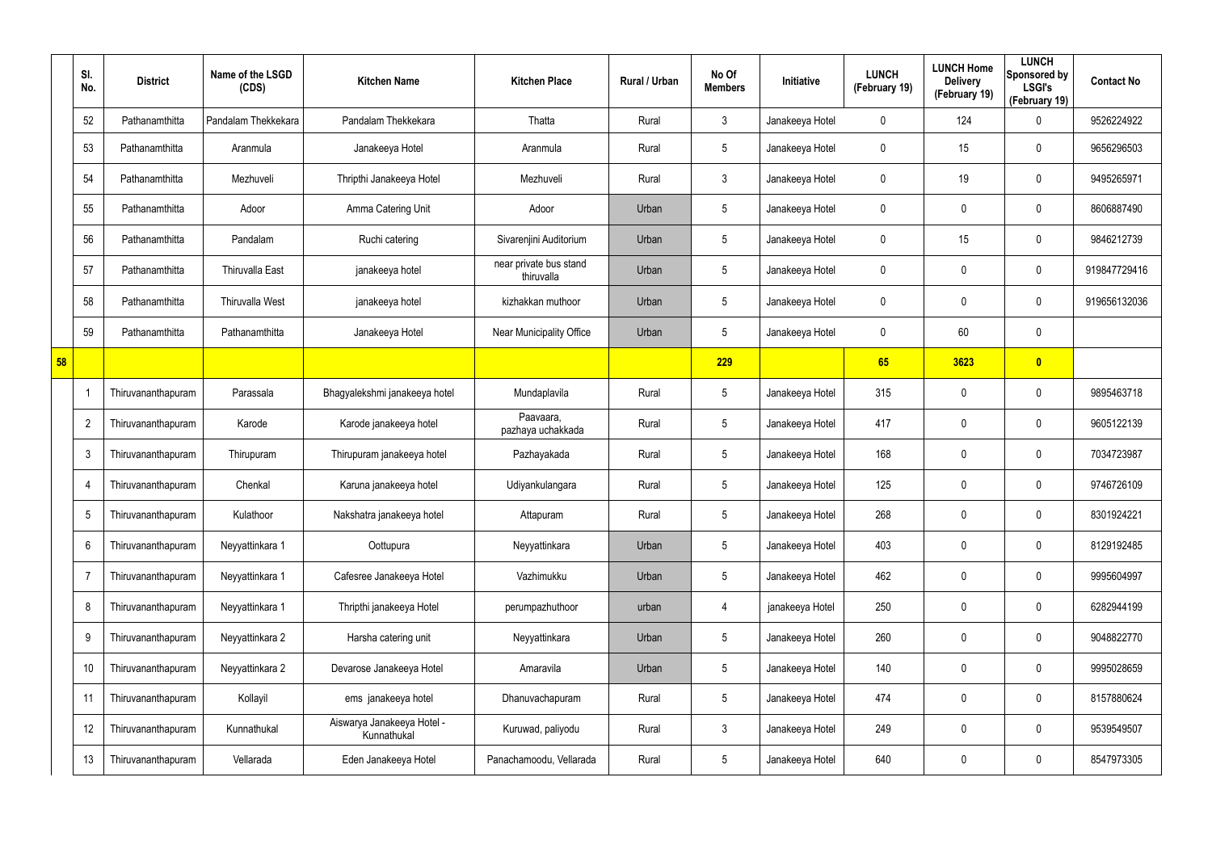| | Sl. No. | District | Name of the LSGD (CDS) | Kitchen Name | Kitchen Place | Rural / Urban | No Of Members | Initiative | LUNCH (February 19) | LUNCH Home Delivery (February 19) | LUNCH Sponsored by LSGI's (February 19) | Contact No |
|---|---|---|---|---|---|---|---|---|---|---|---|---|
| | 52 | Pathanamthitta | Pandalam Thekkekara | Pandalam Thekkekara | Thatta | Rural | 3 | Janakeeya Hotel | 0 | 124 | 0 | 9526224922 |
| | 53 | Pathanamthitta | Aranmula | Janakeeya Hotel | Aranmula | Rural | 5 | Janakeeya Hotel | 0 | 15 | 0 | 9656296503 |
| | 54 | Pathanamthitta | Mezhuveli | Thripthi Janakeeya Hotel | Mezhuveli | Rural | 3 | Janakeeya Hotel | 0 | 19 | 0 | 9495265971 |
| | 55 | Pathanamthitta | Adoor | Amma Catering Unit | Adoor | Urban | 5 | Janakeeya Hotel | 0 | 0 | 0 | 8606887490 |
| | 56 | Pathanamthitta | Pandalam | Ruchi catering | Sivarenjini Auditorium | Urban | 5 | Janakeeya Hotel | 0 | 15 | 0 | 9846212739 |
| | 57 | Pathanamthitta | Thiruvalla East | janakeeya hotel | near private bus stand thiruvalla | Urban | 5 | Janakeeya Hotel | 0 | 0 | 0 | 919847729416 |
| | 58 | Pathanamthitta | Thiruvalla West | janakeeya hotel | kizhakkan muthoor | Urban | 5 | Janakeeya Hotel | 0 | 0 | 0 | 919656132036 |
| | 59 | Pathanamthitta | Pathanamthitta | Janakeeya Hotel | Near Municipality Office | Urban | 5 | Janakeeya Hotel | 0 | 60 | 0 | |
| **58** | | | | | | | **229** | | **65** | **3623** | **0** | |
| | 1 | Thiruvananthapuram | Parassala | Bhagyalekshmi janakeeya hotel | Mundaplavila | Rural | 5 | Janakeeya Hotel | 315 | 0 | 0 | 9895463718 |
| | 2 | Thiruvananthapuram | Karode | Karode janakeeya hotel | Paavaara, pazhaya uchakkada | Rural | 5 | Janakeeya Hotel | 417 | 0 | 0 | 9605122139 |
| | 3 | Thiruvananthapuram | Thirupuram | Thirupuram janakeeya hotel | Pazhayakada | Rural | 5 | Janakeeya Hotel | 168 | 0 | 0 | 7034723987 |
| | 4 | Thiruvananthapuram | Chenkal | Karuna janakeeya hotel | Udiyankulangara | Rural | 5 | Janakeeya Hotel | 125 | 0 | 0 | 9746726109 |
| | 5 | Thiruvananthapuram | Kulathoor | Nakshatra janakeeya hotel | Attapuram | Rural | 5 | Janakeeya Hotel | 268 | 0 | 0 | 8301924221 |
| | 6 | Thiruvananthapuram | Neyyattinkara 1 | Oottupura | Neyyattinkara | Urban | 5 | Janakeeya Hotel | 403 | 0 | 0 | 8129192485 |
| | 7 | Thiruvananthapuram | Neyyattinkara 1 | Cafesree Janakeeya Hotel | Vazhimukku | Urban | 5 | Janakeeya Hotel | 462 | 0 | 0 | 9995604997 |
| | 8 | Thiruvananthapuram | Neyyattinkara 1 | Thripthi janakeeya Hotel | perumpazhuthoor | urban | 4 | janakeeya Hotel | 250 | 0 | 0 | 6282944199 |
| | 9 | Thiruvananthapuram | Neyyattinkara 2 | Harsha catering unit | Neyyattinkara | Urban | 5 | Janakeeya Hotel | 260 | 0 | 0 | 9048822770 |
| | 10 | Thiruvananthapuram | Neyyattinkara 2 | Devarose Janakeeya Hotel | Amaravila | Urban | 5 | Janakeeya Hotel | 140 | 0 | 0 | 9995028659 |
| | 11 | Thiruvananthapuram | Kollayil | ems janakeeya hotel | Dhanuvachapuram | Rural | 5 | Janakeeya Hotel | 474 | 0 | 0 | 8157880624 |
| | 12 | Thiruvananthapuram | Kunnathukal | Aiswarya Janakeeya Hotel - Kunnathukal | Kuruwad, paliyodu | Rural | 3 | Janakeeya Hotel | 249 | 0 | 0 | 9539549507 |
| | 13 | Thiruvananthapuram | Vellarada | Eden Janakeeya Hotel | Panachamoodu, Vellarada | Rural | 5 | Janakeeya Hotel | 640 | 0 | 0 | 8547973305 |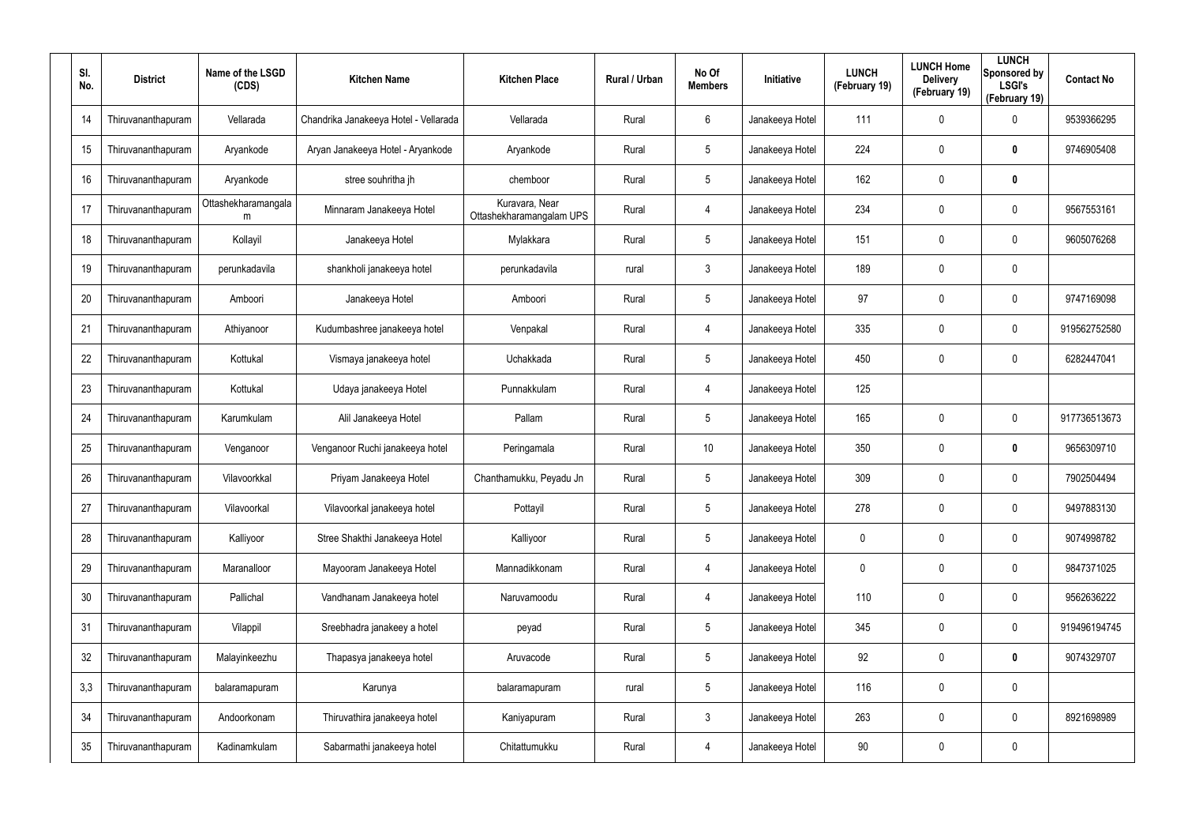| Sl. No. | District | Name of the LSGD (CDS) | Kitchen Name | Kitchen Place | Rural / Urban | No Of Members | Initiative | LUNCH (February 19) | LUNCH Home Delivery (February 19) | LUNCH Sponsored by LSGI's (February 19) | Contact No |
|---|---|---|---|---|---|---|---|---|---|---|---|
| 14 | Thiruvananthapuram | Vellarada | Chandrika Janakeeya Hotel - Vellarada | Vellarada | Rural | 6 | Janakeeya Hotel | 111 | 0 | 0 | 9539366295 |
| 15 | Thiruvananthapuram | Aryankode | Aryan Janakeeya Hotel - Aryankode | Aryankode | Rural | 5 | Janakeeya Hotel | 224 | 0 | **0** | 9746905408 |
| 16 | Thiruvananthapuram | Aryankode | stree souhritha jh | chemboor | Rural | 5 | Janakeeya Hotel | 162 | 0 | **0** | |
| 17 | Thiruvananthapuram | Ottashekharamangalam | Minnaram Janakeeya Hotel | Kuravara, Near Ottashekharamangalam UPS | Rural | 4 | Janakeeya Hotel | 234 | 0 | 0 | 9567553161 |
| 18 | Thiruvananthapuram | Kollayil | Janakeeya Hotel | Mylakkara | Rural | 5 | Janakeeya Hotel | 151 | 0 | 0 | 9605076268 |
| 19 | Thiruvananthapuram | perunkadavila | shankholi janakeeya hotel | perunkadavila | rural | 3 | Janakeeya Hotel | 189 | 0 | 0 | |
| 20 | Thiruvananthapuram | Amboori | Janakeeya Hotel | Amboori | Rural | 5 | Janakeeya Hotel | 97 | 0 | 0 | 9747169098 |
| 21 | Thiruvananthapuram | Athiyanoor | Kudumbashree janakeeya hotel | Venpakal | Rural | 4 | Janakeeya Hotel | 335 | 0 | 0 | 919562752580 |
| 22 | Thiruvananthapuram | Kottukal | Vismaya janakeeya hotel | Uchakkada | Rural | 5 | Janakeeya Hotel | 450 | 0 | 0 | 6282447041 |
| 23 | Thiruvananthapuram | Kottukal | Udaya janakeeya Hotel | Punnakkulam | Rural | 4 | Janakeeya Hotel | 125 | | | |
| 24 | Thiruvananthapuram | Karumkulam | Alil Janakeeya Hotel | Pallam | Rural | 5 | Janakeeya Hotel | 165 | 0 | 0 | 917736513673 |
| 25 | Thiruvananthapuram | Venganoor | Venganoor Ruchi janakeeya hotel | Peringamala | Rural | 10 | Janakeeya Hotel | 350 | 0 | **0** | 9656309710 |
| 26 | Thiruvananthapuram | Vilavoorkkal | Priyam Janakeeya Hotel | Chanthamukku, Peyadu Jn | Rural | 5 | Janakeeya Hotel | 309 | 0 | 0 | 7902504494 |
| 27 | Thiruvananthapuram | Vilavoorkal | Vilavoorkal janakeeya hotel | Pottayil | Rural | 5 | Janakeeya Hotel | 278 | 0 | 0 | 9497883130 |
| 28 | Thiruvananthapuram | Kalliyoor | Stree Shakthi Janakeeya Hotel | Kalliyoor | Rural | 5 | Janakeeya Hotel | 0 | 0 | 0 | 9074998782 |
| 29 | Thiruvananthapuram | Maranalloor | Mayooram Janakeeya Hotel | Mannadikkonam | Rural | 4 | Janakeeya Hotel | 0 | 0 | 0 | 9847371025 |
| 30 | Thiruvananthapuram | Pallichal | Vandhanam Janakeeya hotel | Naruvamoodu | Rural | 4 | Janakeeya Hotel | 110 | 0 | 0 | 9562636222 |
| 31 | Thiruvananthapuram | Vilappil | Sreebhadra janakeey a hotel | peyad | Rural | 5 | Janakeeya Hotel | 345 | 0 | 0 | 919496194745 |
| 32 | Thiruvananthapuram | Malayinkeezhu | Thapasya janakeeya hotel | Aruvacode | Rural | 5 | Janakeeya Hotel | 92 | 0 | **0** | 9074329707 |
| 3,3 | Thiruvananthapuram | balaramapuram | Karunya | balaramapuram | rural | 5 | Janakeeya Hotel | 116 | 0 | 0 | |
| 34 | Thiruvananthapuram | Andoorkonam | Thiruvathira janakeeya hotel | Kaniyapuram | Rural | 3 | Janakeeya Hotel | 263 | 0 | 0 | 8921698989 |
| 35 | Thiruvananthapuram | Kadinamkulam | Sabarmathi janakeeya hotel | Chitattumukku | Rural | 4 | Janakeeya Hotel | 90 | 0 | 0 | |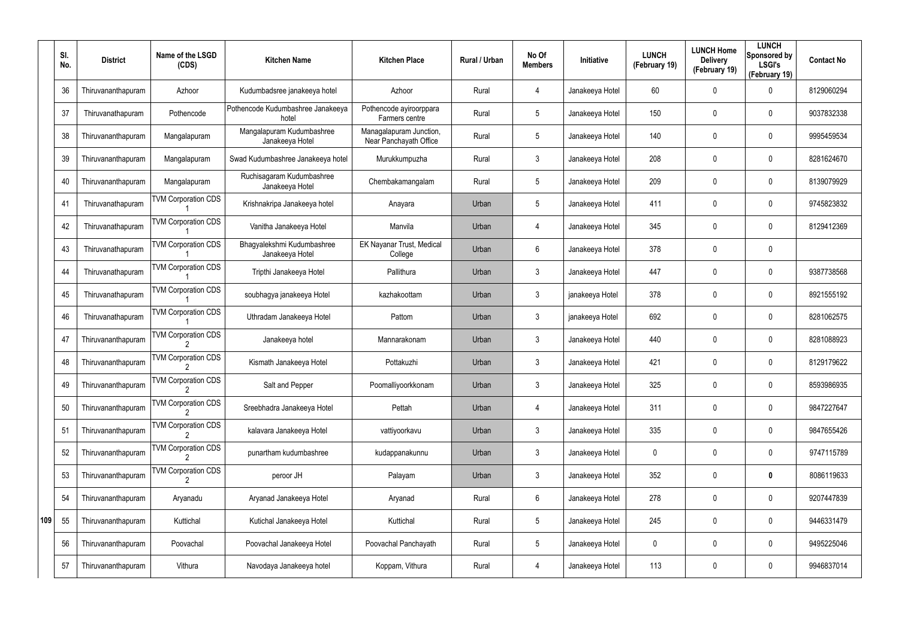| | Sl. No. | District | Name of the LSGD (CDS) | Kitchen Name | Kitchen Place | Rural / Urban | No Of Members | Initiative | LUNCH (February 19) | LUNCH Home Delivery (February 19) | LUNCH Sponsored by LSGI's (February 19) | Contact No |
|---|---|---|---|---|---|---|---|---|---|---|---|---|
| | 36 | Thiruvananthapuram | Azhoor | Kudumbadsree janakeeya hotel | Azhoor | Rural | 4 | Janakeeya Hotel | 60 | 0 | 0 | 8129060294 |
| | 37 | Thiruvanathapuram | Pothencode | Pothencode Kudumbashree Janakeeya hotel | Pothencode ayiroorppara Farmers centre | Rural | 5 | Janakeeya Hotel | 150 | 0 | 0 | 9037832338 |
| | 38 | Thiruvananthapuram | Mangalapuram | Mangalapuram Kudumbashree Janakeeya Hotel | Managalapuram Junction, Near Panchayath Office | Rural | 5 | Janakeeya Hotel | 140 | 0 | 0 | 9995459534 |
| | 39 | Thiruvananthapuram | Mangalapuram | Swad Kudumbashree Janakeeya hotel | Murukkumpuzha | Rural | 3 | Janakeeya Hotel | 208 | 0 | 0 | 8281624670 |
| | 40 | Thiruvananthapuram | Mangalapuram | Ruchisagaram Kudumbashree Janakeeya Hotel | Chembakamangalam | Rural | 5 | Janakeeya Hotel | 209 | 0 | 0 | 8139079929 |
| | 41 | Thiruvanathapuram | TVM Corporation CDS 1 | Krishnakripa Janakeeya hotel | Anayara | Urban | 5 | Janakeeya Hotel | 411 | 0 | 0 | 9745823832 |
| | 42 | Thiruvanathapuram | TVM Corporation CDS 1 | Vanitha Janakeeya Hotel | Manvila | Urban | 4 | Janakeeya Hotel | 345 | 0 | 0 | 8129412369 |
| | 43 | Thiruvanathapuram | TVM Corporation CDS 1 | Bhagyalekshmi Kudumbashree Janakeeya Hotel | EK Nayanar Trust, Medical College | Urban | 6 | Janakeeya Hotel | 378 | 0 | 0 | |
| | 44 | Thiruvanathapuram | TVM Corporation CDS 1 | Tripthi Janakeeya Hotel | Pallithura | Urban | 3 | Janakeeya Hotel | 447 | 0 | 0 | 9387738568 |
| | 45 | Thiruvanathapuram | TVM Corporation CDS 1 | soubhagya janakeeya Hotel | kazhakoottam | Urban | 3 | janakeeya Hotel | 378 | 0 | 0 | 8921555192 |
| | 46 | Thiruvanathapuram | TVM Corporation CDS 1 | Uthradam Janakeeya Hotel | Pattom | Urban | 3 | janakeeya Hotel | 692 | 0 | 0 | 8281062575 |
| | 47 | Thiruvananthapuram | TVM Corporation CDS 2 | Janakeeya hotel | Mannarakonam | Urban | 3 | Janakeeya Hotel | 440 | 0 | 0 | 8281088923 |
| | 48 | Thiruvananthapuram | TVM Corporation CDS 2 | Kismath Janakeeya Hotel | Pottakuzhi | Urban | 3 | Janakeeya Hotel | 421 | 0 | 0 | 8129179622 |
| | 49 | Thiruvananthapuram | TVM Corporation CDS 2 | Salt and Pepper | Poomalliyoorkkonam | Urban | 3 | Janakeeya Hotel | 325 | 0 | 0 | 8593986935 |
| | 50 | Thiruvananthapuram | TVM Corporation CDS 2 | Sreebhadra Janakeeya Hotel | Pettah | Urban | 4 | Janakeeya Hotel | 311 | 0 | 0 | 9847227647 |
| | 51 | Thiruvananthapuram | TVM Corporation CDS 2 | kalavara Janakeeya Hotel | vattiyoorkavu | Urban | 3 | Janakeeya Hotel | 335 | 0 | 0 | 9847655426 |
| | 52 | Thiruvananthapuram | TVM Corporation CDS 2 | punartham kudumbashree | kudappanakunnu | Urban | 3 | Janakeeya Hotel | 0 | 0 | 0 | 9747115789 |
| | 53 | Thiruvananthapuram | TVM Corporation CDS 2 | peroor JH | Palayam | Urban | 3 | Janakeeya Hotel | 352 | 0 | **0** | 8086119633 |
| | 54 | Thiruvananthapuram | Aryanadu | Aryanad Janakeeya Hotel | Aryanad | Rural | 6 | Janakeeya Hotel | 278 | 0 | 0 | 9207447839 |
| 109 | 55 | Thiruvananthapuram | Kuttichal | Kutichal Janakeeya Hotel | Kuttichal | Rural | 5 | Janakeeya Hotel | 245 | 0 | 0 | 9446331479 |
| | 56 | Thiruvananthapuram | Poovachal | Poovachal Janakeeya Hotel | Poovachal Panchayath | Rural | 5 | Janakeeya Hotel | 0 | 0 | 0 | 9495225046 |
| | 57 | Thiruvananthapuram | Vithura | Navodaya Janakeeya hotel | Koppam, Vithura | Rural | 4 | Janakeeya Hotel | 113 | 0 | 0 | 9946837014 |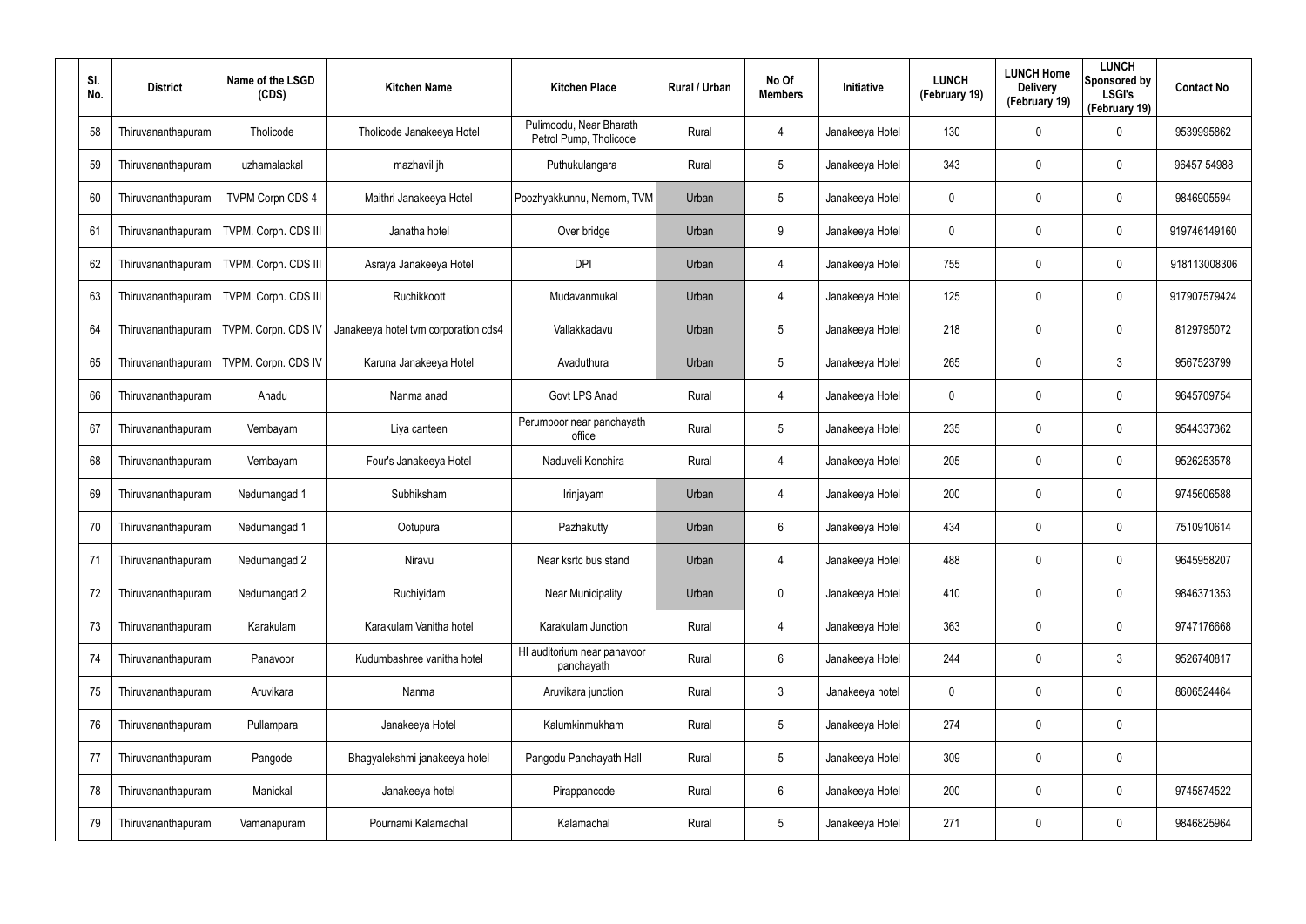| Sl. No. | District | Name of the LSGD (CDS) | Kitchen Name | Kitchen Place | Rural / Urban | No Of Members | Initiative | LUNCH (February 19) | LUNCH Home Delivery (February 19) | LUNCH Sponsored by LSGI's (February 19) | Contact No |
|---|---|---|---|---|---|---|---|---|---|---|---|
| 58 | Thiruvananthapuram | Tholicode | Tholicode Janakeeya Hotel | Pulimoodu, Near Bharath Petrol Pump, Tholicode | Rural | 4 | Janakeeya Hotel | 130 | 0 | 0 | 9539995862 |
| 59 | Thiruvananthapuram | uzhamalackal | mazhavil jh | Puthukulangara | Rural | 5 | Janakeeya Hotel | 343 | 0 | 0 | 96457 54988 |
| 60 | Thiruvananthapuram | TVPM Corpn CDS 4 | Maithri Janakeeya Hotel | Poozhyakkunnu, Nemom, TVM | Urban | 5 | Janakeeya Hotel | 0 | 0 | 0 | 9846905594 |
| 61 | Thiruvananthapuram | TVPM. Corpn. CDS III | Janatha hotel | Over bridge | Urban | 9 | Janakeeya Hotel | 0 | 0 | 0 | 919746149160 |
| 62 | Thiruvananthapuram | TVPM. Corpn. CDS III | Asraya Janakeeya Hotel | DPI | Urban | 4 | Janakeeya Hotel | 755 | 0 | 0 | 918113008306 |
| 63 | Thiruvananthapuram | TVPM. Corpn. CDS III | Ruchikkoott | Mudavanmukal | Urban | 4 | Janakeeya Hotel | 125 | 0 | 0 | 917907579424 |
| 64 | Thiruvananthapuram | TVPM. Corpn. CDS IV | Janakeeya hotel tvm corporation cds4 | Vallakkadavu | Urban | 5 | Janakeeya Hotel | 218 | 0 | 0 | 8129795072 |
| 65 | Thiruvananthapuram | TVPM. Corpn. CDS IV | Karuna Janakeeya Hotel | Avaduthura | Urban | 5 | Janakeeya Hotel | 265 | 0 | 3 | 9567523799 |
| 66 | Thiruvananthapuram | Anadu | Nanma anad | Govt LPS Anad | Rural | 4 | Janakeeya Hotel | 0 | 0 | 0 | 9645709754 |
| 67 | Thiruvananthapuram | Vembayam | Liya canteen | Perumboor near panchayath office | Rural | 5 | Janakeeya Hotel | 235 | 0 | 0 | 9544337362 |
| 68 | Thiruvananthapuram | Vembayam | Four's Janakeeya Hotel | Naduveli Konchira | Rural | 4 | Janakeeya Hotel | 205 | 0 | 0 | 9526253578 |
| 69 | Thiruvananthapuram | Nedumangad 1 | Subhiksham | Irinjayam | Urban | 4 | Janakeeya Hotel | 200 | 0 | 0 | 9745606588 |
| 70 | Thiruvananthapuram | Nedumangad 1 | Ootupura | Pazhakutty | Urban | 6 | Janakeeya Hotel | 434 | 0 | 0 | 7510910614 |
| 71 | Thiruvananthapuram | Nedumangad 2 | Niravu | Near ksrtc bus stand | Urban | 4 | Janakeeya Hotel | 488 | 0 | 0 | 9645958207 |
| 72 | Thiruvananthapuram | Nedumangad 2 | Ruchiyidam | Near Municipality | Urban | 0 | Janakeeya Hotel | 410 | 0 | 0 | 9846371353 |
| 73 | Thiruvananthapuram | Karakulam | Karakulam Vanitha hotel | Karakulam Junction | Rural | 4 | Janakeeya Hotel | 363 | 0 | 0 | 9747176668 |
| 74 | Thiruvananthapuram | Panavoor | Kudumbashree vanitha hotel | Hl auditorium near panavoor panchayath | Rural | 6 | Janakeeya Hotel | 244 | 0 | 3 | 9526740817 |
| 75 | Thiruvananthapuram | Aruvikara | Nanma | Aruvikara junction | Rural | 3 | Janakeeya hotel | 0 | 0 | 0 | 8606524464 |
| 76 | Thiruvananthapuram | Pullampara | Janakeeya Hotel | Kalumkinmukham | Rural | 5 | Janakeeya Hotel | 274 | 0 | 0 | |
| 77 | Thiruvananthapuram | Pangode | Bhagyalekshmi janakeeya hotel | Pangodu Panchayath Hall | Rural | 5 | Janakeeya Hotel | 309 | 0 | 0 | |
| 78 | Thiruvananthapuram | Manickal | Janakeeya hotel | Pirappancode | Rural | 6 | Janakeeya Hotel | 200 | 0 | 0 | 9745874522 |
| 79 | Thiruvananthapuram | Vamanapuram | Pournami Kalamachal | Kalamachal | Rural | 5 | Janakeeya Hotel | 271 | 0 | 0 | 9846825964 |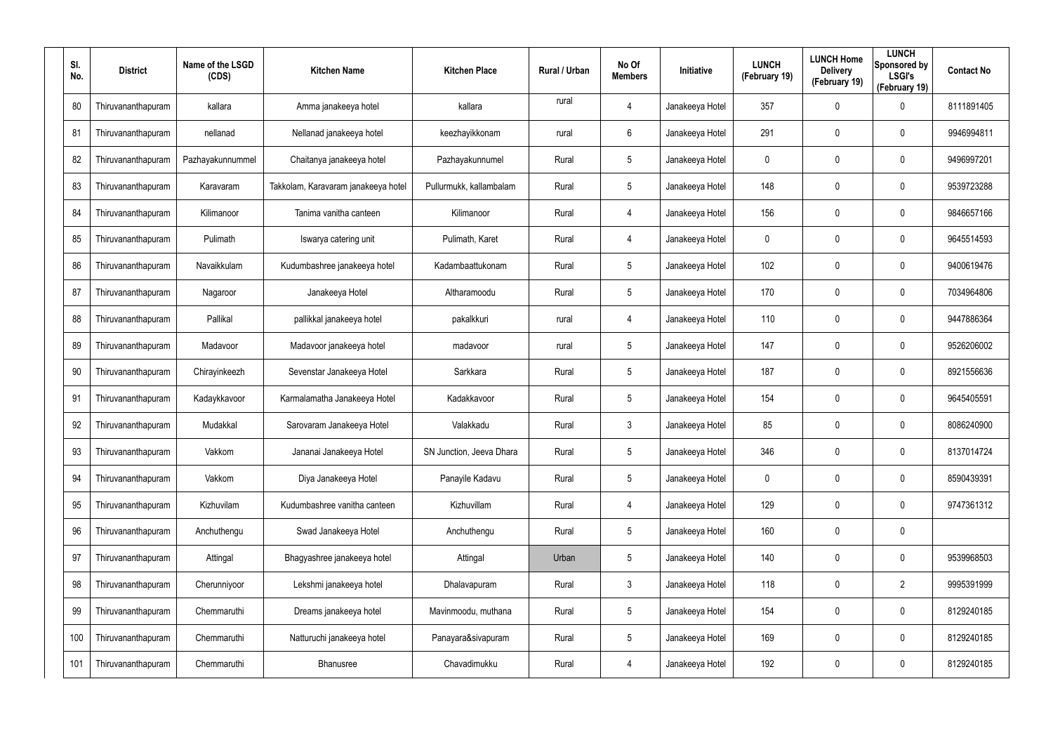| Sl. No. | District | Name of the LSGD (CDS) | Kitchen Name | Kitchen Place | Rural / Urban | No Of Members | Initiative | LUNCH (February 19) | LUNCH Home Delivery (February 19) | LUNCH Sponsored by LSGI's (February 19) | Contact No |
|---|---|---|---|---|---|---|---|---|---|---|---|
| 80 | Thiruvananthapuram | kallara | Amma janakeeya hotel | kallara | rural | 4 | Janakeeya Hotel | 357 | 0 | 0 | 8111891405 |
| 81 | Thiruvananthapuram | nellanad | Nellanad janakeeya hotel | keezhayikkonam | rural | 6 | Janakeeya Hotel | 291 | 0 | 0 | 9946994811 |
| 82 | Thiruvananthapuram | Pazhayakunnummel | Chaitanya janakeeya hotel | Pazhayakunnumel | Rural | 5 | Janakeeya Hotel | 0 | 0 | 0 | 9496997201 |
| 83 | Thiruvananthapuram | Karavaram | Takkolam, Karavaram janakeeya hotel | Pullurmukk, kallambalam | Rural | 5 | Janakeeya Hotel | 148 | 0 | 0 | 9539723288 |
| 84 | Thiruvananthapuram | Kilimanoor | Tanima vanitha canteen | Kilimanoor | Rural | 4 | Janakeeya Hotel | 156 | 0 | 0 | 9846657166 |
| 85 | Thiruvananthapuram | Pulimath | Iswarya catering unit | Pulimath, Karet | Rural | 4 | Janakeeya Hotel | 0 | 0 | 0 | 9645514593 |
| 86 | Thiruvananthapuram | Navaikkulam | Kudumbashree janakeeya hotel | Kadambaattukonam | Rural | 5 | Janakeeya Hotel | 102 | 0 | 0 | 9400619476 |
| 87 | Thiruvananthapuram | Nagaroor | Janakeeya Hotel | Altharamoodu | Rural | 5 | Janakeeya Hotel | 170 | 0 | 0 | 7034964806 |
| 88 | Thiruvananthapuram | Pallikal | pallikkal janakeeya hotel | pakalkkuri | rural | 4 | Janakeeya Hotel | 110 | 0 | 0 | 9447886364 |
| 89 | Thiruvananthapuram | Madavoor | Madavoor janakeeya hotel | madavoor | rural | 5 | Janakeeya Hotel | 147 | 0 | 0 | 9526206002 |
| 90 | Thiruvananthapuram | Chirayinkeezh | Sevenstar Janakeeya Hotel | Sarkkara | Rural | 5 | Janakeeya Hotel | 187 | 0 | 0 | 8921556636 |
| 91 | Thiruvananthapuram | Kadaykkavoor | Karmalamatha Janakeeya Hotel | Kadakkavoor | Rural | 5 | Janakeeya Hotel | 154 | 0 | 0 | 9645405591 |
| 92 | Thiruvananthapuram | Mudakkal | Sarovaram Janakeeya Hotel | Valakkadu | Rural | 3 | Janakeeya Hotel | 85 | 0 | 0 | 8086240900 |
| 93 | Thiruvananthapuram | Vakkom | Jananai Janakeeya Hotel | SN Junction, Jeeva Dhara | Rural | 5 | Janakeeya Hotel | 346 | 0 | 0 | 8137014724 |
| 94 | Thiruvananthapuram | Vakkom | Diya Janakeeya Hotel | Panayile Kadavu | Rural | 5 | Janakeeya Hotel | 0 | 0 | 0 | 8590439391 |
| 95 | Thiruvananthapuram | Kizhuvilam | Kudumbashree vanitha canteen | Kizhuvillam | Rural | 4 | Janakeeya Hotel | 129 | 0 | 0 | 9747361312 |
| 96 | Thiruvananthapuram | Anchuthengu | Swad Janakeeya Hotel | Anchuthengu | Rural | 5 | Janakeeya Hotel | 160 | 0 | 0 | |
| 97 | Thiruvananthapuram | Attingal | Bhagyashree janakeeya hotel | Attingal | Urban | 5 | Janakeeya Hotel | 140 | 0 | 0 | 9539968503 |
| 98 | Thiruvananthapuram | Cherunniyoor | Lekshmi janakeeya hotel | Dhalavapuram | Rural | 3 | Janakeeya Hotel | 118 | 0 | 2 | 9995391999 |
| 99 | Thiruvananthapuram | Chemmaruthi | Dreams janakeeya hotel | Mavinmoodu, muthana | Rural | 5 | Janakeeya Hotel | 154 | 0 | 0 | 8129240185 |
| 100 | Thiruvananthapuram | Chemmaruthi | Natturuchi janakeeya hotel | Panayara&sivapuram | Rural | 5 | Janakeeya Hotel | 169 | 0 | 0 | 8129240185 |
| 101 | Thiruvananthapuram | Chemmaruthi | Bhanusree | Chavadimukku | Rural | 4 | Janakeeya Hotel | 192 | 0 | 0 | 8129240185 |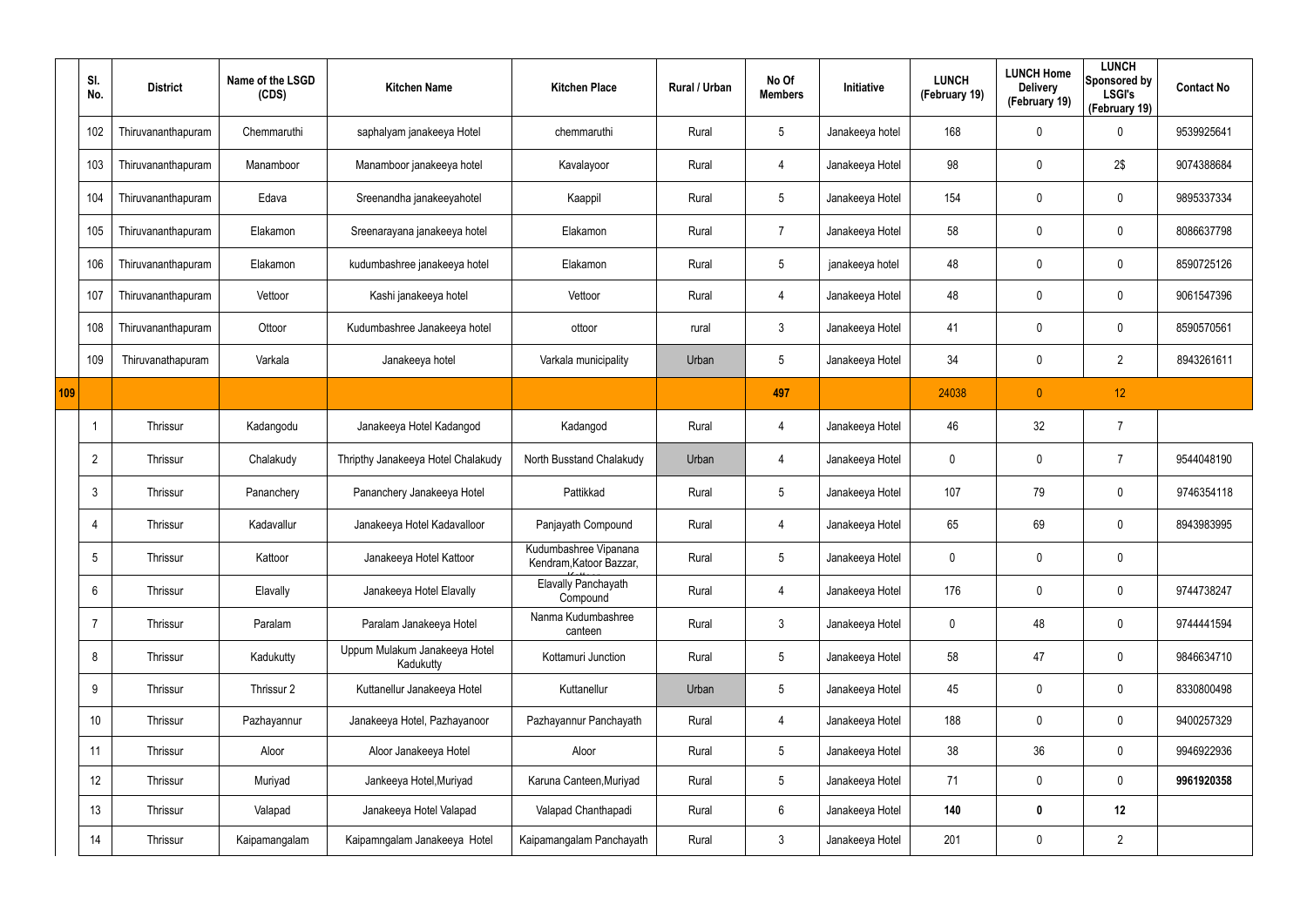| Sl. No. | District | Name of the LSGD (CDS) | Kitchen Name | Kitchen Place | Rural / Urban | No Of Members | Initiative | LUNCH (February 19) | LUNCH Home Delivery (February 19) | LUNCH Sponsored by LSGI's (February 19) | Contact No |
|---|---|---|---|---|---|---|---|---|---|---|---|
| 102 | Thiruvananthapuram | Chemmaruthi | saphalyam janakeeya Hotel | chemmaruthi | Rural | 5 | Janakeeya hotel | 168 | 0 | 0 | 9539925641 |
| 103 | Thiruvananthapuram | Manamboor | Manamboor janakeeya hotel | Kavalayoor | Rural | 4 | Janakeeya Hotel | 98 | 0 | 2$ | 9074388684 |
| 104 | Thiruvananthapuram | Edava | Sreenandha janakeeyahotel | Kaappil | Rural | 5 | Janakeeya Hotel | 154 | 0 | 0 | 9895337334 |
| 105 | Thiruvananthapuram | Elakamon | Sreenarayana janakeeya hotel | Elakamon | Rural | 7 | Janakeeya Hotel | 58 | 0 | 0 | 8086637798 |
| 106 | Thiruvananthapuram | Elakamon | kudumbashree janakeeya hotel | Elakamon | Rural | 5 | janakeeya hotel | 48 | 0 | 0 | 8590725126 |
| 107 | Thiruvananthapuram | Vettoor | Kashi janakeeya hotel | Vettoor | Rural | 4 | Janakeeya Hotel | 48 | 0 | 0 | 9061547396 |
| 108 | Thiruvananthapuram | Ottoor | Kudumbashree Janakeeya hotel | ottoor | rural | 3 | Janakeeya Hotel | 41 | 0 | 0 | 8590570561 |
| 109 | Thiruvanathapuram | Varkala | Janakeeya hotel | Varkala municipality | Urban | 5 | Janakeeya Hotel | 34 | 0 | 2 | 8943261611 |
| 109 | | | | | | 497 | | 24038 | 0 | 12 | |
| 1 | Thrissur | Kadangodu | Janakeeya Hotel Kadangod | Kadangod | Rural | 4 | Janakeeya Hotel | 46 | 32 | 7 | |
| 2 | Thrissur | Chalakudy | Thripthy Janakeeya Hotel Chalakudy | North Busstand Chalakudy | Urban | 4 | Janakeeya Hotel | 0 | 0 | 7 | 9544048190 |
| 3 | Thrissur | Pananchery | Pananchery Janakeeya Hotel | Pattikkad | Rural | 5 | Janakeeya Hotel | 107 | 79 | 0 | 9746354118 |
| 4 | Thrissur | Kadavallur | Janakeeya Hotel Kadavalloor | Panjayath Compound | Rural | 4 | Janakeeya Hotel | 65 | 69 | 0 | 8943983995 |
| 5 | Thrissur | Kattoor | Janakeeya Hotel Kattoor | Kudumbashree Vipanana Kendram,Katoor Bazzar, | Rural | 5 | Janakeeya Hotel | 0 | 0 | 0 | |
| 6 | Thrissur | Elavally | Janakeeya Hotel Elavally | Elavally Panchayath Compound | Rural | 4 | Janakeeya Hotel | 176 | 0 | 0 | 9744738247 |
| 7 | Thrissur | Paralam | Paralam Janakeeya Hotel | Nanma Kudumbashree canteen | Rural | 3 | Janakeeya Hotel | 0 | 48 | 0 | 9744441594 |
| 8 | Thrissur | Kadukutty | Uppum Mulakum Janakeeya Hotel Kadukutty | Kottamuri Junction | Rural | 5 | Janakeeya Hotel | 58 | 47 | 0 | 9846634710 |
| 9 | Thrissur | Thrissur 2 | Kuttanellur Janakeeya Hotel | Kuttanellur | Urban | 5 | Janakeeya Hotel | 45 | 0 | 0 | 8330800498 |
| 10 | Thrissur | Pazhayannur | Janakeeya Hotel, Pazhayanoor | Pazhayannur Panchayath | Rural | 4 | Janakeeya Hotel | 188 | 0 | 0 | 9400257329 |
| 11 | Thrissur | Aloor | Aloor Janakeeya Hotel | Aloor | Rural | 5 | Janakeeya Hotel | 38 | 36 | 0 | 9946922936 |
| 12 | Thrissur | Muriyad | Jankeeya Hotel,Muriyad | Karuna Canteen,Muriyad | Rural | 5 | Janakeeya Hotel | 71 | 0 | 0 | **9961920358** |
| 13 | Thrissur | Valapad | Janakeeya Hotel Valapad | Valapad Chanthapadi | Rural | 6 | Janakeeya Hotel | **140** | **0** | **12** | |
| 14 | Thrissur | Kaipamangalam | Kaipamngalam Janakeeya Hotel | Kaipamangalam Panchayath | Rural | 3 | Janakeeya Hotel | 201 | 0 | 2 | |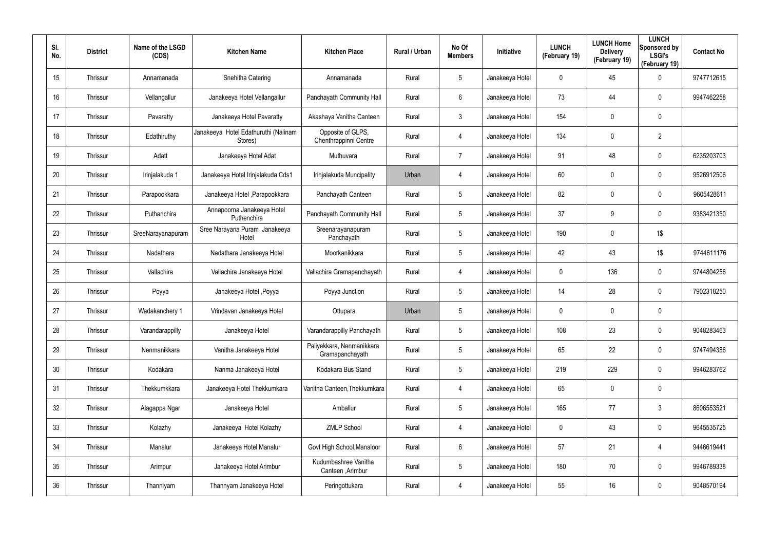| Sl. No. | District | Name of the LSGD (CDS) | Kitchen Name | Kitchen Place | Rural / Urban | No Of Members | Initiative | LUNCH (February 19) | LUNCH Home Delivery (February 19) | LUNCH Sponsored by LSGI's (February 19) | Contact No |
|---|---|---|---|---|---|---|---|---|---|---|---|
| 15 | Thrissur | Annamanada | Snehitha Catering | Annamanada | Rural | 5 | Janakeeya Hotel | 0 | 45 | 0 | 9747712615 |
| 16 | Thrissur | Vellangallur | Janakeeya Hotel Vellangallur | Panchayath Community Hall | Rural | 6 | Janakeeya Hotel | 73 | 44 | 0 | 9947462258 |
| 17 | Thrissur | Pavaratty | Janakeeya Hotel Pavaratty | Akashaya Vanitha Canteen | Rural | 3 | Janakeeya Hotel | 154 | 0 | 0 | |
| 18 | Thrissur | Edathiruthy | Janakeeya Hotel Edathuruthi (Nalinam Stores) | Opposite of GLPS, Chenthrappinni Centre | Rural | 4 | Janakeeya Hotel | 134 | 0 | 2 | |
| 19 | Thrissur | Adatt | Janakeeya Hotel Adat | Muthuvara | Rural | 7 | Janakeeya Hotel | 91 | 48 | 0 | 6235203703 |
| 20 | Thrissur | Irinjalakuda 1 | Janakeeya Hotel Irinjalakuda Cds1 | Irinjalakuda Muncipality | Urban | 4 | Janakeeya Hotel | 60 | 0 | 0 | 9526912506 |
| 21 | Thrissur | Parapookkara | Janakeeya Hotel ,Parapookkara | Panchayath Canteen | Rural | 5 | Janakeeya Hotel | 82 | 0 | 0 | 9605428611 |
| 22 | Thrissur | Puthanchira | Annapoorna Janakeeya Hotel Puthenchira | Panchayath Community Hall | Rural | 5 | Janakeeya Hotel | 37 | 9 | 0 | 9383421350 |
| 23 | Thrissur | SreeNarayanapuram | Sree Narayana Puram Janakeeya Hotel | Sreenarayanapuram Panchayath | Rural | 5 | Janakeeya Hotel | 190 | 0 | 1$ | |
| 24 | Thrissur | Nadathara | Nadathara Janakeeya Hotel | Moorkanikkara | Rural | 5 | Janakeeya Hotel | 42 | 43 | 1$ | 9744611176 |
| 25 | Thrissur | Vallachira | Vallachira Janakeeya Hotel | Vallachira Gramapanchayath | Rural | 4 | Janakeeya Hotel | 0 | 136 | 0 | 9744804256 |
| 26 | Thrissur | Poyya | Janakeeya Hotel ,Poyya | Poyya Junction | Rural | 5 | Janakeeya Hotel | 14 | 28 | 0 | 7902318250 |
| 27 | Thrissur | Wadakanchery 1 | Vrindavan Janakeeya Hotel | Ottupara | Urban | 5 | Janakeeya Hotel | 0 | 0 | 0 | |
| 28 | Thrissur | Varandarappilly | Janakeeya Hotel | Varandarappilly Panchayath | Rural | 5 | Janakeeya Hotel | 108 | 23 | 0 | 9048283463 |
| 29 | Thrissur | Nenmanikkara | Vanitha Janakeeya Hotel | Paliyekkara, Nenmanikkara Gramapanchayath | Rural | 5 | Janakeeya Hotel | 65 | 22 | 0 | 9747494386 |
| 30 | Thrissur | Kodakara | Nanma Janakeeya Hotel | Kodakara Bus Stand | Rural | 5 | Janakeeya Hotel | 219 | 229 | 0 | 9946283762 |
| 31 | Thrissur | Thekkumkkara | Janakeeya Hotel Thekkumkara | Vanitha Canteen,Thekkumkara | Rural | 4 | Janakeeya Hotel | 65 | 0 | 0 | |
| 32 | Thrissur | Alagappa Ngar | Janakeeya Hotel | Amballur | Rural | 5 | Janakeeya Hotel | 165 | 77 | 3 | 8606553521 |
| 33 | Thrissur | Kolazhy | Janakeeya Hotel Kolazhy | ZMLP School | Rural | 4 | Janakeeya Hotel | 0 | 43 | 0 | 9645535725 |
| 34 | Thrissur | Manalur | Janakeeya Hotel Manalur | Govt High School,Manaloor | Rural | 6 | Janakeeya Hotel | 57 | 21 | 4 | 9446619441 |
| 35 | Thrissur | Arimpur | Janakeeya Hotel Arimbur | Kudumbashree Vanitha Canteen ,Arimbur | Rural | 5 | Janakeeya Hotel | 180 | 70 | 0 | 9946789338 |
| 36 | Thrissur | Thanniyam | Thannyam Janakeeya Hotel | Peringottukara | Rural | 4 | Janakeeya Hotel | 55 | 16 | 0 | 9048570194 |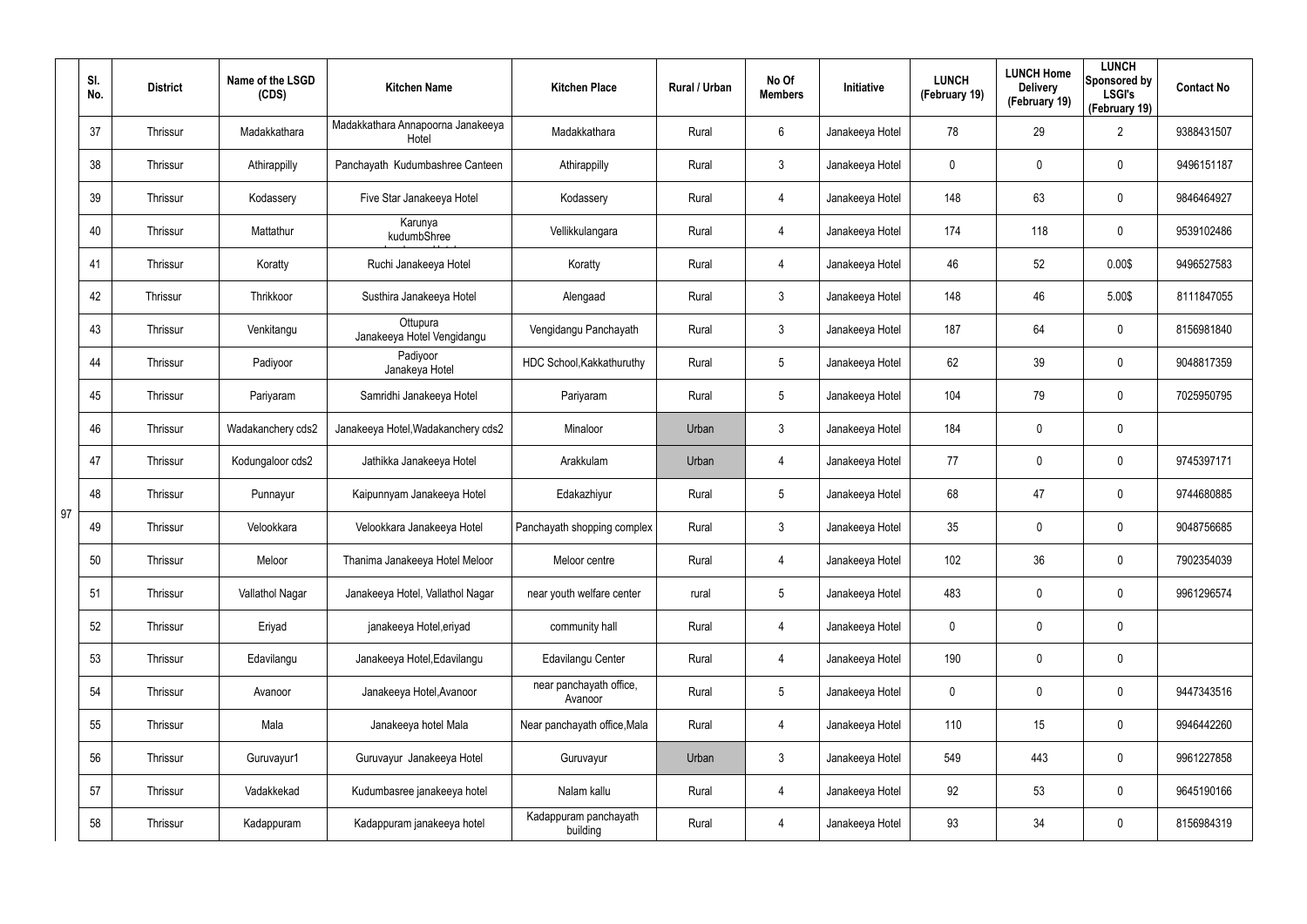|  | Sl. No. | District | Name of the LSGD (CDS) | Kitchen Name | Kitchen Place | Rural / Urban | No Of Members | Initiative | LUNCH (February 19) | LUNCH Home Delivery (February 19) | LUNCH Sponsored by LSGI's (February 19) | Contact No |
|---|---|---|---|---|---|---|---|---|---|---|---|---|
| 97 | 37 | Thrissur | Madakkathara | Madakkathara Annapoorna Janakeeya Hotel | Madakkathara | Rural | 6 | Janakeeya Hotel | 78 | 29 | 2 | 9388431507 |
|  | 38 | Thrissur | Athirappilly | Panchayath Kudumbashree Canteen | Athirappilly | Rural | 3 | Janakeeya Hotel | 0 | 0 | 0 | 9496151187 |
|  | 39 | Thrissur | Kodassery | Five Star Janakeeya Hotel | Kodassery | Rural | 4 | Janakeeya Hotel | 148 | 63 | 0 | 9846464927 |
|  | 40 | Thrissur | Mattathur | Karunya kudumbShree | Vellikkulangara | Rural | 4 | Janakeeya Hotel | 174 | 118 | 0 | 9539102486 |
|  | 41 | Thrissur | Koratty | Ruchi Janakeeya Hotel | Koratty | Rural | 4 | Janakeeya Hotel | 46 | 52 | 0.00$ | 9496527583 |
|  | 42 | Thrissur | Thrikkoor | Susthira Janakeeya Hotel | Alengaad | Rural | 3 | Janakeeya Hotel | 148 | 46 | 5.00$ | 8111847055 |
|  | 43 | Thrissur | Venkitangu | Ottupura Janakeeya Hotel Vengidangu | Vengidangu Panchayath | Rural | 3 | Janakeeya Hotel | 187 | 64 | 0 | 8156981840 |
|  | 44 | Thrissur | Padiyoor | Padiyoor Janakeya Hotel | HDC School,Kakkathuruthy | Rural | 5 | Janakeeya Hotel | 62 | 39 | 0 | 9048817359 |
|  | 45 | Thrissur | Pariyaram | Samridhi Janakeeya Hotel | Pariyaram | Rural | 5 | Janakeeya Hotel | 104 | 79 | 0 | 7025950795 |
|  | 46 | Thrissur | Wadakanchery cds2 | Janakeeya Hotel,Wadakanchery cds2 | Minaloor | Urban | 3 | Janakeeya Hotel | 184 | 0 | 0 |  |
|  | 47 | Thrissur | Kodungaloor cds2 | Jathikka Janakeeya Hotel | Arakkulam | Urban | 4 | Janakeeya Hotel | 77 | 0 | 0 | 9745397171 |
|  | 48 | Thrissur | Punnayur | Kaipunnyam Janakeeya Hotel | Edakazhiyur | Rural | 5 | Janakeeya Hotel | 68 | 47 | 0 | 9744680885 |
|  | 49 | Thrissur | Velookkara | Velookkara Janakeeya Hotel | Panchayath shopping complex | Rural | 3 | Janakeeya Hotel | 35 | 0 | 0 | 9048756685 |
|  | 50 | Thrissur | Meloor | Thanima Janakeeya Hotel Meloor | Meloor centre | Rural | 4 | Janakeeya Hotel | 102 | 36 | 0 | 7902354039 |
|  | 51 | Thrissur | Vallathol Nagar | Janakeeya Hotel, Vallathol Nagar | near youth welfare center | rural | 5 | Janakeeya Hotel | 483 | 0 | 0 | 9961296574 |
|  | 52 | Thrissur | Eriyad | janakeeya Hotel,eriyad | community hall | Rural | 4 | Janakeeya Hotel | 0 | 0 | 0 |  |
|  | 53 | Thrissur | Edavilangu | Janakeeya Hotel,Edavilangu | Edavilangu Center | Rural | 4 | Janakeeya Hotel | 190 | 0 | 0 |  |
|  | 54 | Thrissur | Avanoor | Janakeeya Hotel,Avanoor | near panchayath office, Avanoor | Rural | 5 | Janakeeya Hotel | 0 | 0 | 0 | 9447343516 |
|  | 55 | Thrissur | Mala | Janakeeya hotel Mala | Near panchayath office,Mala | Rural | 4 | Janakeeya Hotel | 110 | 15 | 0 | 9946442260 |
|  | 56 | Thrissur | Guruvayur1 | Guruvayur Janakeeya Hotel | Guruvayur | Urban | 3 | Janakeeya Hotel | 549 | 443 | 0 | 9961227858 |
|  | 57 | Thrissur | Vadakkekad | Kudumbasree janakeeya hotel | Nalam kallu | Rural | 4 | Janakeeya Hotel | 92 | 53 | 0 | 9645190166 |
|  | 58 | Thrissur | Kadappuram | Kadappuram janakeeya hotel | Kadappuram panchayath building | Rural | 4 | Janakeeya Hotel | 93 | 34 | 0 | 8156984319 |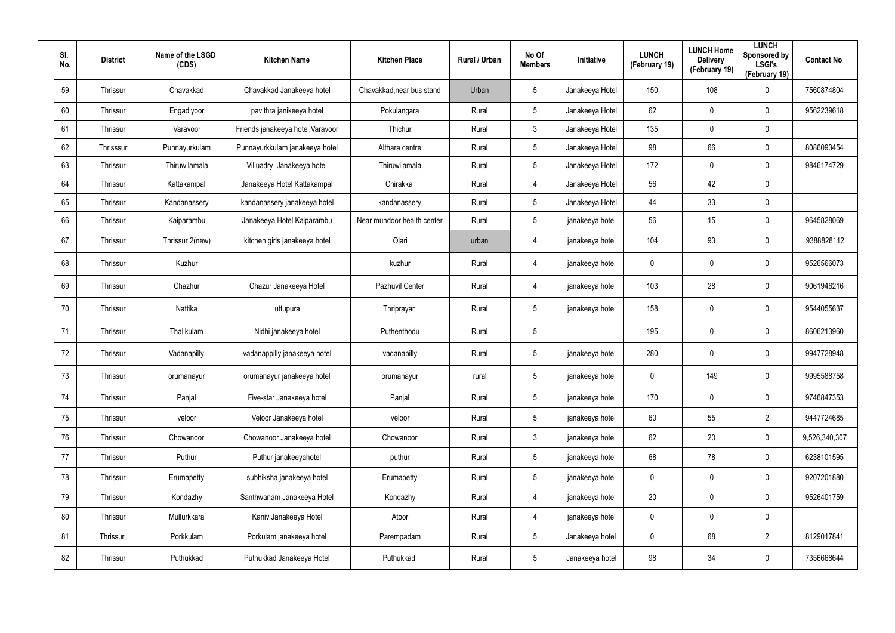| Sl. No. | District | Name of the LSGD (CDS) | Kitchen Name | Kitchen Place | Rural / Urban | No Of Members | Initiative | LUNCH (February 19) | LUNCH Home Delivery (February 19) | LUNCH Sponsored by LSGI's (February 19) | Contact No |
|---|---|---|---|---|---|---|---|---|---|---|---|
| 59 | Thrissur | Chavakkad | Chavakkad Janakeeya hotel | Chavakkad,near bus stand | Urban | 5 | Janakeeya Hotel | 150 | 108 | 0 | 7560874804 |
| 60 | Thrissur | Engadiyoor | pavithra janikeeya hotel | Pokulangara | Rural | 5 | Janakeeya Hotel | 62 | 0 | 0 | 9562239618 |
| 61 | Thrissur | Varavoor | Friends janakeeya hotel,Varavoor | Thichur | Rural | 3 | Janakeeya Hotel | 135 | 0 | 0 | |
| 62 | Thrisssur | Punnayurkulam | Punnayurkkulam janakeeya hotel | Althara centre | Rural | 5 | Janakeeya Hotel | 98 | 66 | 0 | 8086093454 |
| 63 | Thrissur | Thiruwilamala | Villuadry Janakeeya hotel | Thiruwilamala | Rural | 5 | Janakeeya Hotel | 172 | 0 | 0 | 9846174729 |
| 64 | Thrissur | Kattakampal | Janakeeya Hotel Kattakampal | Chirakkal | Rural | 4 | Janakeeya Hotel | 56 | 42 | 0 | |
| 65 | Thrissur | Kandanassery | kandanassery janakeeya hotel | kandanassery | Rural | 5 | Janakeeya Hotel | 44 | 33 | 0 | |
| 66 | Thrissur | Kaiparambu | Janakeeya Hotel Kaiparambu | Near mundoor health center | Rural | 5 | janakeeya hotel | 56 | 15 | 0 | 9645828069 |
| 67 | Thrissur | Thrissur 2(new) | kitchen girls janakeeya hotel | Olari | urban | 4 | janakeeya hotel | 104 | 93 | 0 | 9388828112 |
| 68 | Thrissur | Kuzhur | | kuzhur | Rural | 4 | janakeeya hotel | 0 | 0 | 0 | 9526566073 |
| 69 | Thrissur | Chazhur | Chazur Janakeeya Hotel | Pazhuvil Center | Rural | 4 | janakeeya hotel | 103 | 28 | 0 | 9061946216 |
| 70 | Thrissur | Nattika | uttupura | Thriprayar | Rural | 5 | janakeeya hotel | 158 | 0 | 0 | 9544055637 |
| 71 | Thrissur | Thalikulam | Nidhi janakeeya hotel | Puthenthodu | Rural | 5 | | 195 | 0 | 0 | 8606213960 |
| 72 | Thrissur | Vadanapilly | vadanappilly janakeeya hotel | vadanapilly | Rural | 5 | janakeeya hotel | 280 | 0 | 0 | 9947728948 |
| 73 | Thrissur | orumanayur | orumanayur janakeeya hotel | orumanayur | rural | 5 | janakeeya hotel | 0 | 149 | 0 | 9995588758 |
| 74 | Thrissur | Panjal | Five-star Janakeeya hotel | Panjal | Rural | 5 | janakeeya hotel | 170 | 0 | 0 | 9746847353 |
| 75 | Thrissur | veloor | Veloor Janakeeya hotel | veloor | Rural | 5 | janakeeya hotel | 60 | 55 | 2 | 9447724685 |
| 76 | Thrissur | Chowanoor | Chowanoor Janakeeya hotel | Chowanoor | Rural | 3 | janakeeya hotel | 62 | 20 | 0 | 9,526,340,307 |
| 77 | Thrissur | Puthur | Puthur janakeeyahotel | puthur | Rural | 5 | janakeeya hotel | 68 | 78 | 0 | 6238101595 |
| 78 | Thrissur | Erumapetty | subhiksha janakeeya hotel | Erumapetty | Rural | 5 | janakeeya hotel | 0 | 0 | 0 | 9207201880 |
| 79 | Thrissur | Kondazhy | Santhwanam Janakeeya Hotel | Kondazhy | Rural | 4 | janakeeya hotel | 20 | 0 | 0 | 9526401759 |
| 80 | Thrissur | Mullurkkara | Kaniv Janakeeya Hotel | Atoor | Rural | 4 | janakeeya hotel | 0 | 0 | 0 | |
| 81 | Thrissur | Porkkulam | Porkulam janakeeya hotel | Parempadam | Rural | 5 | Janakeeya hotel | 0 | 68 | 2 | 8129017841 |
| 82 | Thrissur | Puthukkad | Puthukkad Janakeeya Hotel | Puthukkad | Rural | 5 | Janakeeya hotel | 98 | 34 | 0 | 7356668644 |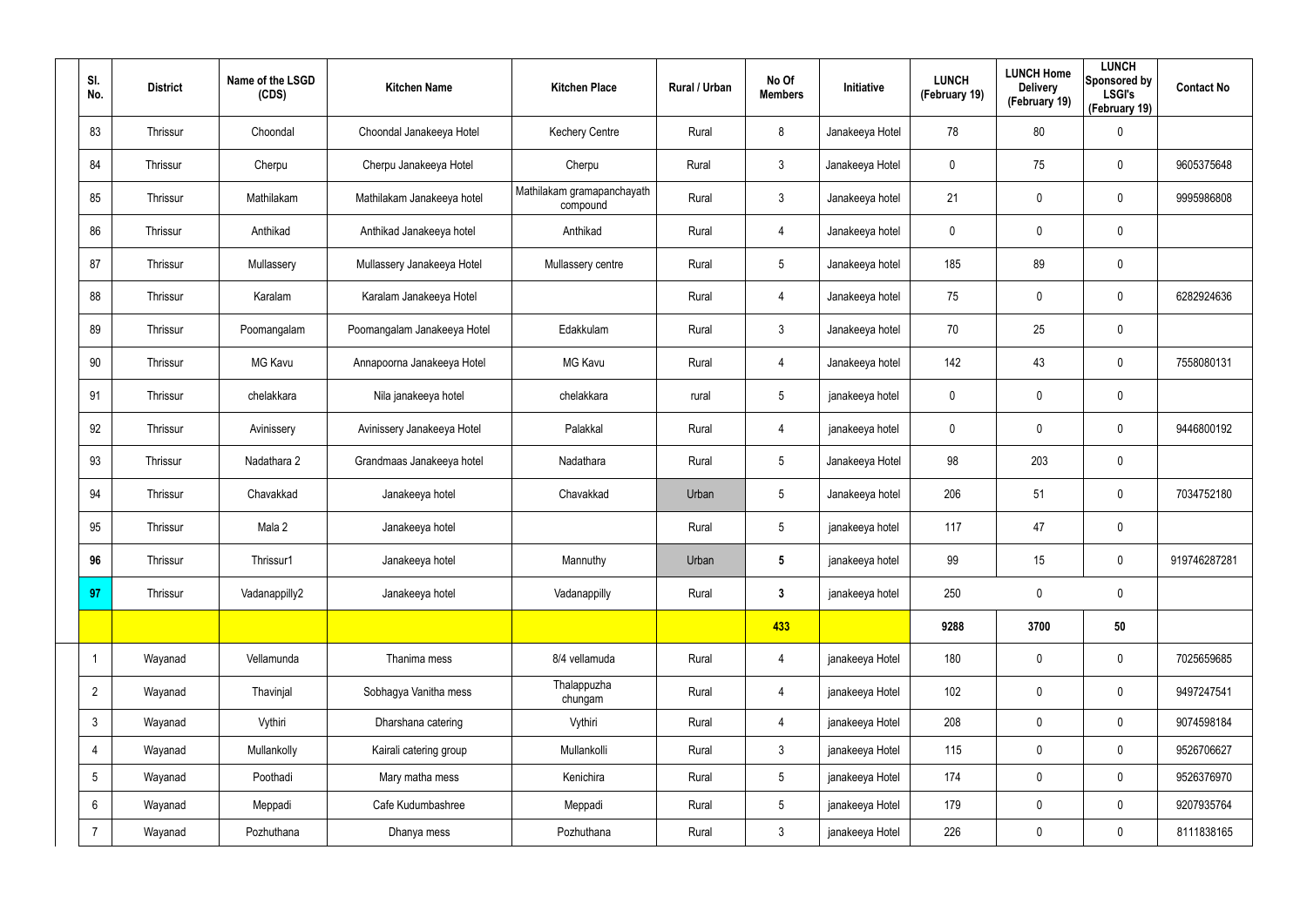| Sl. No. | District | Name of the LSGD (CDS) | Kitchen Name | Kitchen Place | Rural / Urban | No Of Members | Initiative | LUNCH (February 19) | LUNCH Home Delivery (February 19) | LUNCH Sponsored by LSGI's (February 19) | Contact No |
|---|---|---|---|---|---|---|---|---|---|---|---|
| 83 | Thrissur | Choondal | Choondal Janakeeya Hotel | Kechery Centre | Rural | 8 | Janakeeya Hotel | 78 | 80 | 0 | |
| 84 | Thrissur | Cherpu | Cherpu Janakeeya Hotel | Cherpu | Rural | 3 | Janakeeya Hotel | 0 | 75 | 0 | 9605375648 |
| 85 | Thrissur | Mathilakam | Mathilakam Janakeeya hotel | Mathilakam gramapanchayath compound | Rural | 3 | Janakeeya hotel | 21 | 0 | 0 | 9995986808 |
| 86 | Thrissur | Anthikad | Anthikad Janakeeya hotel | Anthikad | Rural | 4 | Janakeeya hotel | 0 | 0 | 0 | |
| 87 | Thrissur | Mullassery | Mullassery Janakeeya Hotel | Mullassery centre | Rural | 5 | Janakeeya hotel | 185 | 89 | 0 | |
| 88 | Thrissur | Karalam | Karalam Janakeeya Hotel | | Rural | 4 | Janakeeya hotel | 75 | 0 | 0 | 6282924636 |
| 89 | Thrissur | Poomangalam | Poomangalam Janakeeya Hotel | Edakkulam | Rural | 3 | Janakeeya hotel | 70 | 25 | 0 | |
| 90 | Thrissur | MG Kavu | Annapoorna Janakeeya Hotel | MG Kavu | Rural | 4 | Janakeeya hotel | 142 | 43 | 0 | 7558080131 |
| 91 | Thrissur | chelakkara | Nila janakeeya hotel | chelakkara | rural | 5 | janakeeya hotel | 0 | 0 | 0 | |
| 92 | Thrissur | Avinissery | Avinissery Janakeeya Hotel | Palakkal | Rural | 4 | janakeeya hotel | 0 | 0 | 0 | 9446800192 |
| 93 | Thrissur | Nadathara 2 | Grandmaas Janakeeya hotel | Nadathara | Rural | 5 | Janakeeya Hotel | 98 | 203 | 0 | |
| 94 | Thrissur | Chavakkad | Janakeeya hotel | Chavakkad | Urban | 5 | Janakeeya hotel | 206 | 51 | 0 | 7034752180 |
| 95 | Thrissur | Mala 2 | Janakeeya hotel | | Rural | 5 | janakeeya hotel | 117 | 47 | 0 | |
| **96** | Thrissur | Thrissur1 | Janakeeya hotel | Mannuthy | Urban | **5** | janakeeya hotel | 99 | 15 | 0 | 919746287281 |
| **97** | Thrissur | Vadanappilly2 | Janakeeya hotel | Vadanappilly | Rural | **3** | janakeeya hotel | 250 | 0 | 0 | |
| | | | | | | **433** | | **9288** | **3700** | **50** | |
| 1 | Wayanad | Vellamunda | Thanima mess | 8/4 vellamuda | Rural | 4 | janakeeya Hotel | 180 | 0 | 0 | 7025659685 |
| 2 | Wayanad | Thavinjal | Sobhagya Vanitha mess | Thalappuzha chungam | Rural | 4 | janakeeya Hotel | 102 | 0 | 0 | 9497247541 |
| 3 | Wayanad | Vythiri | Dharshana catering | Vythiri | Rural | 4 | janakeeya Hotel | 208 | 0 | 0 | 9074598184 |
| 4 | Wayanad | Mullankolly | Kairali catering group | Mullankolli | Rural | 3 | janakeeya Hotel | 115 | 0 | 0 | 9526706627 |
| 5 | Wayanad | Poothadi | Mary matha mess | Kenichira | Rural | 5 | janakeeya Hotel | 174 | 0 | 0 | 9526376970 |
| 6 | Wayanad | Meppadi | Cafe Kudumbashree | Meppadi | Rural | 5 | janakeeya Hotel | 179 | 0 | 0 | 9207935764 |
| 7 | Wayanad | Pozhuthana | Dhanya mess | Pozhuthana | Rural | 3 | janakeeya Hotel | 226 | 0 | 0 | 8111838165 |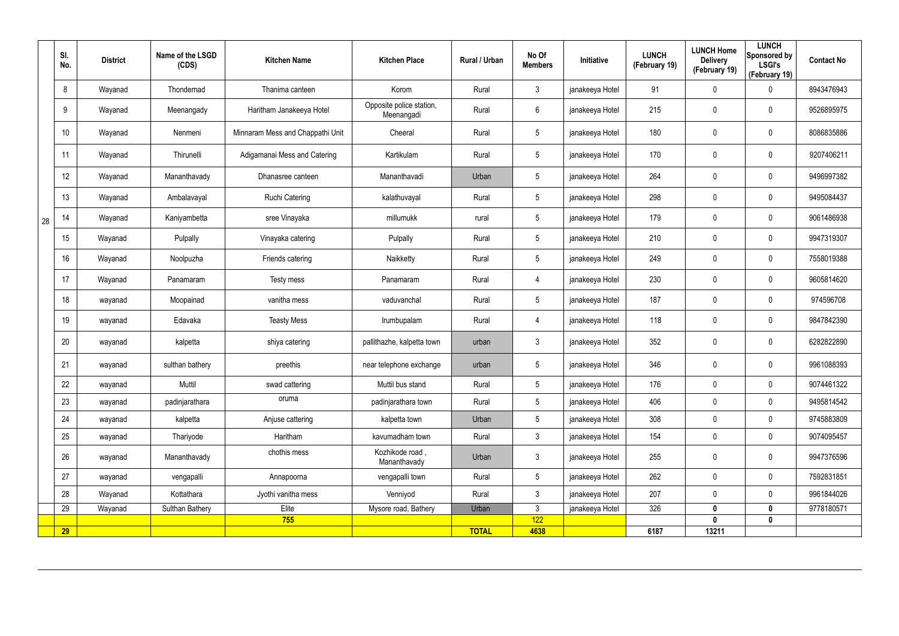|  | Sl. No. | District | Name of the LSGD (CDS) | Kitchen Name | Kitchen Place | Rural / Urban | No Of Members | Initiative | LUNCH (February 19) | LUNCH Home Delivery (February 19) | LUNCH Sponsored by LSGI's (February 19) | Contact No |
|---|---|---|---|---|---|---|---|---|---|---|---|---|
| 28 | 8 | Wayanad | Thondernad | Thanima canteen | Korom | Rural | 3 | janakeeya Hotel | 91 | 0 | 0 | 8943476943 |
|  | 9 | Wayanad | Meenangady | Haritham Janakeeya Hotel | Opposite police station, Meenangadi | Rural | 6 | janakeeya Hotel | 215 | 0 | 0 | 9526895975 |
|  | 10 | Wayanad | Nenmeni | Minnaram Mess and Chappathi Unit | Cheeral | Rural | 5 | janakeeya Hotel | 180 | 0 | 0 | 8086835886 |
|  | 11 | Wayanad | Thirunelli | Adigamanai Mess and Catering | Kartikulam | Rural | 5 | janakeeya Hotel | 170 | 0 | 0 | 9207406211 |
|  | 12 | Wayanad | Mananthavady | Dhanasree canteen | Mananthavadi | Urban | 5 | janakeeya Hotel | 264 | 0 | 0 | 9496997382 |
|  | 13 | Wayanad | Ambalavayal | Ruchi Catering | kalathuvayal | Rural | 5 | janakeeya Hotel | 298 | 0 | 0 | 9495084437 |
|  | 14 | Wayanad | Kaniyambetta | sree Vinayaka | millumukk | rural | 5 | janakeeya Hotel | 179 | 0 | 0 | 9061486938 |
|  | 15 | Wayanad | Pulpally | Vinayaka catering | Pulpally | Rural | 5 | janakeeya Hotel | 210 | 0 | 0 | 9947319307 |
|  | 16 | Wayanad | Noolpuzha | Friends catering | Naikketty | Rural | 5 | janakeeya Hotel | 249 | 0 | 0 | 7558019388 |
|  | 17 | Wayanad | Panamaram | Testy mess | Panamaram | Rural | 4 | janakeeya Hotel | 230 | 0 | 0 | 9605814620 |
|  | 18 | wayanad | Moopainad | vanitha mess | vaduvanchal | Rural | 5 | janakeeya Hotel | 187 | 0 | 0 | 974596708 |
|  | 19 | wayanad | Edavaka | Teasty Mess | Irumbupalam | Rural | 4 | janakeeya Hotel | 118 | 0 | 0 | 9847842390 |
|  | 20 | wayanad | kalpetta | shiya catering | pallithazhe, kalpetta town | urban | 3 | janakeeya Hotel | 352 | 0 | 0 | 6282822890 |
|  | 21 | wayanad | sulthan bathery | preethis | near telephone exchange | urban | 5 | janakeeya Hotel | 346 | 0 | 0 | 9961088393 |
|  | 22 | wayanad | Muttil | swad cattering | Muttil bus stand | Rural | 5 | janakeeya Hotel | 176 | 0 | 0 | 9074461322 |
|  | 23 | wayanad | padinjarathara | oruma | padinjarathara town | Rural | 5 | janakeeya Hotel | 406 | 0 | 0 | 9495814542 |
|  | 24 | wayanad | kalpetta | Anjuse cattering | kalpetta town | Urban | 5 | janakeeya Hotel | 308 | 0 | 0 | 9745883809 |
|  | 25 | wayanad | Thariyode | Haritham | kavumadham town | Rural | 3 | janakeeya Hotel | 154 | 0 | 0 | 9074095457 |
|  | 26 | wayanad | Mananthavady | chothis mess | Kozhikode road , Mananthavady | Urban | 3 | janakeeya Hotel | 255 | 0 | 0 | 9947376596 |
|  | 27 | wayanad | vengapalli | Annapoorna | vengapalli town | Rural | 5 | janakeeya Hotel | 262 | 0 | 0 | 7592831851 |
|  | 28 | Wayanad | Kottathara | Jyothi vanitha mess | Venniyod | Rural | 3 | janakeeya Hotel | 207 | 0 | 0 | 9961844026 |
|  | 29 | Wayanad | Sulthan Bathery | Elite | Mysore road, Bathery | Urban | 3 | janakeeya Hotel | 326 | **0** | **0** | 9778180571 |
|  |  |  |  | **755** |  |  | 122 |  |  | **0** | **0** |  |
|  | **29** |  |  |  |  | **TOTAL** | **4638** |  | **6187** | **13211** |  |  |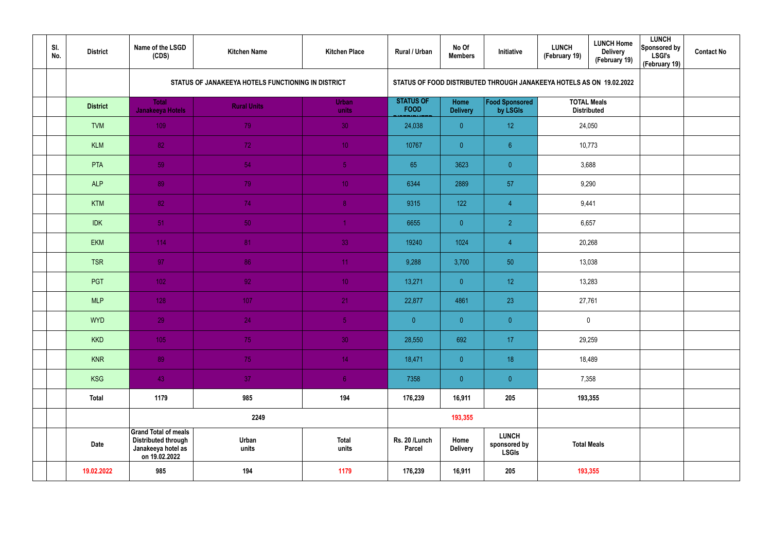| | Sl. No. | District | Name of the LSGD (CDS) | Kitchen Name | Kitchen Place | Rural / Urban | No Of Members | Initiative | LUNCH (February 19) | LUNCH Home Delivery (February 19) | LUNCH Sponsored by LSGI's (February 19) | Contact No |
|---|---|---|---|---|---|---|---|---|---|---|---|---|
| | | | STATUS OF JANAKEEYA HOTELS FUNCTIONING IN DISTRICT | | | STATUS OF FOOD DISTRIBUTED THROUGH JANAKEEYA HOTELS AS ON 19.02.2022 | | | | | | |
| | | District | Total Janakeeya Hotels | Rural Units | Urban units | STATUS OF FOOD DISTRIBUTED | Home Delivery | Food Sponsored by LSGIs | TOTAL Meals Distributed | | | |
| | | TVM | 109 | 79 | 30 | 24,038 | 0 | 12 | 24,050 | | | |
| | | KLM | 82 | 72 | 10 | 10767 | 0 | 6 | 10,773 | | | |
| | | PTA | 59 | 54 | 5 | 65 | 3623 | 0 | 3,688 | | | |
| | | ALP | 89 | 79 | 10 | 6344 | 2889 | 57 | 9,290 | | | |
| | | KTM | 82 | 74 | 8 | 9315 | 122 | 4 | 9,441 | | | |
| | | IDK | 51 | 50 | 1 | 6655 | 0 | 2 | 6,657 | | | |
| | | EKM | 114 | 81 | 33 | 19240 | 1024 | 4 | 20,268 | | | |
| | | TSR | 97 | 86 | 11 | 9,288 | 3,700 | 50 | 13,038 | | | |
| | | PGT | 102 | 92 | 10 | 13,271 | 0 | 12 | 13,283 | | | |
| | | MLP | 128 | 107 | 21 | 22,877 | 4861 | 23 | 27,761 | | | |
| | | WYD | 29 | 24 | 5 | 0 | 0 | 0 | 0 | | | |
| | | KKD | 105 | 75 | 30 | 28,550 | 692 | 17 | 29,259 | | | |
| | | KNR | 89 | 75 | 14 | 18,471 | 0 | 18 | 18,489 | | | |
| | | KSG | 43 | 37 | 6 | 7358 | 0 | 0 | 7,358 | | | |
| | | Total | 1179 | 985 | 194 | 176,239 | 16,911 | 205 | 193,355 | | | |
| | | | 2249 | | | 193,355 | | | | | | |
| | | Date | Grand Total of meals Distributed through Janakeeya hotel as on 19.02.2022 | Urban units | Total units | Rs. 20 /Lunch Parcel | Home Delivery | LUNCH sponsored by LSGIs | Total Meals | | | |
| | | 19.02.2022 | 985 | 194 | 1179 | 176,239 | 16,911 | 205 | 193,355 | | | |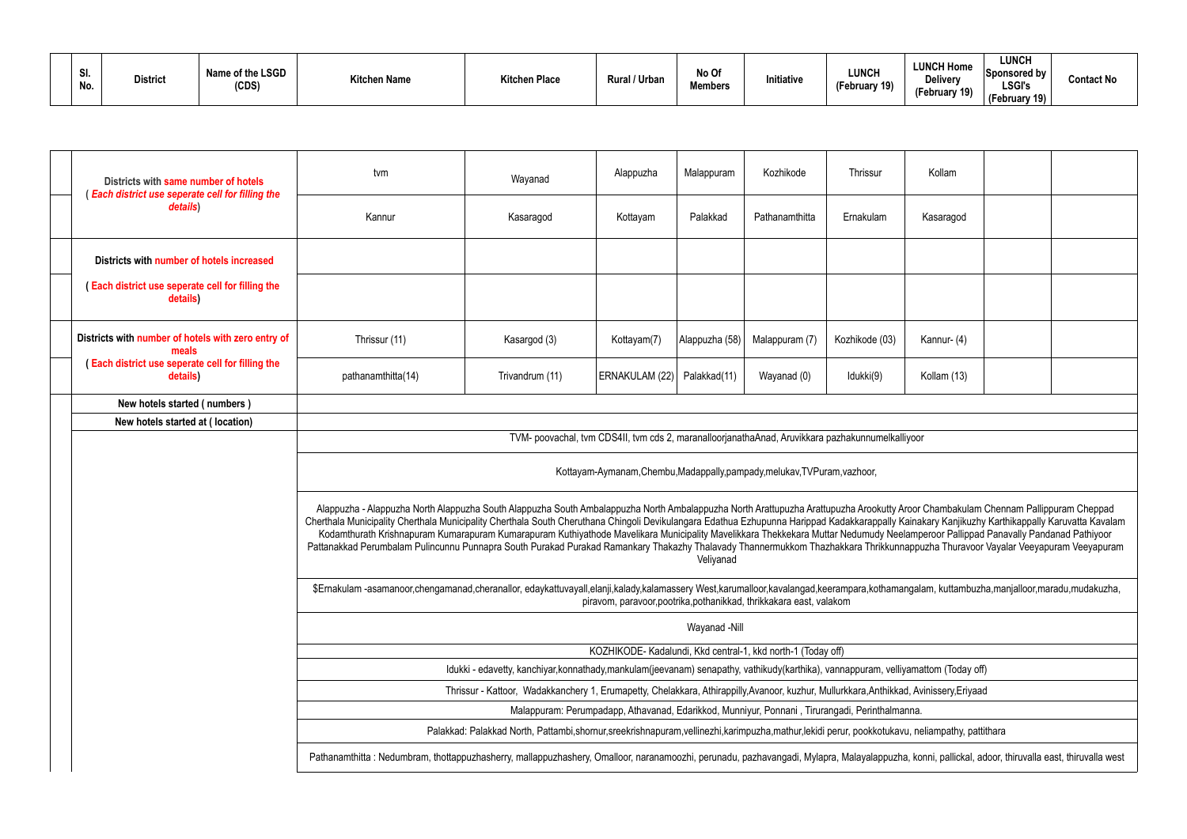| Sl. No. | District | Name of the LSGD (CDS) | Kitchen Name | Kitchen Place | Rural / Urban | No Of Members | Initiative | LUNCH (February 19) | LUNCH Home Delivery (February 19) | LUNCH Sponsored by LSGI's (February 19) | Contact No |
|---|---|---|---|---|---|---|---|---|---|---|---|

| | | | | | | | | | |
|---|---|---|---|---|---|---|---|---|---|
| Districts with same number of hotels ( *Each district use seperate cell for filling the details*) | tvm | Wayanad | Alappuzha | Malappuram | Kozhikode | Thrissur | Kollam | | |
| | Kannur | Kasaragod | Kottayam | Palakkad | Pathanamthitta | Ernakulam | Kasaragod | | |
| Districts with number of hotels increased | | | | | | | | | |
| ( Each district use seperate cell for filling the details) | | | | | | | | | |
| Districts with number of hotels with zero entry of meals ( Each district use seperate cell for filling the details) | Thrissur (11) | Kasargod (3) | Kottayam(7) | Alappuzha (58) | Malappuram (7) | Kozhikode (03) | Kannur- (4) | | |
| | pathanamthitta(14) | Trivandrum (11) | ERNAKULAM (22) | Palakkad(11) | Wayanad (0) | Idukki(9) | Kollam (13) | | |
| New hotels started ( numbers ) | | | | | | | | | |
| New hotels started at ( location) | | | | | | | | | |

TVM- poovachal, tvm CDS4II, tvm cds 2, maranalloorjanathaAnad, Aruvikkara pazhakunnumelkalliyoor

Kottayam-Aymanam,Chembu,Madappally,pampady,melukav,TVPuram,vazhoor,

Alappuzha - Alappuzha North Alappuzha South Alappuzha South Ambalappuzha North Ambalappuzha North Arattupuzha Arattupuzha Arookutty Aroor Chambakulam Chennam Pallippuram Cheppad Cherthala Municipality Cherthala Municipality Cherthala South Cheruthana Chingoli Devikulangara Edathua Ezhupunna Harippad Kadakkarappally Kainakary Kanjikuzhy Karthikappally Karuvatta Kavalam Kodamthurath Krishnapuram Kumarapuram Kumarapuram Kuthiyathode Mavelikara Municipality Mavelikkara Thekkekara Muttar Nedumudy Neelamperoor Pallippad Panavally Pandanad Pathiyoor Pattanakkad Perumbalam Pulincunnu Punnapra South Purakad Purakad Ramankary Thakazhy Thalavady Thannermukkom Thazhakkara Thrikkunnappuzha Thuravoor Vayalar Veeyapuram Veeyapuram Veliyanad

$Ernakulam -asamanoor,chengamanad,cheranallor, edaykattuvayall,elanji,kalady,kalamassery West,karumalloor,kavalangad,keerampara,kothamangalam, kuttambuzha,manjalloor,maradu,mudakuzha, piravom, paravoor,pootrika,pothanikkad, thrikkakara east, valakom

Wayanad -Nill

KOZHIKODE- Kadalundi, Kkd central-1, kkd north-1 (Today off)

Idukki - edavetty, kanchiyar,konnathady,mankulam(jeevanam) senapathy, vathikudy(karthika), vannappuram, velliyamattom (Today off)

Thrissur - Kattoor, Wadakkanchery 1, Erumapetty, Chelakkara, Athirappilly,Avanoor, kuzhur, Mullurkkara,Anthikkad, Avinissery,Eriyaad

Malappuram: Perumpadapp, Athavanad, Edarikkod, Munniyur, Ponnani , Tirurangadi, Perinthalmanna.

Palakkad: Palakkad North, Pattambi,shornur,sreekrishnapuram,vellinezhi,karimpuzha,mathur,lekidi perur, pookkotukavu, neliampathy, pattithara

Pathanamthitta : Nedumbram, thottappuzhasherry, mallappuzhashery, Omalloor, naranamoozhi, perunadu, pazhavangadi, Mylapra, Malayalappuzha, konni, pallickal, adoor, thiruvalla east, thiruvalla west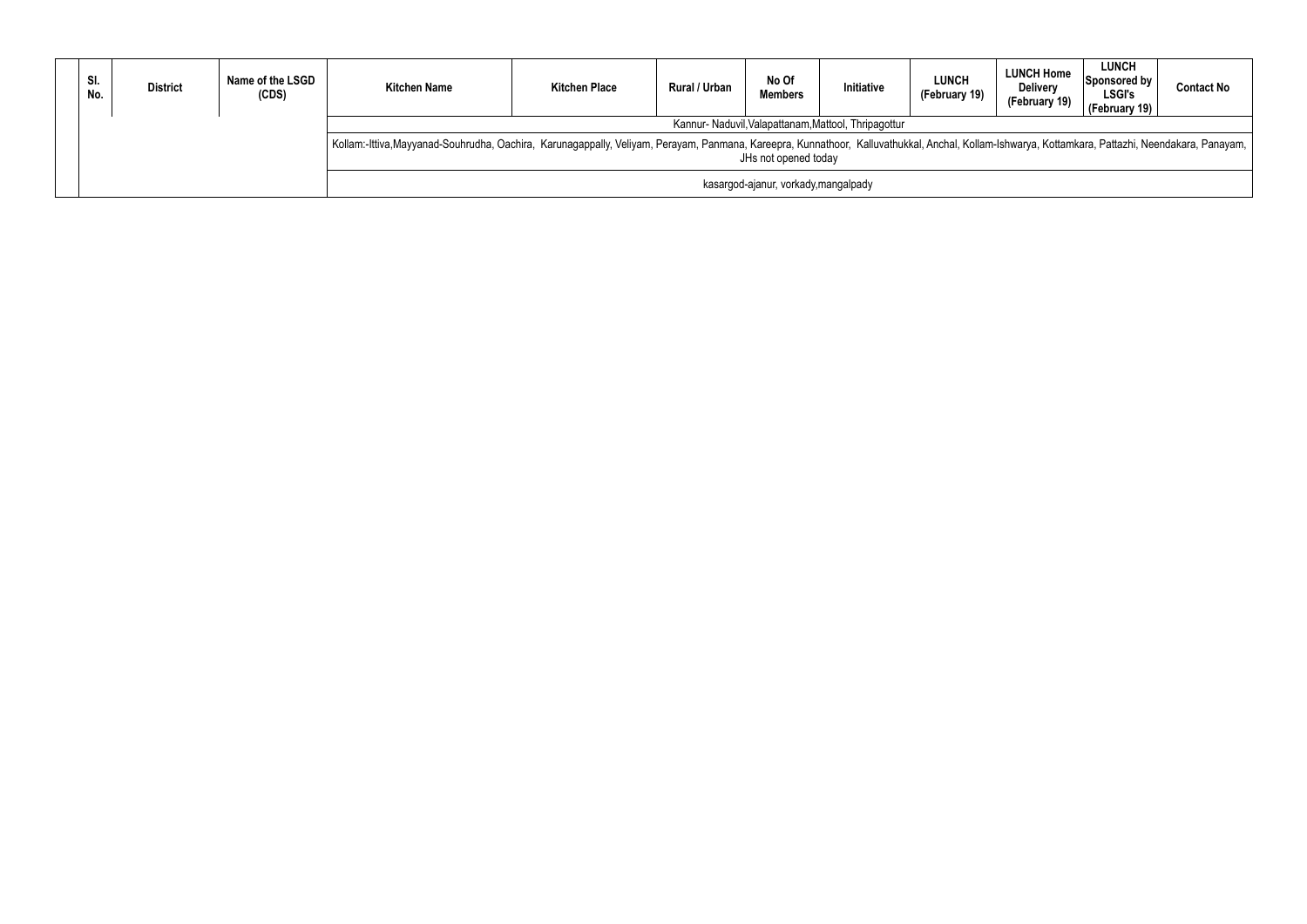| Sl. No. | District | Name of the LSGD (CDS) | Kitchen Name | Kitchen Place | Rural / Urban | No Of Members | Initiative | LUNCH (February 19) | LUNCH Home Delivery (February 19) | LUNCH Sponsored by LSGI's (February 19) | Contact No |
|---|---|---|---|---|---|---|---|---|---|---|---|
| | | | Kannur- Naduvil,Valapattanam,Mattool, Thripagottur | | | | | | | | |
| | | | Kollam:-Ittiva,Mayyanad-Souhrudha, Oachira, Karunagappally, Veliyam, Perayam, Panmana, Kareepra, Kunnathoor, Kalluvathukkal, Anchal, Kollam-Ishwarya, Kottamkara, Pattazhi, Neendakara, Panayam, JHs not opened today | | | | | | | | |
| | | | kasargod-ajanur, vorkady,mangalpady | | | | | | | | |